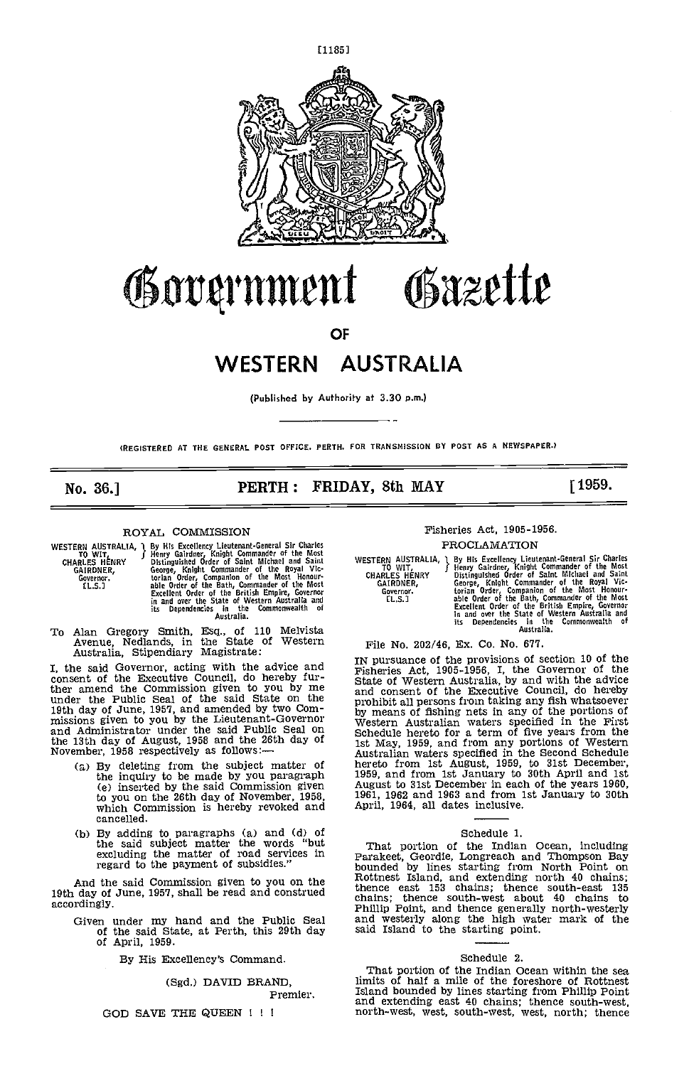# Government Gazette

OF

# WESTERN AUSTRALIA

(Published by Authority at 3.30 p.m.)

(REGISTERED AT THE GENERAL POST OFFICE, PERTH, FOR TRANSMISSION BY POST AS A NEWSPAPER.)

**No. 36.] PERTH: FRIDAY, 8th MAY [1959.**

## ROYAL COMMISSION

WESTERN AUSTRALIA, TO WIT, CHARLES HENRY GAIRDNER, Governor. [L.S.] } By His Excellency Lieutenant-General Sir Charles Henry Gairdner, Knight Commander of the Most Distinguished Order of Saint Michael and Saint George, Knight Commander of the Royal Victorian Order, Companion of the Most Honourable Order of the Bath, Commander of the Most Excellent Order of the British Empire, Governor in and over the State of Western Australia and its Dependencies in the Commonwealth of Australia.

To Alan Gregory Smith, Esq., of 110 Melvista Avenue, Nedlands, in the State of Western Australia, Stipendiary Magistrate:

I, the said Governor, acting with the advice and consent of the Executive Council, do hereby further amend the Commission given to you by me under the Public Seal of the said State on the 19th day of June, 1957, and amended by two Commissions given to you by the Lieutenant-Governor and Administrator under the said Public Seal on the 13th day of August, 1958 and the 26th day of November, 1958 respectively as follows:—

(a) By deleting from the subject matter of the inquiry to be made by you paragraph (e) inserted by the said Commission given to you on the 26th day of November, 1958, which Commission is hereby revoked and cancelled.

(b) By adding to paragraphs (a) and (d) of the said subject matter the words "but excluding the matter of road services in regard to the payment of subsidies."

And the said Commission given to you on the 19th day of June, 1957, shall be read and construed accordingly.

Given under my hand and the Public Seal of the said State, at Perth, this 29th day of April, 1959.

By His Excellency's Command.

(Sgd.) DAVID BRAND,
Premier.

GOD SAVE THE QUEEN ! ! !

## Fisheries Act, 1905-1956.

### PROCLAMATION

WESTERN AUSTRALIA, TO WIT, CHARLES HENRY GAIRDNER, Governor. [L.S.] } By His Excellency Lieutenant-General Sir Charles Henry Gairdner, Knight Commander of the Most Distinguished Order of Saint Michael and Saint George, Knight Commander of the Royal Victorian Order, Companion of the Most Honourable Order of the Bath, Commander of the Most Excellent Order of the British Empire, Governor in and over the State of Western Australia and its Dependencies in the Commonwealth of Australia.

File No. 202/46, Ex. Co. No. 677.

IN pursuance of the provisions of section 10 of the Fisheries Act, 1905-1956, I, the Governor of the State of Western Australia, by and with the advice and consent of the Executive Council, do hereby prohibit all persons from taking any fish whatsoever by means of fishing nets in any of the portions of Western Australian waters specified in the First Schedule hereto for a term of five years from the 1st May, 1959, and from any portions of Western Australian waters specified in the Second Schedule hereto from 1st August, 1959, to 31st December, 1959, and from 1st January to 30th April and 1st August to 31st December in each of the years 1960, 1961, 1962 and 1963 and from 1st January to 30th April, 1964, all dates inclusive.

Schedule 1.

That portion of the Indian Ocean, including Parakeet, Geordie, Longreach and Thompson Bay bounded by lines starting from North Point on Rottnest Island, and extending north 40 chains; thence east 153 chains; thence south-east 135 chains; thence south-west about 40 chains to Phillip Point, and thence generally north-westerly and westerly along the high water mark of the said Island to the starting point.

Schedule 2.

That portion of the Indian Ocean within the sea limits of half a mile of the foreshore of Rottnest Island bounded by lines starting from Phillip Point and extending east 40 chains; thence south-west, north-west, west, south-west, west, north; thence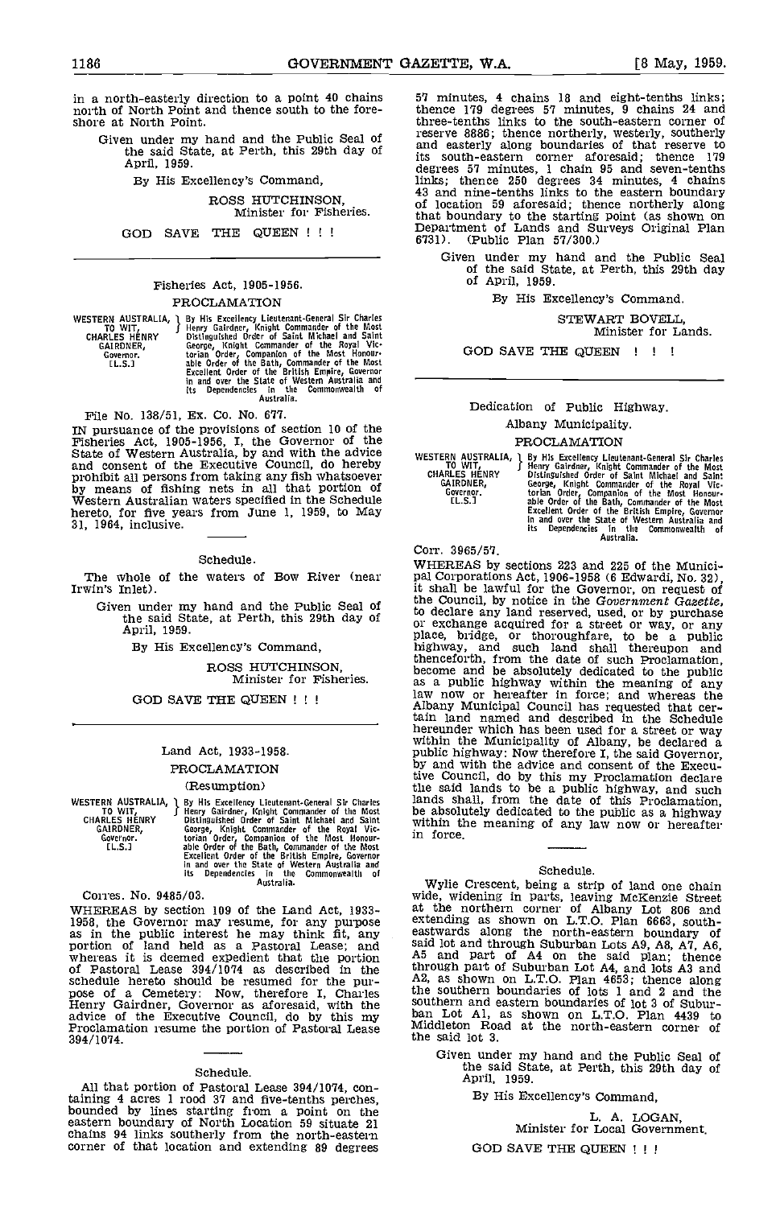in a north-easterly direction to a point 40 chains north of North Point and thence south to the foreshore at North Point.

Given under my hand and the Public Seal of the said State, at Perth, this 29th day of April, 1959.

By His Excellency's Command,

ROSS HUTCHINSON,
Minister for Fisheries.

GOD SAVE THE QUEEN ! ! !

---

## Fisheries Act, 1905-1956.

### PROCLAMATION

WESTERN AUSTRALIA, TO WIT, CHARLES HENRY GAIRDNER, Governor. [L.S.] } By His Excellency Lieutenant-General Sir Charles Henry Gairdner, Knight Commander of the Most Distinguished Order of Saint Michael and Saint George, Knight Commander of the Royal Victorian Order, Companion of the Most Honourable Order of the Bath, Commander of the Most Excellent Order of the British Empire, Governor in and over the State of Western Australia and its Dependencies in the Commonwealth of Australia.

File No. 138/51, Ex. Co. No. 677.

IN pursuance of the provisions of section 10 of the Fisheries Act, 1905-1956, I, the Governor of the State of Western Australia, by and with the advice and consent of the Executive Council, do hereby prohibit all persons from taking any fish whatsoever by means of fishing nets in all that portion of Western Australian waters specified in the Schedule hereto, for five years from June 1, 1959, to May 31, 1964, inclusive.

#### Schedule.

The whole of the waters of Bow River (near Irwin's Inlet).

Given under my hand and the Public Seal of the said State, at Perth, this 29th day of April, 1959.

By His Excellency's Command,

ROSS HUTCHINSON,
Minister for Fisheries.

GOD SAVE THE QUEEN ! ! !

---

## Land Act, 1933-1958.

### PROCLAMATION

### (Resumption)

WESTERN AUSTRALIA, TO WIT, CHARLES HENRY GAIRDNER, Governor. [L.S.] } By His Excellency Lieutenant-General Sir Charles Henry Gairdner, Knight Commander of the Most Distinguished Order of Saint Michael and Saint George, Knight Commander of the Royal Victorian Order, Companion of the Most Honourable Order of the Bath, Commander of the Most Excellent Order of the British Empire, Governor in and over the State of Western Australia and its Dependencies in the Commonwealth of Australia.

Corres. No. 9485/03.

WHEREAS by section 109 of the Land Act, 1933-1958, the Governor may resume, for any purpose as in the public interest he may think fit, any portion of land held as a Pastoral Lease; and whereas it is deemed expedient that the portion of Pastoral Lease 394/1074 as described in the schedule hereto should be resumed for the purpose of a Cemetery: Now, therefore I, Charles Henry Gairdner, Governor as aforesaid, with the advice of the Executive Council, do by this my Proclamation resume the portion of Pastoral Lease 394/1074.

#### Schedule.

All that portion of Pastoral Lease 394/1074, containing 4 acres 1 rood 37 and five-tenths perches, bounded by lines starting from a point on the eastern boundary of North Location 59 situate 21 chains 94 links southerly from the north-eastern corner of that location and extending 89 degrees 57 minutes, 4 chains 18 and eight-tenths links; thence 179 degrees 57 minutes, 9 chains 24 and three-tenths links to the south-eastern corner of reserve 8886; thence northerly, westerly, southerly and easterly along boundaries of that reserve to its south-eastern corner aforesaid; thence 179 degrees 57 minutes, 1 chain 95 and seven-tenths links; thence 250 degrees 34 minutes, 4 chains 43 and nine-tenths links to the eastern boundary of location 59 aforesaid; thence northerly along that boundary to the starting point (as shown on Department of Lands and Surveys Original Plan 6731). (Public Plan 57/300.)

Given under my hand and the Public Seal of the said State, at Perth, this 29th day of April, 1959.

By His Excellency's Command,

STEWART BOVELL,
Minister for Lands.

GOD SAVE THE QUEEN ! ! !

---

## Dedication of Public Highway.

### Albany Municipality.

### PROCLAMATION

WESTERN AUSTRALIA, TO WIT, CHARLES HENRY GAIRDNER, Governor. [L.S.] } By His Excellency Lieutenant-General Sir Charles Henry Gairdner, Knight Commander of the Most Distinguished Order of Saint Michael and Saint George, Knight Commander of the Royal Victorian Order, Companion of the Most Honourable Order of the Bath, Commander of the Most Excellent Order of the British Empire, Governor in and over the State of Western Australia and its Dependencies in the Commonwealth of Australia.

Corr. 3965/57.

WHEREAS by sections 223 and 225 of the Municipal Corporations Act, 1906-1958 (6 Edwardi, No. 32), it shall be lawful for the Governor, on request of the Council, by notice in the *Government Gazette*, to declare any land reserved, used, or by purchase or exchange acquired for a street or way, or any place, bridge, or thoroughfare, to be a public highway, and such land shall thereupon and thenceforth, from the date of such Proclamation, become and be absolutely dedicated to the public as a public highway within the meaning of any law now or hereafter in force; and whereas the Albany Municipal Council has requested that certain land named and described in the Schedule hereunder which has been used for a street or way within the Municipality of Albany, be declared a public highway: Now therefore I, the said Governor, by and with the advice and consent of the Executive Council, do by this my Proclamation declare the said lands to be a public highway, and such lands shall, from the date of this Proclamation, be absolutely dedicated to the public as a highway within the meaning of any law now or hereafter in force.

#### Schedule.

Wylie Crescent, being a strip of land one chain wide, widening in parts, leaving McKenzie Street at the northern corner of Albany Lot 806 and extending as shown on L.T.O. Plan 6663, south-eastwards along the north-eastern boundary of said lot and through Suburban Lots A9, A8, A7, A6, A5 and part of A4 on the said plan; thence through part of Suburban Lot A4, and lots A3 and A2, as shown on L.T.O. Plan 4653; thence along the southern boundaries of lots 1 and 2 and the southern and eastern boundaries of lot 3 of Suburban Lot A1, as shown on L.T.O. Plan 4439 to Middleton Road at the north-eastern corner of the said lot 3.

Given under my hand and the Public Seal of the said State, at Perth, this 29th day of April, 1959.

By His Excellency's Command,

L. A. LOGAN,
Minister for Local Government.

GOD SAVE THE QUEEN ! ! !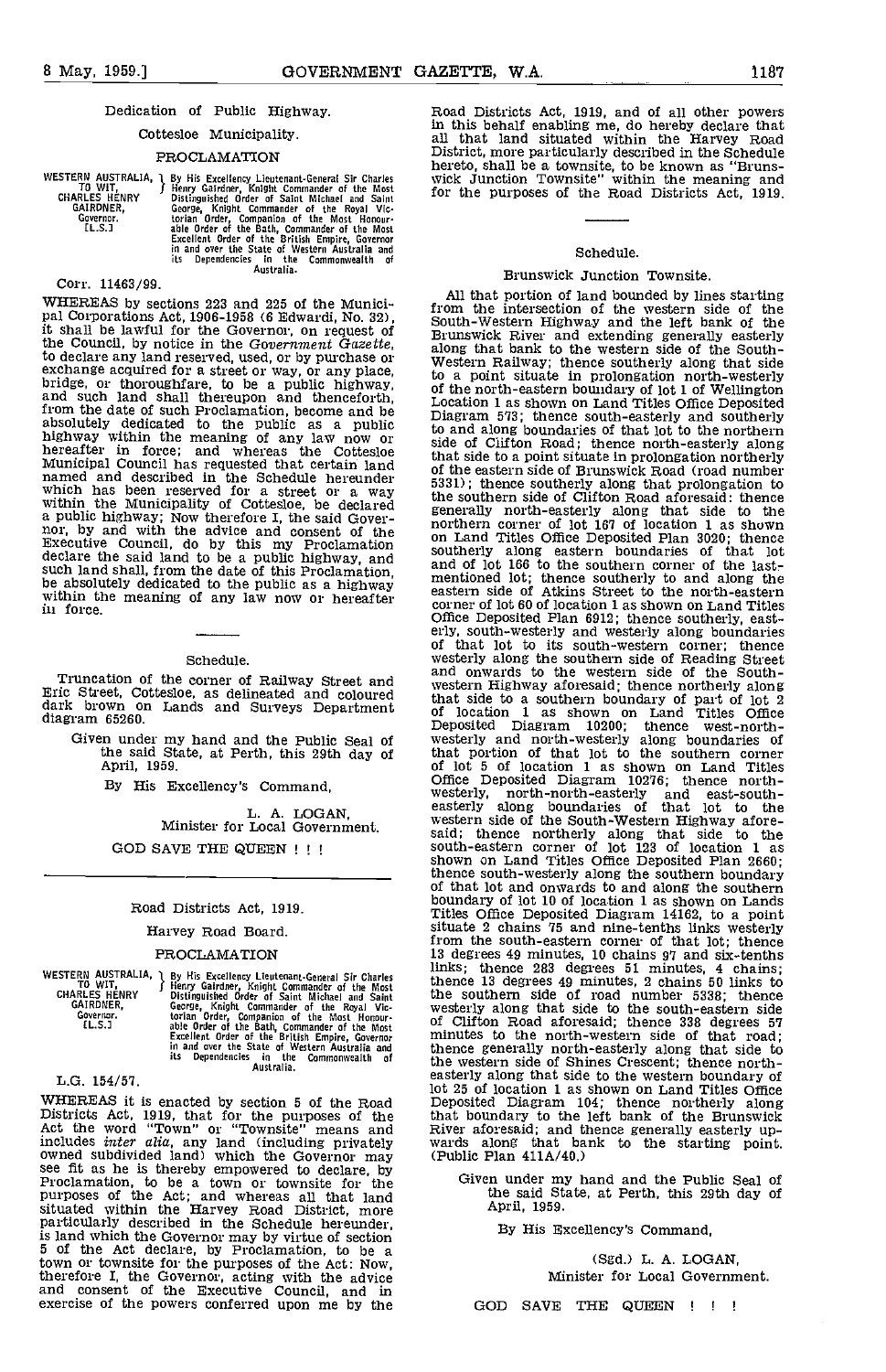## Dedication of Public Highway.

### Cottesloe Municipality.

### PROCLAMATION

WESTERN AUSTRALIA, TO WIT, CHARLES HENRY GAIRDNER, Governor. [L.S.] } By His Excellency Lieutenant-General Sir Charles Henry Gairdner, Knight Commander of the Most Distinguished Order of Saint Michael and Saint George, Knight Commander of the Royal Victorian Order, Companion of the Most Honourable Order of the Bath, Commander of the Most Excellent Order of the British Empire, Governor in and over the State of Western Australia and its Dependencies in the Commonwealth of Australia.

Corr. 11463/99.

WHEREAS by sections 223 and 225 of the Municipal Corporations Act, 1906-1958 (6 Edwardi, No. 32), it shall be lawful for the Governor, on request of the Council, by notice in the *Government Gazette*, to declare any land reserved, used, or by purchase or exchange acquired for a street or way, or any place, bridge, or thoroughfare, to be a public highway, and such land shall thereupon and thenceforth, from the date of such Proclamation, become and be absolutely dedicated to the public as a public highway within the meaning of any law now or hereafter in force; and whereas the Cottesloe Municipal Council has requested that certain land named and described in the Schedule hereunder which has been reserved for a street or a way within the Municipality of Cottesloe, be declared a public highway; Now therefore I, the said Governor, by and with the advice and consent of the Executive Council, do by this my Proclamation declare the said land to be a public highway, and such land shall, from the date of this Proclamation, be absolutely dedicated to the public as a highway within the meaning of any law now or hereafter in force.

---

### Schedule.

Truncation of the corner of Railway Street and Eric Street, Cottesloe, as delineated and coloured dark brown on Lands and Surveys Department diagram 65260.

Given under my hand and the Public Seal of the said State, at Perth, this 29th day of April, 1959.

By His Excellency's Command,

L. A. LOGAN,
Minister for Local Government.

GOD SAVE THE QUEEN ! ! !

---

## Road Districts Act, 1919.

### Harvey Road Board.

### PROCLAMATION

WESTERN AUSTRALIA, TO WIT, CHARLES HENRY GAIRDNER, Governor. [L.S.] } By His Excellency Lieutenant-General Sir Charles Henry Gairdner, Knight Commander of the Most Distinguished Order of Saint Michael and Saint George, Knight Commander of the Royal Victorian Order, Companion of the Most Honourable Order of the Bath, Commander of the Most Excellent Order of the British Empire, Governor in and over the State of Western Australia and its Dependencies in the Commonwealth of Australia.

L.G. 154/57.

WHEREAS it is enacted by section 5 of the Road Districts Act, 1919, that for the purposes of the Act the word "Town" or "Townsite" means and includes *inter alia*, any land (including privately owned subdivided land) which the Governor may see fit as he is thereby empowered to declare, by Proclamation, to be a town or townsite for the purposes of the Act; and whereas all that land situated within the Harvey Road District, more particularly described in the Schedule hereunder, is land which the Governor may by virtue of section 5 of the Act declare, by Proclamation, to be a town or townsite for the purposes of the Act: Now, therefore I, the Governor, acting with the advice and consent of the Executive Council, and in exercise of the powers conferred upon me by the Road Districts Act, 1919, and of all other powers in this behalf enabling me, do hereby declare that all that land situated within the Harvey Road District, more particularly described in the Schedule hereto, shall be a townsite, to be known as "Brunswick Junction Townsite" within the meaning and for the purposes of the Road Districts Act, 1919.

---

### Schedule.

#### Brunswick Junction Townsite.

All that portion of land bounded by lines starting from the intersection of the western side of the South-Western Highway and the left bank of the Brunswick River and extending generally easterly along that bank to the western side of the South-Western Railway; thence southerly along that side to a point situate in prolongation north-westerly of the north-eastern boundary of lot 1 of Wellington Location 1 as shown on Land Titles Office Deposited Diagram 573; thence south-easterly and southerly to and along boundaries of that lot to the northern side of Clifton Road; thence north-easterly along that side to a point situate in prolongation northerly of the eastern side of Brunswick Road (road number 5331); thence southerly along that prolongation to the southern side of Clifton Road aforesaid: thence generally north-easterly along that side to the northern corner of lot 167 of location 1 as shown on Land Titles Office Deposited Plan 3020; thence southerly along eastern boundaries of that lot and of lot 166 to the southern corner of the last-mentioned lot; thence southerly to and along the eastern side of Atkins Street to the north-eastern corner of lot 60 of location 1 as shown on Land Titles Office Deposited Plan 6912; thence southerly, easterly, south-westerly and westerly along boundaries of that lot to its south-western corner; thence westerly along the southern side of Reading Street and onwards to the western side of the South-western Highway aforesaid; thence northerly along that side to a southern boundary of part of lot 2 of location 1 as shown on Land Titles Office Deposited Diagram 10200; thence west-north-westerly and north-westerly along boundaries of that portion of that lot to the southern corner of lot 5 of location 1 as shown on Land Titles Office Deposited Diagram 10276; thence north-westerly, north-north-easterly and east-south-easterly along boundaries of that lot to the western side of the South-Western Highway aforesaid; thence northerly along that side to the south-eastern corner of lot 123 of location 1 as shown on Land Titles Office Deposited Plan 2660; thence south-westerly along the southern boundary of that lot and onwards to and along the southern boundary of lot 10 of location 1 as shown on Lands Titles Office Deposited Diagram 14162, to a point situate 2 chains 75 and nine-tenths links westerly from the south-eastern corner of that lot; thence 13 degrees 49 minutes, 10 chains 97 and six-tenths links; thence 283 degrees 51 minutes, 4 chains; thence 13 degrees 49 minutes, 2 chains 50 links to the southern side of road number 5338; thence westerly along that side to the south-eastern side of Clifton Road aforesaid; thence 338 degrees 57 minutes to the north-western side of that road; thence generally north-easterly along that side to the western side of Shines Crescent; thence north-easterly along that side to the western boundary of lot 25 of location 1 as shown on Land Titles Office Deposited Diagram 104; thence northerly along that boundary to the left bank of the Brunswick River aforesaid; and thence generally easterly upwards along that bank to the starting point. (Public Plan 411A/40.)

Given under my hand and the Public Seal of the said State, at Perth, this 29th day of April, 1959.

By His Excellency's Command,

(Sgd.) L. A. LOGAN,
Minister for Local Government.

GOD SAVE THE QUEEN ! ! !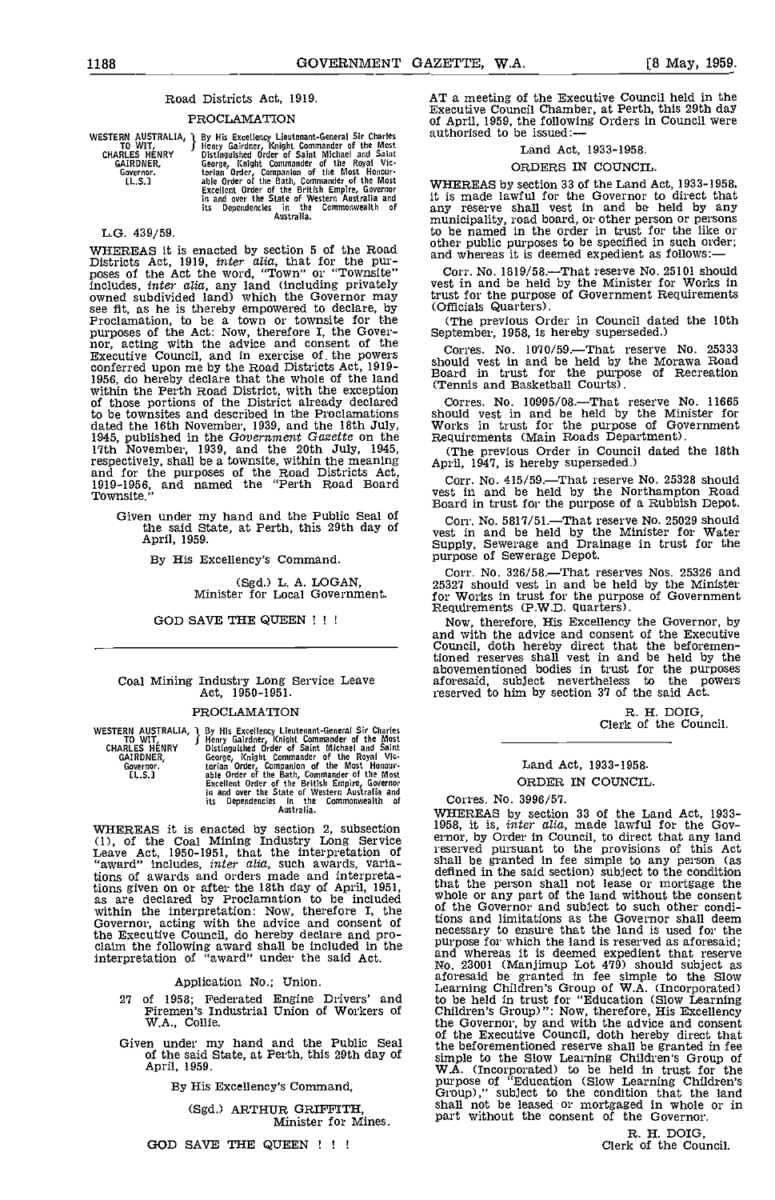Road Districts Act, 1919.

PROCLAMATION

WESTERN AUSTRALIA, TO WIT, CHARLES HENRY GAIRDNER, Governor. [L.S.]

By His Excellency Lieutenant-General Sir Charles Henry Gairdner, Knight Commander of the Most Distinguished Order of Saint Michael and Saint George, Knight Commander of the Royal Victorian Order, Companion of the Most Honourable Order of the Bath, Commander of the Most Excellent Order of the British Empire, Governor in and over the State of Western Australia and its Dependencies in the Commonwealth of Australia.

L.G. 439/59.

WHEREAS it is enacted by section 5 of the Road Districts Act, 1919, *inter alia*, that for the purposes of the Act the word, "Town" or "Townsite" includes, *inter alia*, any land (including privately owned subdivided land) which the Governor may see fit, as he is thereby empowered to declare, by Proclamation, to be a town or townsite for the purposes of the Act: Now, therefore I, the Governor, acting with the advice and consent of the Executive Council, and in exercise of the powers conferred upon me by the Road Districts Act, 1919-1956, do hereby declare that the whole of the land within the Perth Road District, with the exception of those portions of the District already declared to be townsites and described in the Proclamations dated the 16th November, 1939, and the 18th July, 1945, published in the *Government Gazette* on the 17th November, 1939, and the 20th July, 1945, respectively, shall be a townsite, within the meaning and for the purposes of the Road Districts Act, 1919-1956, and named the "Perth Road Board Townsite."

Given under my hand and the Public Seal of the said State, at Perth, this 29th day of April, 1959.

By His Excellency's Command.

(Sgd.) L. A. LOGAN,
Minister for Local Government.

GOD SAVE THE QUEEN ! ! !

---

Coal Mining Industry Long Service Leave Act, 1950-1951.

PROCLAMATION

WESTERN AUSTRALIA, TO WIT, CHARLES HENRY GAIRDNER, Governor. [L.S.]

By His Excellency Lieutenant-General Sir Charles Henry Gairdner, Knight Commander of the Most Distinguished Order of Saint Michael and Saint George, Knight Commander of the Royal Victorian Order, Companion of the Most Honourable Order of the Bath, Commander of the Most Excellent Order of the British Empire, Governor in and over the State of Western Australia and its Dependencies in the Commonwealth of Australia.

WHEREAS it is enacted by section 2, subsection (1), of the Coal Mining Industry Long Service Leave Act, 1950-1951, that the interpretation of "award" includes, *inter alia*, such awards, variations of awards and orders made and interpretations given on or after the 18th day of April, 1951, as are declared by Proclamation to be included within the interpretation: Now, therefore I, the Governor, acting with the advice and consent of the Executive Council, do hereby declare and proclaim the following award shall be included in the interpretation of "award" under the said Act.

Application No.; Union.

27 of 1958; Federated Engine Drivers' and Firemen's Industrial Union of Workers of W.A., Collie.

Given under my hand and the Public Seal of the said State, at Perth, this 29th day of April, 1959.

By His Excellency's Command,

(Sgd.) ARTHUR GRIFFITH,
Minister for Mines.

GOD SAVE THE QUEEN ! ! !

---

AT a meeting of the Executive Council held in the Executive Council Chamber, at Perth, this 29th day of April, 1959, the following Orders in Council were authorised to be issued:—

Land Act, 1933-1958.

ORDERS IN COUNCIL.

WHEREAS by section 33 of the Land Act, 1933-1958, it is made lawful for the Governor to direct that any reserve shall vest in and be held by any municipality, road board, or other person or persons to be named in the order in trust for the like or other public purposes to be specified in such order; and whereas it is deemed expedient as follows:—

Corr. No. 1819/58.—That reserve No. 25101 should vest in and be held by the Minister for Works in trust for the purpose of Government Requirements (Officials Quarters).

(The previous Order in Council dated the 10th September, 1958, is hereby superseded.)

Corres. No. 1070/59.—That reserve No. 25333 should vest in and be held by the Morawa Road Board in trust for the purpose of Recreation (Tennis and Basketball Courts).

Corres. No. 10995/08.—That reserve No. 11665 should vest in and be held by the Minister for Works in trust for the purpose of Government Requirements (Main Roads Department).

(The previous Order in Council dated the 18th April, 1947, is hereby superseded.)

Corr. No. 415/59.—That reserve No. 25328 should vest in and be held by the Northampton Road Board in trust for the purpose of a Rubbish Depot.

Corr. No. 5817/51.—That reserve No. 25029 should vest in and be held by the Minister for Water Supply, Sewerage and Drainage in trust for the purpose of Sewerage Depot.

Corr. No. 326/58.—That reserves Nos. 25326 and 25327 should vest in and be held by the Minister for Works in trust for the purpose of Government Requirements (P.W.D. quarters).

Now, therefore, His Excellency the Governor, by and with the advice and consent of the Executive Council, doth hereby direct that the beforementioned reserves shall vest in and be held by the abovementioned bodies in trust for the purposes aforesaid, subject nevertheless to the powers reserved to him by section 37 of the said Act.

R. H. DOIG,
Clerk of the Council.

---

Land Act, 1933-1958.

ORDER IN COUNCIL.

Corres. No. 3996/57.

WHEREAS by section 33 of the Land Act, 1933-1958, it is, *inter alia*, made lawful for the Governor, by Order in Council, to direct that any land reserved pursuant to the provisions of this Act shall be granted in fee simple to any person (as defined in the said section) subject to the condition that the person shall not lease or mortgage the whole or any part of the land without the consent of the Governor and subject to such other conditions and limitations as the Governor shall deem necessary to ensure that the land is used for the purpose for which the land is reserved as aforesaid; and whereas it is deemed expedient that reserve No. 23001 (Manjimup Lot 479) should subject as aforesaid be granted in fee simple to the Slow Learning Children's Group of W.A. (Incorporated) to be held in trust for "Education (Slow Learning Children's Group)": Now, therefore, His Excellency the Governor, by and with the advice and consent of the Executive Council, doth hereby direct that the beforementioned reserve shall be granted in fee simple to the Slow Learning Children's Group of W.A. (Incorporated) to be held in trust for the purpose of "Education (Slow Learning Children's Group)," subject to the condition that the land shall not be leased or mortgaged in whole or in part without the consent of the Governor.

R. H. DOIG,
Clerk of the Council.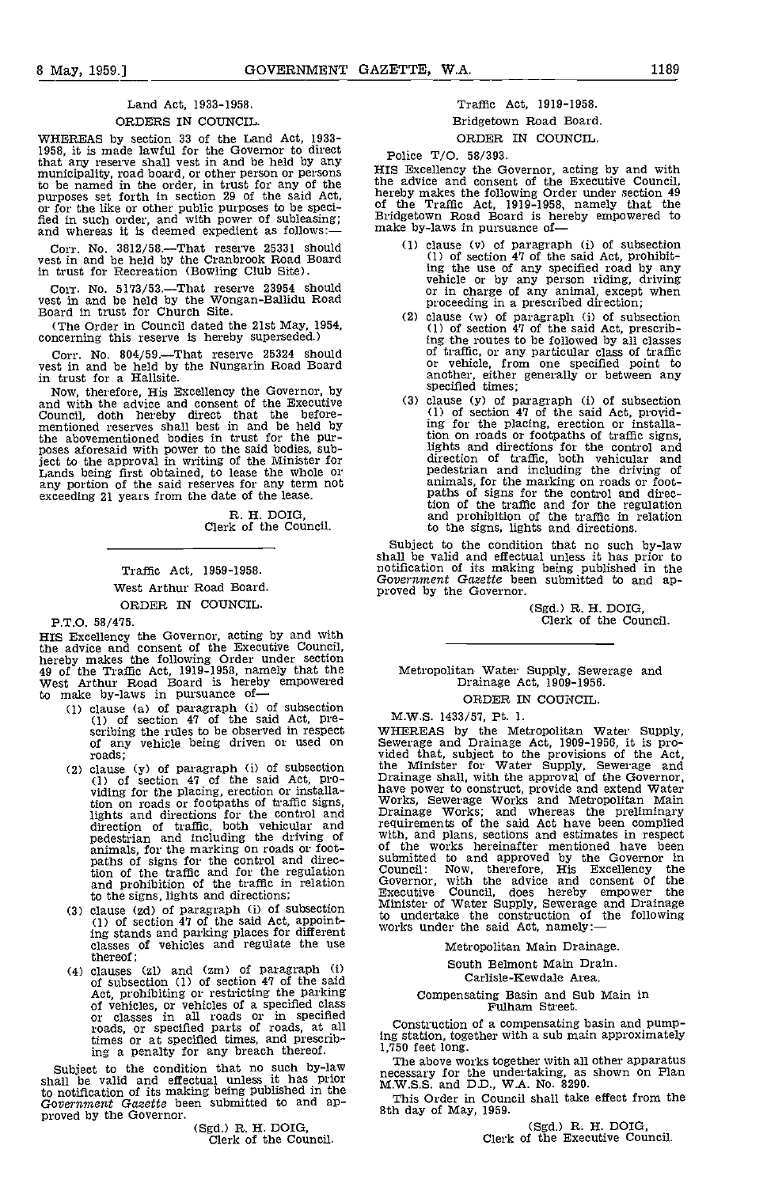## Land Act, 1933-1958.

### ORDERS IN COUNCIL.

WHEREAS by section 33 of the Land Act, 1933-1958, it is made lawful for the Governor to direct that any reserve shall vest in and be held by any municipality, road board, or other person or persons to be named in the order, in trust for any of the purposes set forth in section 29 of the said Act, or for the like or other public purposes to be specified in such order, and with power of subleasing; and whereas it is deemed expedient as follows:—

Corr. No. 3812/58.—That reserve 25331 should vest in and be held by the Cranbrook Road Board in trust for Recreation (Bowling Club Site).

Corr. No. 5173/53.—That reserve 23954 should vest in and be held by the Wongan-Ballidu Road Board in trust for Church Site.

(The Order in Council dated the 21st May, 1954, concerning this reserve is hereby superseded.)

Corr. No. 804/59.—That reserve 25324 should vest in and be held by the Nungarin Road Board in trust for a Hallsite.

Now, therefore, His Excellency the Governor, by and with the advice and consent of the Executive Council, doth hereby direct that the beforementioned reserves shall best in and be held by the abovementioned bodies in trust for the purposes aforesaid with power to the said bodies, subject to the approval in writing of the Minister for Lands being first obtained, to lease the whole or any portion of the said reserves for any term not exceeding 21 years from the date of the lease.

R. H. DOIG,
Clerk of the Council.

---

## Traffic Act, 1959-1958.

### West Arthur Road Board.

### ORDER IN COUNCIL.

P.T.O. 58/475.

HIS Excellency the Governor, acting by and with the advice and consent of the Executive Council, hereby makes the following Order under section 49 of the Traffic Act, 1919-1958, namely that the West Arthur Road Board is hereby empowered to make by-laws in pursuance of—

(1) clause (a) of paragraph (i) of subsection (1) of section 47 of the said Act, prescribing the rules to be observed in respect of any vehicle being driven or used on roads;

(2) clause (y) of paragraph (i) of subsection (1) of section 47 of the said Act, providing for the placing, erection or installation on roads or footpaths of traffic signs, lights and directions for the control and direction of traffic, both vehicular and pedestrian and including the driving of animals, for the marking on roads or footpaths of signs for the control and direction of the traffic and for the regulation and prohibition of the traffic in relation to the signs, lights and directions;

(3) clause (zd) of paragraph (i) of subsection (1) of section 47 of the said Act, appointing stands and parking places for different classes of vehicles and regulate the use thereof;

(4) clauses (zl) and (zm) of paragraph (i) of subsection (1) of section 47 of the said Act, prohibiting or restricting the parking of vehicles, or vehicles of a specified class or classes in all roads or in specified roads, or specified parts of roads, at all times or at specified times, and prescribing a penalty for any breach thereof.

Subject to the condition that no such by-law shall be valid and effectual unless it has prior to notification of its making being published in the *Government Gazette* been submitted to and approved by the Governor.

(Sgd.) R. H. DOIG,
Clerk of the Council.

---

## Traffic Act, 1919-1958.

### Bridgetown Road Board.

### ORDER IN COUNCIL.

Police T/O. 58/393.

HIS Excellency the Governor, acting by and with the advice and consent of the Executive Council, hereby makes the following Order under section 49 of the Traffic Act, 1919-1958, namely that the Bridgetown Road Board is hereby empowered to make by-laws in pursuance of—

(1) clause (v) of paragraph (i) of subsection (1) of section 47 of the said Act, prohibiting the use of any specified road by any vehicle or by any person riding, driving or in charge of any animal, except when proceeding in a prescribed direction;

(2) clause (w) of paragraph (i) of subsection (1) of section 47 of the said Act, prescribing the routes to be followed by all classes of traffic, or any particular class of traffic or vehicle, from one specified point to another, either generally or between any specified times;

(3) clause (y) of paragraph (i) of subsection (1) of section 47 of the said Act, providing for the placing, erection or installation on roads or footpaths of traffic signs, lights and directions for the control and direction of traffic, both vehicular and pedestrian and including the driving of animals, for the marking on roads or footpaths of signs for the control and direction of the traffic and for the regulation and prohibition of the traffic in relation to the signs, lights and directions.

Subject to the condition that no such by-law shall be valid and effectual unless it has prior to notification of its making being published in the *Government Gazette* been submitted to and approved by the Governor.

(Sgd.) R. H. DOIG,
Clerk of the Council.

---

## Metropolitan Water Supply, Sewerage and Drainage Act, 1909-1956.

### ORDER IN COUNCIL.

M.W.S. 1433/57, Pt. 1.

WHEREAS by the Metropolitan Water Supply, Sewerage and Drainage Act, 1909-1956, it is provided that, subject to the provisions of the Act, the Minister for Water Supply, Sewerage and Drainage shall, with the approval of the Governor, have power to construct, provide and extend Water Works, Sewerage Works and Metropolitan Main Drainage Works; and whereas the preliminary requirements of the said Act have been complied with, and plans, sections and estimates in respect of the works hereinafter mentioned have been submitted to and approved by the Governor in Council: Now, therefore, His Excellency the Governor, with the advice and consent of the Executive Council, does hereby empower the Minister of Water Supply, Sewerage and Drainage to undertake the construction of the following works under the said Act, namely:—

Metropolitan Main Drainage.

South Belmont Main Drain.
Carlisle-Kewdale Area.

Compensating Basin and Sub Main in Fulham Street.

Construction of a compensating basin and pumping station, together with a sub main approximately 1,750 feet long.

The above works together with all other apparatus necessary for the undertaking, as shown on Plan M.W.S.S. and D.D., W.A. No. 8290.

This Order in Council shall take effect from the 8th day of May, 1959.

(Sgd.) R. H. DOIG,
Clerk of the Executive Council.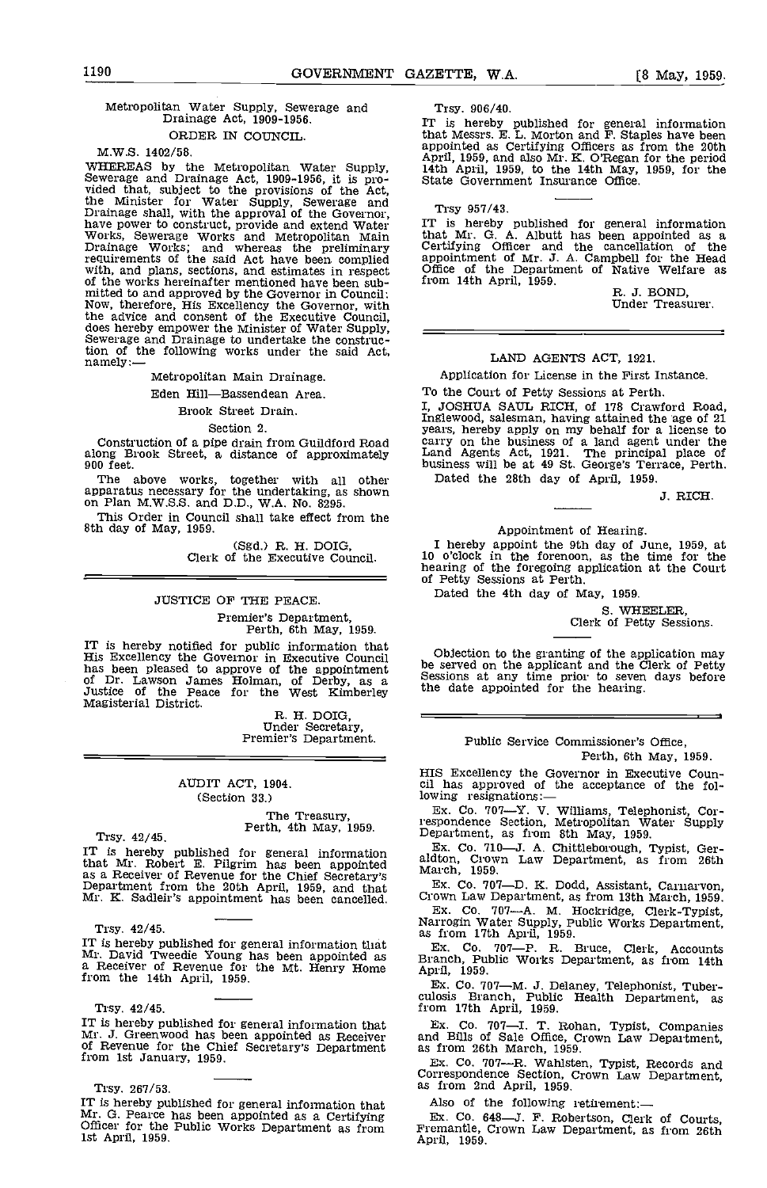Metropolitan Water Supply, Sewerage and Drainage Act, 1909-1956.

ORDER IN COUNCIL.

M.W.S. 1402/58.

WHEREAS by the Metropolitan Water Supply, Sewerage and Drainage Act, 1909-1956, it is provided that, subject to the provisions of the Act, the Minister for Water Supply, Sewerage and Drainage shall, with the approval of the Governor, have power to construct, provide and extend Water Works, Sewerage Works and Metropolitan Main Drainage Works; and whereas the preliminary requirements of the said Act have been complied with, and plans, sections, and estimates in respect of the works hereinafter mentioned have been submitted to and approved by the Governor in Council: Now, therefore, His Excellency the Governor, with the advice and consent of the Executive Council, does hereby empower the Minister of Water Supply, Sewerage and Drainage to undertake the construction of the following works under the said Act, namely:—

Metropolitan Main Drainage.

Eden Hill—Bassendean Area.

Brook Street Drain.

Section 2.

Construction of a pipe drain from Guildford Road along Brook Street, a distance of approximately 900 feet.

The above works, together with all other apparatus necessary for the undertaking, as shown on Plan M.W.S.S. and D.D., W.A. No. 8295.

This Order in Council shall take effect from the 8th day of May, 1959.

(Sgd.) R. H. DOIG,
Clerk of the Executive Council.

---

JUSTICE OF THE PEACE.

Premier's Department,
Perth, 6th May, 1959.

IT is hereby notified for public information that His Excellency the Governor in Executive Council has been pleased to approve of the appointment of Dr. Lawson James Holman, of Derby, as a Justice of the Peace for the West Kimberley Magisterial District.

R. H. DOIG,
Under Secretary,
Premier's Department.

---

AUDIT ACT, 1904.
(Section 33.)

The Treasury,
Perth, 4th May, 1959.

Trsy. 42/45.

IT is hereby published for general information that Mr. Robert E. Pilgrim has been appointed as a Receiver of Revenue for the Chief Secretary's Department from the 20th April, 1959, and that Mr. K. Sadleir's appointment has been cancelled.

Trsy. 42/45.

IT is hereby published for general information that Mr. David Tweedie Young has been appointed as a Receiver of Revenue for the Mt. Henry Home from the 14th April, 1959.

Trsy. 42/45.

IT is hereby published for general information that Mr. J. Greenwood has been appointed as Receiver of Revenue for the Chief Secretary's Department from 1st January, 1959.

Trsy. 267/53.

IT is hereby published for general information that Mr. G. Pearce has been appointed as a Certifying Officer for the Public Works Department as from 1st April, 1959.

Trsy. 906/40.

IT is hereby published for general information that Messrs. E. L. Morton and F. Staples have been appointed as Certifying Officers as from the 20th April, 1959, and also Mr. K. O'Regan for the period 14th April, 1959, to the 14th May, 1959, for the State Government Insurance Office.

Trsy 957/43.

IT is hereby published for general information that Mr. G. A. Albutt has been appointed as a Certifying Officer and the cancellation of the appointment of Mr. J. A. Campbell for the Head Office of the Department of Native Welfare as from 14th April, 1959.

R. J. BOND,
Under Treasurer.

---

LAND AGENTS ACT, 1921.

Application for License in the First Instance.

To the Court of Petty Sessions at Perth.

I, JOSHUA SAUL RICH, of 178 Crawford Road, Inglewood, salesman, having attained the age of 21 years, hereby apply on my behalf for a license to carry on the business of a land agent under the Land Agents Act, 1921. The principal place of business will be at 49 St. George's Terrace, Perth.

Dated the 28th day of April, 1959.

J. RICH.

Appointment of Hearing.

I hereby appoint the 9th day of June, 1959, at 10 o'clock in the forenoon, as the time for the hearing of the foregoing application at the Court of Petty Sessions at Perth.

Dated the 4th day of May, 1959.

S. WHEELER,
Clerk of Petty Sessions.

Objection to the granting of the application may be served on the applicant and the Clerk of Petty Sessions at any time prior to seven days before the date appointed for the hearing.

---

Public Service Commissioner's Office,
Perth, 6th May, 1959.

HIS Excellency the Governor in Executive Council has approved of the acceptance of the following resignations:—

Ex. Co. 707—Y. V. Williams, Telephonist, Correspondence Section, Metropolitan Water Supply Department, as from 8th May, 1959.

Ex. Co. 710—J. A. Chittleborough, Typist, Geraldton, Crown Law Department, as from 26th March, 1959.

Ex. Co. 707—D. K. Dodd, Assistant, Carnarvon, Crown Law Department, as from 13th March, 1959.

Ex. Co. 707—A. M. Hockridge, Clerk-Typist, Narrogin Water Supply, Public Works Department, as from 17th April, 1959.

Ex. Co. 707—P. R. Bruce, Clerk, Accounts Branch, Public Works Department, as from 14th April, 1959.

Ex. Co. 707—M. J. Delaney, Telephonist, Tuberculosis Branch, Public Health Department, as from 17th April, 1959.

Ex. Co. 707—I. T. Rohan, Typist, Companies and Bills of Sale Office, Crown Law Department, as from 26th March, 1959.

Ex. Co. 707—R. Wahlsten, Typist, Records and Correspondence Section, Crown Law Department, as from 2nd April, 1959.

Also of the following retirement:—

Ex. Co. 648—J. F. Robertson, Clerk of Courts, Fremantle, Crown Law Department, as from 26th April, 1959.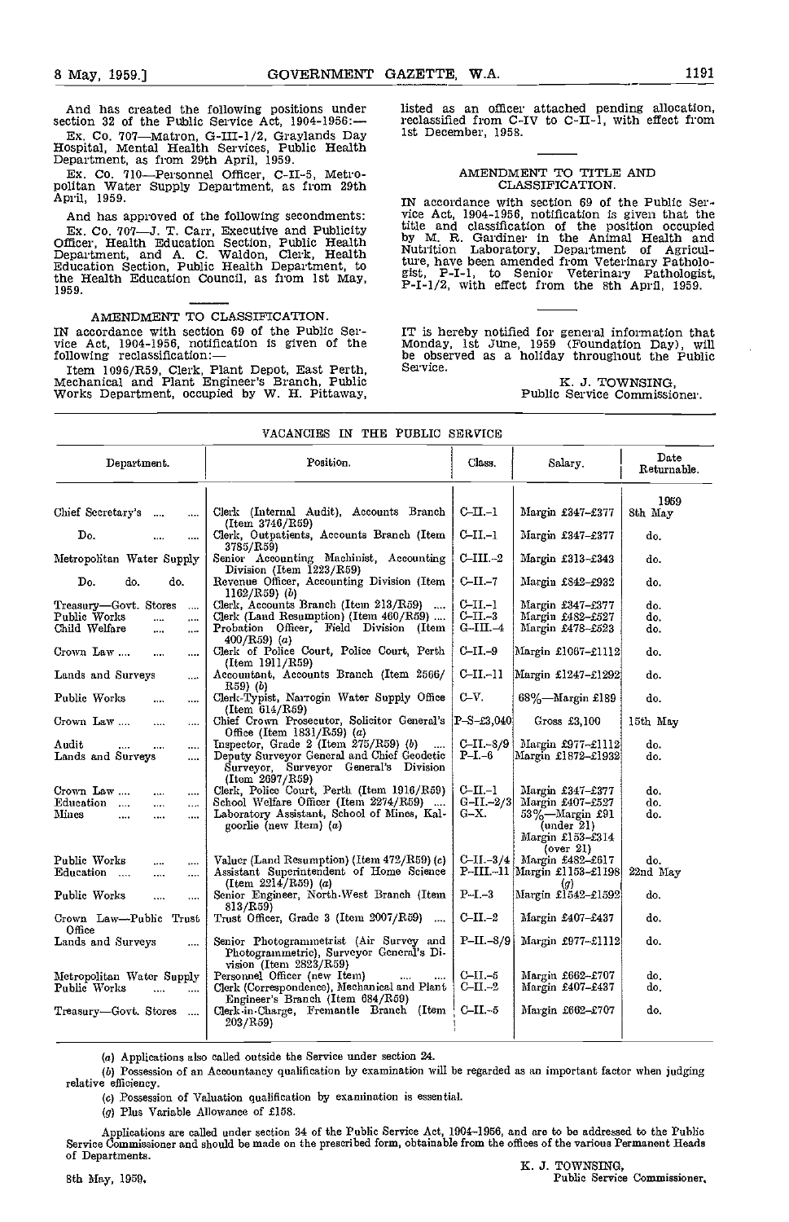And has created the following positions under section 32 of the Public Service Act, 1904-1956:—

Ex. Co. 707—Matron, G-III-1/2, Graylands Day Hospital, Mental Health Services, Public Health Department, as from 29th April, 1959.

Ex. Co. 710—Personnel Officer, C-II-5, Metropolitan Water Supply Department, as from 29th April, 1959.

And has approved of the following secondments:

Ex. Co. 707—J. T. Carr, Executive and Publicity Officer, Health Education Section, Public Health Department, and A. C. Waldon, Clerk, Health Education Section, Public Health Department, to the Health Education Council, as from 1st May, 1959.

## AMENDMENT TO CLASSIFICATION.

IN accordance with section 69 of the Public Service Act, 1904-1956, notification is given of the following reclassification:—

Item 1096/R59, Clerk, Plant Depot, East Perth, Mechanical and Plant Engineer's Branch, Public Works Department, occupied by W. H. Pittaway, listed as an officer attached pending allocation, reclassified from C-IV to C-II-1, with effect from 1st December, 1958.

## AMENDMENT TO TITLE AND CLASSIFICATION.

IN accordance with section 69 of the Public Service Act, 1904-1956, notification is given that the title and classification of the position occupied by M. R. Gardiner in the Animal Health and Nutrition Laboratory, Department of Agriculture, have been amended from Veterinary Pathologist, P-I-1, to Senior Veterinary Pathologist, P-I-1/2, with effect from the 8th April, 1959.

IT is hereby notified for general information that Monday, 1st June, 1959 (Foundation Day), will be observed as a holiday throughout the Public Service.

K. J. TOWNSING,
Public Service Commissioner.

## VACANCIES IN THE PUBLIC SERVICE

| Department. | Position. | Class. | Salary. | Date Returnable. |
|---|---|---|---|---|
| | | | | 1959 |
| Chief Secretary's | Clerk (Internal Audit), Accounts Branch (Item 3746/R59) | C-II.-1 | Margin £347-£377 | 8th May |
| Do. | Clerk, Outpatients, Accounts Branch (Item 3785/R59) | C-II.-1 | Margin £347-£377 | do. |
| Metropolitan Water Supply | Senior Accounting Machinist, Accounting Division (Item 1223/R59) | C-III.-2 | Margin £313-£343 | do. |
| Do. do. do. | Revenue Officer, Accounting Division (Item 1162/R59) (b) | C-II.-7 | Margin £842-£932 | do. |
| Treasury—Govt. Stores | Clerk, Accounts Branch (Item 213/R59) | C-II.-1 | Margin £347-£377 | do. |
| Public Works | Clerk (Land Resumption) (Item 460/R59) | C-II.-3 | Margin £482-£527 | do. |
| Child Welfare | Probation Officer, Field Division (Item 400/R59) (a) | G-III.-4 | Margin £478-£523 | do. |
| Crown Law | Clerk of Police Court, Police Court, Perth (Item 1911/R59) | C-II.-9 | Margin £1067-£1112 | do. |
| Lands and Surveys | Accountant, Accounts Branch (Item 2566/R59) (b) | C-II.-11 | Margin £1247-£1292 | do. |
| Public Works | Clerk-Typist, Narrogin Water Supply Office (Item 614/R59) | C-V. | 68%—Margin £189 | do. |
| Crown Law | Chief Crown Prosecutor, Solicitor General's Office (Item 1831/R59) (a) | P-S-£3,040 | Gross £3,100 | 15th May |
| Audit | Inspector, Grade 2 (Item 275/R59) (b) | C-II.-8/9 | Margin £977-£1112 | do. |
| Lands and Surveys | Deputy Surveyor General and Chief Geodetic Surveyor, Surveyor General's Division (Item 2697/R59) | P-I.-6 | Margin £1872-£1932 | do. |
| Crown Law | Clerk, Police Court, Perth (Item 1916/R59) | C-II.-1 | Margin £347-£377 | do. |
| Education | School Welfare Officer (Item 2274/R59) | G-II.-2/3 | Margin £407-£527 | do. |
| Mines | Laboratory Assistant, School of Mines, Kalgoorlie (new Item) (a) | G-X. | 53%—Margin £91 (under 21) Margin £153-£314 (over 21) | do. |
| Public Works | Valuer (Land Resumption) (Item 472/R59) (c) | C-II.-3/4 | Margin £482-£617 | do. |
| Education | Assistant Superintendent of Home Science (Item 2214/R59) (a) | P-III.-11 | Margin £1153-£1198 (g) | 22nd May |
| Public Works | Senior Engineer, North-West Branch (Item 813/R59) | P-I.-3 | Margin £1542-£1592 | do. |
| Crown Law—Public Trust Office | Trust Officer, Grade 3 (Item 2007/R59) | C-II.-2 | Margin £407-£437 | do. |
| Lands and Surveys | Senior Photogrammetrist (Air Survey and Photogrammetric), Surveyor General's Division (Item 2823/R59) | P-II.-8/9 | Margin £977-£1112 | do. |
| Metropolitan Water Supply | Personnel Officer (new Item) | C-II.-5 | Margin £662-£707 | do. |
| Public Works | Clerk (Correspondence), Mechanical and Plant Engineer's Branch (Item 684/R59) | C-II.-2 | Margin £407-£437 | do. |
| Treasury—Govt. Stores | Clerk-in-Charge, Fremantle Branch (Item 203/R59) | C-II.-5 | Margin £662-£707 | do. |

(a) Applications also called outside the Service under section 24.

(b) Possession of an Accountancy qualification by examination will be regarded as an important factor when judging relative efficiency.

(c) Possession of Valuation qualification by examination is essential.

(g) Plus Variable Allowance of £158.

Applications are called under section 34 of the Public Service Act, 1904-1956, and are to be addressed to the Public Service Commissioner and should be made on the prescribed form, obtainable from the offices of the various Permanent Heads of Departments.

K. J. TOWNSING,
Public Service Commissioner.

8th May, 1959.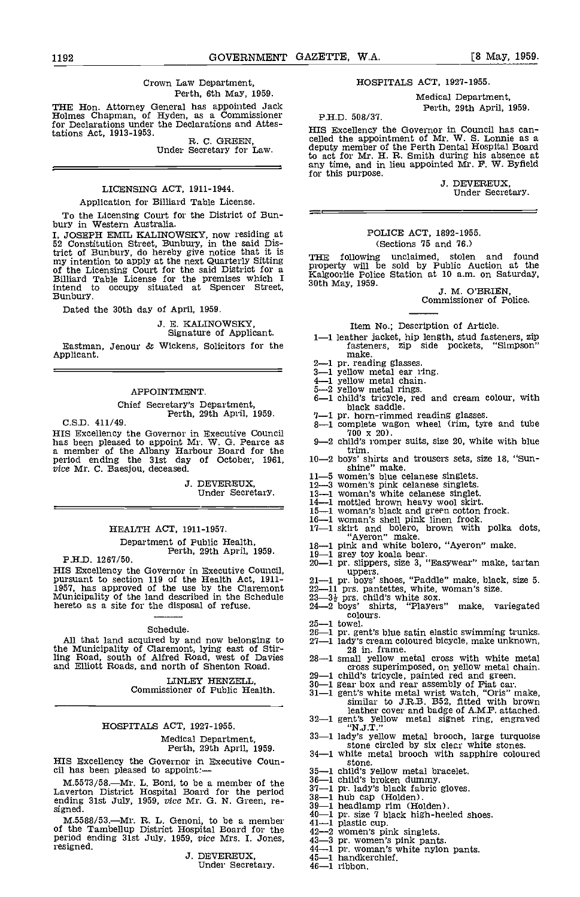Crown Law Department,
Perth, 6th May, 1959.

THE Hon. Attorney General has appointed Jack Holmes Chapman, of Hyden, as a Commissioner for Declarations under the Declarations and Attestations Act, 1913-1953.

R. C. GREEN,
Under Secretary for Law.

---

## LICENSING ACT, 1911-1944.

Application for Billiard Table License.

To the Licensing Court for the District of Bunbury in Western Australia.

I, JOSEPH EMIL KALINOWSKY, now residing at 52 Constitution Street, Bunbury, in the said District of Bunbury, do hereby give notice that it is my intention to apply at the next Quarterly Sitting of the Licensing Court for the said District for a Billiard Table License for the premises which I intend to occupy situated at Spencer Street, Bunbury.

Dated the 30th day of April, 1959.

J. E. KALINOWSKY,
Signature of Applicant.

Eastman, Jenour & Wickens, Solicitors for the Applicant.

---

## APPOINTMENT.

Chief Secretary's Department,
Perth, 29th April, 1959.

C.S.D. 411/49.

HIS Excellency the Governor in Executive Council has been pleased to appoint Mr. W. G. Pearce as a member of the Albany Harbour Board for the period ending the 31st day of October, 1961, *vice* Mr. C. Baesjou, deceased.

J. DEVEREUX,
Under Secretary.

---

## HEALTH ACT, 1911-1957.

Department of Public Health,
Perth, 29th April, 1959.

P.H.D. 1267/50.

HIS Excellency the Governor in Executive Council, pursuant to section 119 of the Health Act, 1911-1957, has approved of the use by the Claremont Municipality of the land described in the Schedule hereto as a site for the disposal of refuse.

Schedule.

All that land acquired by and now belonging to the Municipality of Claremont, lying east of Stirling Road, south of Alfred Road, west of Davies and Elliott Roads, and north of Shenton Road.

LINLEY HENZELL,
Commissioner of Public Health.

---

## HOSPITALS ACT, 1927-1955.

Medical Department,
Perth, 29th April, 1959.

HIS Excellency the Governor in Executive Council has been pleased to appoint:—

M.5573/58.—Mr. L. Boni, to be a member of the Laverton District Hospital Board for the period ending 31st July, 1959, *vice* Mr. G. N. Green, resigned.

M.5588/53.—Mr. R. L. Genoni, to be a member of the Tambellup District Hospital Board for the period ending 31st July, 1959, *vice* Mrs. I. Jones, resigned.

J. DEVEREUX,
Under Secretary.

---

## HOSPITALS ACT, 1927-1955.

Medical Department,
Perth, 29th April, 1959.

P.H.D. 508/37.

HIS Excellency the Governor in Council has cancelled the appointment of Mr. W. S. Lonnie as a deputy member of the Perth Dental Hospital Board to act for Mr. H. R. Smith during his absence at any time, and in lieu appointed Mr. F. W. Byfield for this purpose.

J. DEVEREUX,
Under Secretary.

---

## POLICE ACT, 1892-1955.

(Sections 75 and 76.)

THE following unclaimed, stolen and found property will be sold by Public Auction at the Kalgoorlie Police Station at 10 a.m. on Saturday, 30th May, 1959.

J. M. O'BRIEN,
Commissioner of Police.

Item No.; Description of Article.

1—1 leather jacket, hip length, stud fasteners, zip fasteners, zip side pockets, "Simpson" make.
2—1 pr. reading glasses.
3—1 yellow metal ear ring.
4—1 yellow metal chain.
5—2 yellow metal rings.
6—1 child's tricycle, red and cream colour, with black saddle.
7—1 pr. horn-rimmed reading glasses.
8—1 complete wagon wheel (rim, tyre and tube 700 x 20).
9—2 child's romper suits, size 20, white with blue trim.
10—2 boys' shirts and trousers sets, size 18, "Sunshine" make.
11—5 women's blue celanese singlets.
12—3 women's pink celanese singlets.
13—1 woman's white celanese singlet.
14—1 mottled brown heavy wool skirt.
15—1 woman's black and green cotton frock.
16—1 woman's shell pink linen frock.
17—1 skirt and bolero, brown with polka dots, "Ayeron" make.
18—1 pink and white bolero, "Ayeron" make.
19—1 grey toy koala bear.
20—1 pr. slippers, size 3, "Easywear" make, tartan uppers.
21—1 pr. boys' shoes, "Paddle" make, black, size 5.
22—11 prs. pantettes, white, woman's size.
23—3½ prs. child's white sox.
24—2 boys' shirts, "Players" make, variegated colours.
25—1 towel.
26—1 pr. gent's blue satin elastic swimming trunks.
27—1 lady's cream coloured bicycle, make unknown, 28 in. frame.
28—1 small yellow metal cross with white metal cross superimposed, on yellow metal chain.
29—1 child's tricycle, painted red and green.
30—1 gear box and rear assembly of Fiat car.
31—1 gent's white metal wrist watch, "Oris" make, similar to J.R.B. B52, fitted with brown leather cover and badge of A.M.F. attached.
32—1 gent's yellow metal signet ring, engraved "N.J.T."
33—1 lady's yellow metal brooch, large turquoise stone circled by six clear white stones.
34—1 white metal brooch with sapphire coloured stone.
35—1 child's yellow metal bracelet.
36—1 child's broken dummy.
37—1 pr. lady's black fabric gloves.
38—1 hub cap (Holden).
39—1 headlamp rim (Holden).
40—1 pr. size 7 black high-heeled shoes.
41—1 plastic cup.
42—2 women's pink singlets.
43—3 pr. women's pink pants.
44—1 pr. woman's white nylon pants.
45—1 handkerchief.
46—1 ribbon.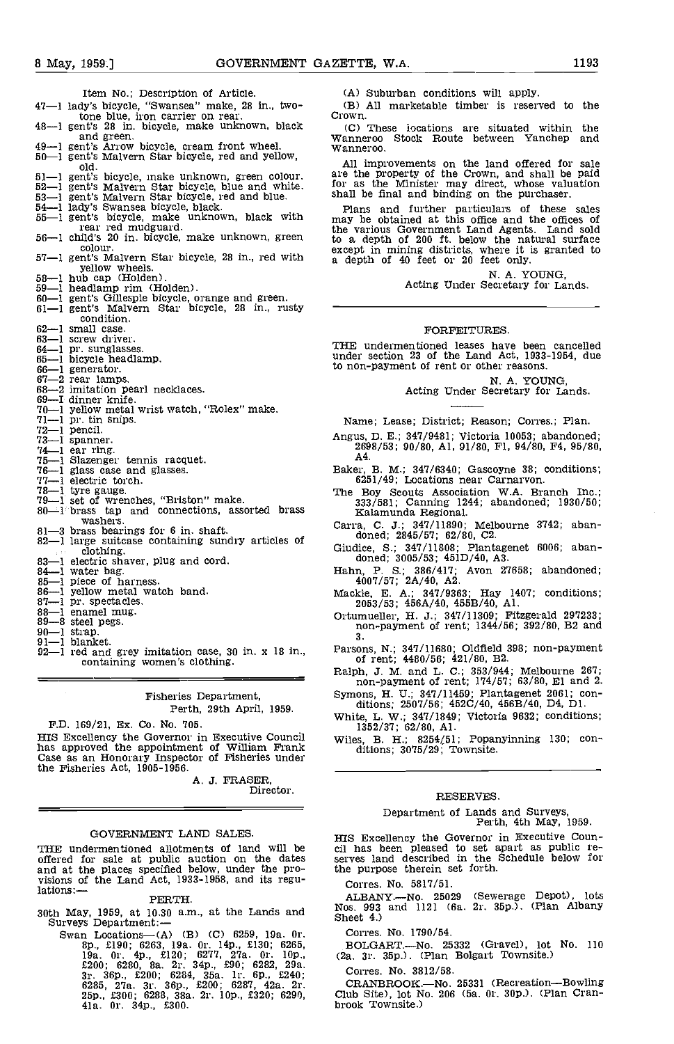Item No.; Description of Article.

47—1 lady's bicycle, "Swansea" make, 28 in., two-tone blue, iron carrier on rear.
48—1 gent's 28 in. bicycle, make unknown, black and green.
49—1 gent's Arrow bicycle, cream front wheel.
50—1 gent's Malvern Star bicycle, red and yellow, old.
51—1 gent's bicycle, make unknown, green colour.
52—1 gent's Malvern Star bicycle, blue and white.
53—1 gent's Malvern Star bicycle, red and blue.
54—1 lady's Swansea bicycle, black.
55—1 gent's bicycle, make unknown, black with rear red mudguard.
56—1 child's 20 in. bicycle, make unknown, green colour.
57—1 gent's Malvern Star bicycle, 28 in., red with yellow wheels.
58—1 hub cap (Holden).
59—1 headlamp rim (Holden).
60—1 gent's Gillespie bicycle, orange and green.
61—1 gent's Malvern Star bicycle, 28 in., rusty condition.
62—1 small case.
63—1 screw driver.
64—1 pr. sunglasses.
65—1 bicycle headlamp.
66—1 generator.
67—2 rear lamps.
68—2 imitation pearl necklaces.
69—1 dinner knife.
70—1 yellow metal wrist watch, "Rolex" make.
71—1 pr. tin snips.
72—1 pencil.
73—1 spanner.
74—1 ear ring.
75—1 Slazenger tennis racquet.
76—1 glass case and glasses.
77—1 electric torch.
78—1 tyre gauge.
79—1 set of wrenches, "Briston" make.
80—1 brass tap and connections, assorted brass washers.
81—3 brass bearings for 6 in. shaft.
82—1 large suitcase containing sundry articles of clothing.
83—1 electric shaver, plug and cord.
84—1 water bag.
85—1 piece of harness.
86—1 yellow metal watch band.
87—1 pr. spectacles.
88—1 enamel mug.
89—8 steel pegs.
90—1 strap.
91—1 blanket.
92—1 red and grey imitation case, 30 in. x 18 in., containing women's clothing.

---

Fisheries Department,
Perth, 29th April, 1959.

F.D. 169/21, Ex. Co. No. 705.

HIS Excellency the Governor in Executive Council has approved the appointment of William Frank Case as an Honorary Inspector of Fisheries under the Fisheries Act, 1905-1956.

A. J. FRASER,
Director.

---

## GOVERNMENT LAND SALES.

THE undermentioned allotments of land will be offered for sale at public auction on the dates and at the places specified below, under the provisions of the Land Act, 1933-1958, and its regulations:—

### PERTH.

30th May, 1959, at 10.30 a.m., at the Lands and Surveys Department:—

Swan Locations—(A) (B) (C) 6259, 19a. 0r. 8p., £190; 6263, 19a. 0r. 14p., £130; 6265, 19a. 0r. 4p., £120; 6277, 27a. 0r. 10p., £200; 6280, 8a. 2r. 34p., £90; 6282, 29a. 3r. 36p., £200; 6284, 35a. 1r. 6p., £240; 6285, 27a. 3r. 36p., £200; 6287, 42a. 2r. 25p., £300; 6288, 38a. 2r. 10p., £320; 6290, 41a. 0r. 34p., £300.

(A) Suburban conditions will apply.

(B) All marketable timber is reserved to the Crown.

(C) These locations are situated within the Wanneroo Stock Route between Yanchep and Wanneroo.

All improvements on the land offered for sale are the property of the Crown, and shall be paid for as the Minister may direct, whose valuation shall be final and binding on the purchaser.

Plans and further particulars of these sales may be obtained at this office and the offices of the various Government Land Agents. Land sold to a depth of 200 ft. below the natural surface except in mining districts, where it is granted to a depth of 40 feet or 20 feet only.

N. A. YOUNG,
Acting Under Secretary for Lands.

---

## FORFEITURES.

THE undermentioned leases have been cancelled under section 23 of the Land Act, 1933-1954, due to non-payment of rent or other reasons.

N. A. YOUNG,
Acting Under Secretary for Lands.

Name; Lease; District; Reason; Corres.; Plan.

Angus, D. E.; 347/9481; Victoria 10053; abandoned; 2698/53; 90/80, A1, 91/80, F1, 94/80, F4, 95/80, A4.

Baker, B. M.; 347/6340; Gascoyne 38; conditions; 6251/49; Locations near Carnarvon.

The Boy Scouts Association W.A. Branch Inc.; 333/581; Canning 1244; abandoned; 1930/50; Kalamunda Regional.

Carra, C. J.; 347/11890; Melbourne 3742; abandoned; 2845/57; 62/80, C2.

Giudice, S.; 347/11808; Plantagenet 6006; abandoned; 3005/53; 451D/40, A3.

Hahn, P. S.; 386/417; Avon 27658; abandoned; 4007/57; 2A/40, A2.

Mackie, E. A.; 347/9363; Hay 1407; conditions; 2053/53; 456A/40, 455B/40, A1.

Ortumueller, H. J.; 347/11309; Fitzgerald 297233; non-payment of rent; 1344/56; 392/80, B2 and 3.

Parsons, N.; 347/11680; Oldfield 398; non-payment of rent; 4480/56; 421/80, B2.

Ralph, J. M. and L. C.; 353/944; Melbourne 267; non-payment of rent; 174/57; 63/80, E1 and 2.

Symons, H. U.; 347/11459; Plantagenet 2061; conditions; 2507/56; 452C/40, 456B/40, D4, D1.

White, L. W.; 347/1849; Victoria 9632; conditions; 1352/37; 62/80, A1.

Wiles, B. H.; 8254/51; Popanyinning 130; conditions; 3075/29; Townsite.

---

## RESERVES.

Department of Lands and Surveys,
Perth, 4th May, 1959.

HIS Excellency the Governor in Executive Council has been pleased to set apart as public reserves land described in the Schedule below for the purpose therein set forth.

Corres. No. 5817/51.

ALBANY.—No. 25029 (Sewerage Depot), lots Nos. 993 and 1121 (6a. 2r. 35p.). (Plan Albany Sheet 4.)

Corres. No. 1790/54.

BOLGART.—No. 25332 (Gravel), lot No. 110 (2a. 3r. 35p.). (Plan Bolgart Townsite.)

Corres. No. 3812/58.

CRANBROOK.—No. 25331 (Recreation—Bowling Club Site), lot No. 206 (5a. 0r. 30p.). (Plan Cranbrook Townsite.)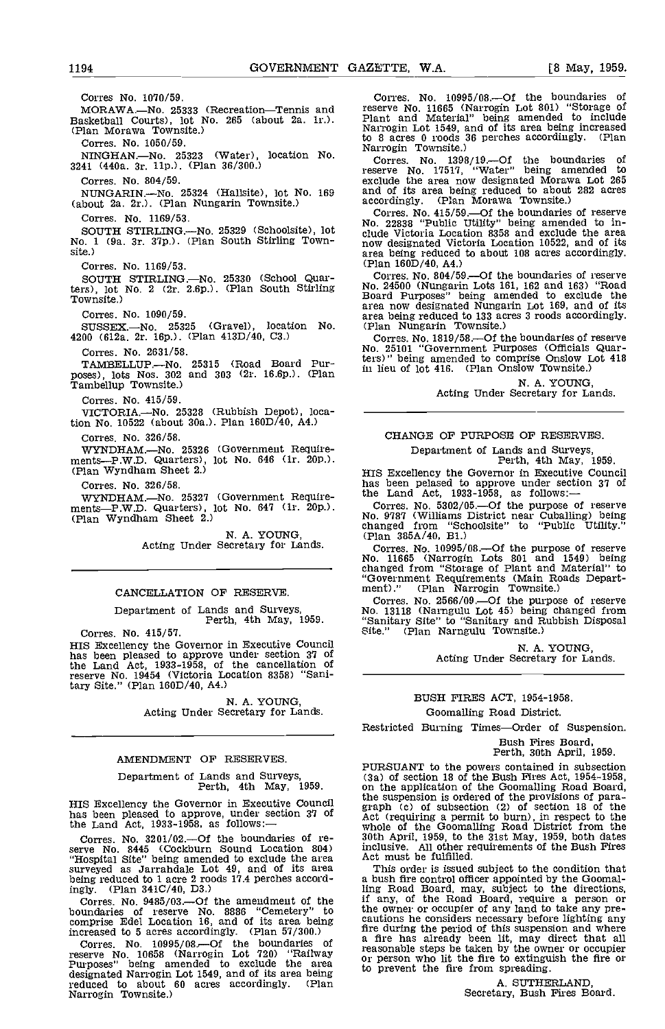Corres No. 1070/59.

MORAWA.—No. 25333 (Recreation—Tennis and Basketball Courts), lot No. 265 (about 2a. 1r.). (Plan Morawa Townsite.)

Corres. No. 1050/59.

NINGHAN.—No. 25323 (Water), location No. 3241 (440a. 3r. 11p.). (Plan 36/300.)

Corres. No. 804/59.

NUNGARIN.—No. 25324 (Hallsite), lot No. 169 (about 2a. 2r.). (Plan Nungarin Townsite.)

Corres. No. 1169/53.

SOUTH STIRLING.—No. 25329 (Schoolsite), lot No. 1 (9a. 3r. 37p.). (Plan South Stirling Townsite.)

Corres. No. 1169/53.

SOUTH STIRLING.—No. 25330 (School Quarters), lot No. 2 (2r. 2.6p.). (Plan South Stirling Townsite.)

Corres. No. 1090/59.

SUSSEX.—No. 25325 (Gravel), location No. 4200 (612a. 2r. 16p.). (Plan 413D/40, C3.)

Corres. No. 2631/58.

TAMBELLUP.—No. 25315 (Road Board Purposes), lots Nos. 302 and 303 (2r. 16.6p.). (Plan Tambellup Townsite.)

Corres. No. 415/59.

VICTORIA.—No. 25328 (Rubbish Depot), location No. 10522 (about 30a.). Plan 160D/40, A4.)

Corres. No. 326/58.

WYNDHAM.—No. 25326 (Government Requirements—P.W.D. Quarters), lot No. 646 (1r. 20p.). (Plan Wyndham Sheet 2.)

Corres. No. 326/58.

WYNDHAM.—No. 25327 (Government Requirements—P.W.D. Quarters), lot No. 647 (1r. 20p.). (Plan Wyndham Sheet 2.)

N. A. YOUNG,
Acting Under Secretary for Lands.

---

## CANCELLATION OF RESERVE.

Department of Lands and Surveys,
Perth, 4th May, 1959.

Corres. No. 415/57.

HIS Excellency the Governor in Executive Council has been pleased to approve under section 37 of the Land Act, 1933-1958, of the cancellation of reserve No. 19454 (Victoria Location 8358) "Sanitary Site." (Plan 160D/40, A4.)

N. A. YOUNG,
Acting Under Secretary for Lands.

---

## AMENDMENT OF RESERVES.

Department of Lands and Surveys,
Perth, 4th May, 1959.

HIS Excellency the Governor in Executive Council has been pleased to approve, under section 37 of the Land Act, 1933-1958, as follows:—

Corres. No. 3201/02.—Of the boundaries of reserve No. 8445 (Cockburn Sound Location 804) "Hospital Site" being amended to exclude the area surveyed as Jarrahdale Lot 49, and of its area being reduced to 1 acre 2 roods 17.4 perches accordingly. (Plan 341C/40, D3.)

Corres. No. 9485/03.—Of the amendment of the boundaries of reserve No. 8886 "Cemetery" to comprise Edel Location 16, and of its area being increased to 5 acres accordingly. (Plan 57/300.)

Corres. No. 10995/08.—Of the boundaries of reserve No. 10658 (Narrogin Lot 720) "Railway Purposes" being amended to exclude the area designated Narrogin Lot 1549, and of its area being reduced to about 60 acres accordingly. (Plan Narrogin Townsite.)

Corres. No. 10995/08.—Of the boundaries of reserve No. 11665 (Narrogin Lot 801) "Storage of Plant and Material" being amended to include Narrogin Lot 1549, and of its area being increased to 8 acres 0 roods 36 perches accordingly. (Plan Narrogin Townsite.)

Corres. No. 1398/19.—Of the boundaries of reserve No. 17517, "Water" being amended to exclude the area now designated Morawa Lot 265 and of its area being reduced to about 282 acres accordingly. (Plan Morawa Townsite.)

Corres. No. 415/59.—Of the boundaries of reserve No. 22838 "Public Utility" being amended to include Victoria Location 8358 and exclude the area now designated Victoria Location 10522, and of its area being reduced to about 108 acres accordingly. (Plan 160D/40, A4.)

Corres. No. 804/59.—Of the boundaries of reserve No. 24500 (Nungarin Lots 161, 162 and 163) "Road Board Purposes" being amended to exclude the area now designated Nungarin Lot 169, and of its area being reduced to 133 acres 3 roods accordingly. (Plan Nungarin Townsite.)

Corres. No. 1819/58.—Of the boundaries of reserve No. 25101 "Government Purposes (Officials Quarters)" being amended to comprise Onslow Lot 418 in lieu of lot 416. (Plan Onslow Townsite.)

N. A. YOUNG,
Acting Under Secretary for Lands.

---

## CHANGE OF PURPOSE OF RESERVES.

Department of Lands and Surveys,
Perth, 4th May, 1959.

HIS Excellency the Governor in Executive Council has been pelased to approve under section 37 of the Land Act, 1933-1958, as follows:—

Corres. No. 5302/05.—Of the purpose of reserve No. 9787 (Williams District near Cuballing) being changed from "Schoolsite" to "Public Utility." (Plan 385A/40, B1.)

Corres. No. 10995/08.—Of the purpose of reserve No. 11665 (Narrogin Lots 801 and 1549) being changed from "Storage of Plant and Material" to "Government Requirements (Main Roads Department)." (Plan Narrogin Townsite.)

Corres. No. 2566/09.—Of the purpose of reserve No. 13118 (Narngulu Lot 45) being changed from "Sanitary Site" to "Sanitary and Rubbish Disposal Site." (Plan Narngulu Townsite.)

N. A. YOUNG,
Acting Under Secretary for Lands.

---

## BUSH FIRES ACT, 1954-1958.

Goomalling Road District.

Restricted Burning Times—Order of Suspension.

Bush Fires Board,
Perth, 30th April, 1959.

PURSUANT to the powers contained in subsection (3a) of section 18 of the Bush Fires Act, 1954-1958, on the application of the Goomalling Road Board, the suspension is ordered of the provisions of paragraph (c) of subsection (2) of section 18 of the Act (requiring a permit to burn), in respect to the whole of the Goomalling Road District from the 30th April, 1959, to the 31st May, 1959, both dates inclusive. All other requirements of the Bush Fires Act must be fulfilled.

This order is issued subject to the condition that a bush fire control officer appointed by the Goomalling Road Board, may, subject to the directions, if any, of the Road Board, require a person or the owner or occupier of any land to take any precautions he considers necessary before lighting any fire during the period of this suspension and where a fire has already been lit, may direct that all reasonable steps be taken by the owner or occupier or person who lit the fire to extinguish the fire or to prevent the fire from spreading.

A. SUTHERLAND,
Secretary, Bush Fires Board.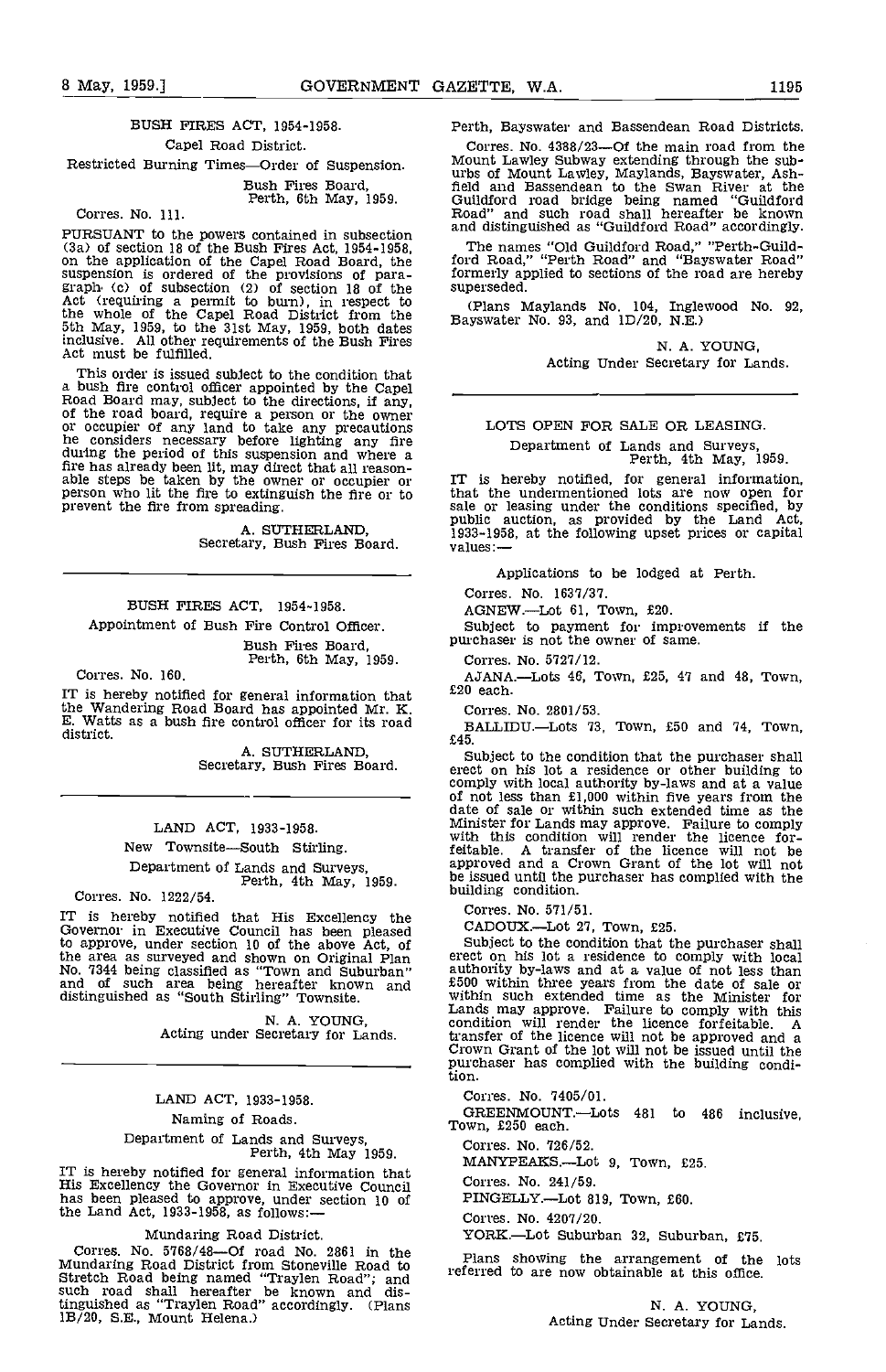## BUSH FIRES ACT, 1954-1958.

Capel Road District.

Restricted Burning Times—Order of Suspension.

Bush Fires Board,
Perth, 6th May, 1959.

Corres. No. 111.

PURSUANT to the powers contained in subsection (3a) of section 18 of the Bush Fires Act, 1954-1958, on the application of the Capel Road Board, the suspension is ordered of the provisions of paragraph (c) of subsection (2) of section 18 of the Act (requiring a permit to burn), in respect to the whole of the Capel Road District from the 5th May, 1959, to the 31st May, 1959, both dates inclusive. All other requirements of the Bush Fires Act must be fulfilled.

This order is issued subject to the condition that a bush fire control officer appointed by the Capel Road Board may, subject to the directions, if any, of the road board, require a person or the owner or occupier of any land to take any precautions he considers necessary before lighting any fire during the period of this suspension and where a fire has already been lit, may direct that all reasonable steps be taken by the owner or occupier or person who lit the fire to extinguish the fire or to prevent the fire from spreading.

A. SUTHERLAND,
Secretary, Bush Fires Board.

---

## BUSH FIRES ACT, 1954-1958.

Appointment of Bush Fire Control Officer.

Bush Fires Board,
Perth, 6th May, 1959.

Corres. No. 160.

IT is hereby notified for general information that the Wandering Road Board has appointed Mr. K. E. Watts as a bush fire control officer for its road district.

A. SUTHERLAND,
Secretary, Bush Fires Board.

---

## LAND ACT, 1933-1958.

New Townsite—South Stirling.

Department of Lands and Surveys,
Perth, 4th May, 1959.

Corres. No. 1222/54.

IT is hereby notified that His Excellency the Governor in Executive Council has been pleased to approve, under section 10 of the above Act, of the area as surveyed and shown on Original Plan No. 7344 being classified as "Town and Suburban" and of such area being hereafter known and distinguished as "South Stirling" Townsite.

N. A. YOUNG,
Acting under Secretary for Lands.

---

## LAND ACT, 1933-1958.

Naming of Roads.

Department of Lands and Surveys,
Perth, 4th May 1959.

IT is hereby notified for general information that His Excellency the Governor in Executive Council has been pleased to approve, under section 10 of the Land Act, 1933-1958, as follows:—

Mundaring Road District.

Corres. No. 5768/48—Of road No. 2861 in the Mundaring Road District from Stoneville Road to Stretch Road being named "Traylen Road"; and such road shall hereafter be known and distinguished as "Traylen Road" accordingly. (Plans 1B/20, S.E., Mount Helena.)

Perth, Bayswater and Bassendean Road Districts.

Corres. No. 4388/23—Of the main road from the Mount Lawley Subway extending through the suburbs of Mount Lawley, Maylands, Bayswater, Ashfield and Bassendean to the Swan River at the Guildford road bridge being named "Guildford Road" and such road shall hereafter be known and distinguished as "Guildford Road" accordingly.

The names "Old Guildford Road," "Perth-Guildford Road," "Perth Road" and "Bayswater Road" formerly applied to sections of the road are hereby superseded.

(Plans Maylands No. 104, Inglewood No. 92, Bayswater No. 93, and 1D/20, N.E.)

N. A. YOUNG,
Acting Under Secretary for Lands.

---

## LOTS OPEN FOR SALE OR LEASING.

Department of Lands and Surveys,
Perth, 4th May, 1959.

IT is hereby notified, for general information, that the undermentioned lots are now open for sale or leasing under the conditions specified, by public auction, as provided by the Land Act, 1933-1958, at the following upset prices or capital values:—

Applications to be lodged at Perth.

Corres. No. 1637/37.

AGNEW.—Lot 61, Town, £20.

Subject to payment for improvements if the purchaser is not the owner of same.

Corres. No. 5727/12.

AJANA.—Lots 46, Town, £25, 47 and 48, Town, £20 each.

Corres. No. 2801/53.

BALLIDU.—Lots 73, Town, £50 and 74, Town, £45.

Subject to the condition that the purchaser shall erect on his lot a residence or other building to comply with local authority by-laws and at a value of not less than £1,000 within five years from the date of sale or within such extended time as the Minister for Lands may approve. Failure to comply with this condition will render the licence forfeitable. A transfer of the licence will not be approved and a Crown Grant of the lot will not be issued until the purchaser has complied with the building condition.

Corres. No. 571/51.

CADOUX.—Lot 27, Town, £25.

Subject to the condition that the purchaser shall erect on his lot a residence to comply with local authority by-laws and at a value of not less than £500 within three years from the date of sale or within such extended time as the Minister for Lands may approve. Failure to comply with this condition will render the licence forfeitable. A transfer of the licence will not be approved and a Crown Grant of the lot will not be issued until the purchaser has complied with the building condition.

Corres. No. 7405/01.

GREENMOUNT.—Lots 481 to 486 inclusive, Town, £250 each.

Corres. No. 726/52.

MANYPEAKS.—Lot 9, Town, £25.

Corres. No. 241/59.

PINGELLY.—Lot 819, Town, £60.

Corres. No. 4207/20.

YORK.—Lot Suburban 32, Suburban, £75.

Plans showing the arrangement of the lots referred to are now obtainable at this office.

N. A. YOUNG,
Acting Under Secretary for Lands.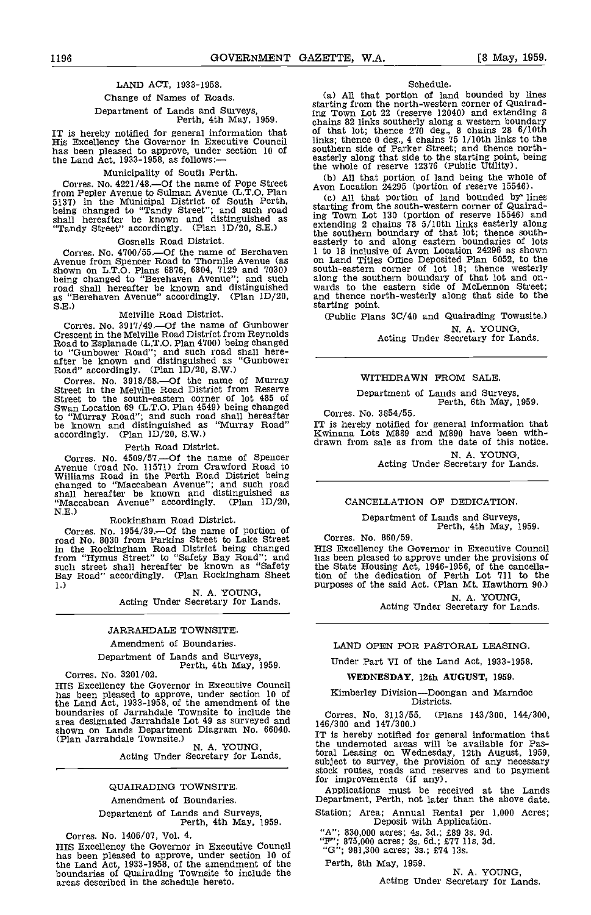## LAND ACT, 1933-1958.

### Change of Names of Roads.

Department of Lands and Surveys,
Perth, 4th May, 1959.

IT is hereby notified for general information that His Excellency the Governor in Executive Council has been pleased to approve, under section 10 of the Land Act, 1933-1958, as follows:—

#### Municipality of South Perth.

Corres. No. 4221/48.—Of the name of Pope Street from Pepler Avenue to Sulman Avenue (L.T.O. Plan 5137) in the Municipal District of South Perth, being changed to "Tandy Street"; and such road shall hereafter be known and distinguished as "Tandy Street" accordingly. (Plan 1D/20, S.E.)

#### Gosnells Road District.

Corres. No. 4700/55.—Of the name of Berchaven Avenue from Spencer Road to Thornlie Avenue (as shown on L.T.O. Plans 6876, 6804, 7129 and 7030) being changed to "Berehaven Avenue"; and such road shall hereafter be known and distinguished as "Berehaven Avenue" accordingly. (Plan 1D/20, S.E.)

#### Melville Road District.

Corres. No. 3917/49.—Of the name of Gunbower Crescent in the Melville Road District from Reynolds Road to Esplanade (L.T.O. Plan 4700) being changed to "Gunbower Road"; and such road shall hereafter be known and distinguished as "Gunbower Road" accordingly. (Plan 1D/20, S.W.)

Corres. No. 3918/58.—Of the name of Murray Street in the Melville Road District from Reserve Street to the south-eastern corner of lot 485 of Swan Location 69 (L.T.O. Plan 4549) being changed to "Murray Road"; and such road shall hereafter be known and distinguished as "Murray Road" accordingly. (Plan 1D/20, S.W.)

#### Perth Road District.

Corres. No. 4509/57.—Of the name of Spencer Avenue (road No. 11571) from Crawford Road to Williams Road in the Perth Road District being changed to "Maccabean Avenue"; and such road shall hereafter be known and distinguished as "Maccabean Avenue" accordingly. (Plan 1D/20, N.E.)

#### Rockingham Road District.

Corres. No. 1954/39.—Of the name of portion of road No. 8030 from Parkins Street to Lake Street in the Rockingham Road District being changed from "Hymus Street" to "Safety Bay Road"; and such street shall hereafter be known as "Safety Bay Road" accordingly. (Plan Rockingham Sheet 1.)

N. A. YOUNG,
Acting Under Secretary for Lands.

---

## JARRAHDALE TOWNSITE.

### Amendment of Boundaries.

Department of Lands and Surveys,
Perth, 4th May, 1959.

Corres. No. 3201/02.

HIS Excellency the Governor in Executive Council has been pleased to approve, under section 10 of the Land Act, 1933-1958, of the amendment of the boundaries of Jarrahdale Townsite to include the area designated Jarrahdale Lot 49 as surveyed and shown on Lands Department Diagram No. 66040. (Plan Jarrahdale Townsite.)

N. A. YOUNG,
Acting Under Secretary for Lands.

---

## QUAIRADING TOWNSITE.

### Amendment of Boundaries.

Department of Lands and Surveys,
Perth, 4th May, 1959.

Corres. No. 1405/07, Vol. 4.

HIS Excellency the Governor in Executive Council has been pleased to approve, under section 10 of the Land Act, 1933-1958, of the amendment of the boundaries of Quairading Townsite to include the areas described in the schedule hereto.

#### Schedule.

(a) All that portion of land bounded by lines starting from the north-western corner of Quairading Town Lot 22 (reserve 12040) and extending 8 chains 82 links southerly along a western boundary of that lot; thence 270 deg., 8 chains 28 6/10th links; thence 0 deg., 4 chains 75 1/10th links to the southern side of Parker Street; and thence north-easterly along that side to the starting point, being the whole of reserve 12376 (Public Utility).

(b) All that portion of land being the whole of Avon Location 24295 (portion of reserve 15546).

(c) All that portion of land bounded by lines starting from the south-western corner of Quairading Town Lot 130 (portion of reserve 15546) and extending 2 chains 78 5/10th links easterly along the southern boundary of that lot; thence south-easterly to and along eastern boundaries of lots 1 to 18 inclusive of Avon Location 24296 as shown on Land Titles Office Deposited Plan 6052, to the south-eastern corner of lot 18; thence westerly along the southern boundary of that lot and onwards to the eastern side of McLennon Street; and thence north-westerly along that side to the starting point.

(Public Plans 3C/40 and Quairading Townsite.)

N. A. YOUNG,
Acting Under Secretary for Lands.

---

## WITHDRAWN FROM SALE.

Department of Lands and Surveys,
Perth, 6th May, 1959.

Corres. No. 3854/55.

IT is hereby notified for general information that Kwinana Lots M889 and M890 have been withdrawn from sale as from the date of this notice.

N. A. YOUNG,
Acting Under Secretary for Lands.

---

## CANCELLATION OF DEDICATION.

Department of Lands and Surveys,
Perth, 4th May, 1959.

Corres. No. 860/59.

HIS Excellency the Governor in Executive Council has been pleased to approve under the provisions of the State Housing Act, 1946-1956, of the cancellation of the dedication of Perth Lot 711 to the purposes of the said Act. (Plan Mt. Hawthorn 90.)

N. A. YOUNG,
Acting Under Secretary for Lands.

---

## LAND OPEN FOR PASTORAL LEASING.

Under Part VI of the Land Act, 1933-1958.

**WEDNESDAY, 12th AUGUST, 1959.**

Kimberley Division—Doongan and Marndoc Districts.

Corres. No. 3113/55. (Plans 143/300, 144/300, 146/300 and 147/300.)

IT is hereby notified for general information that the undernoted areas will be available for Pastoral Leasing on Wednesday, 12th August, 1959, subject to survey, the provision of any necessary stock routes, roads and reserves and to payment for improvements (if any).

Applications must be received at the Lands Department, Perth, not later than the above date.

Station; Area; Annual Rental per 1,000 Acres; Deposit with Application.

"A"; 830,000 acres; 4s. 3d.; £89 3s. 9d.
"F"; 875,000 acres; 3s. 6d.; £77 11s. 3d.
"G"; 981,300 acres; 3s.; £74 13s.

Perth, 8th May, 1959.

N. A. YOUNG,
Acting Under Secretary for Lands.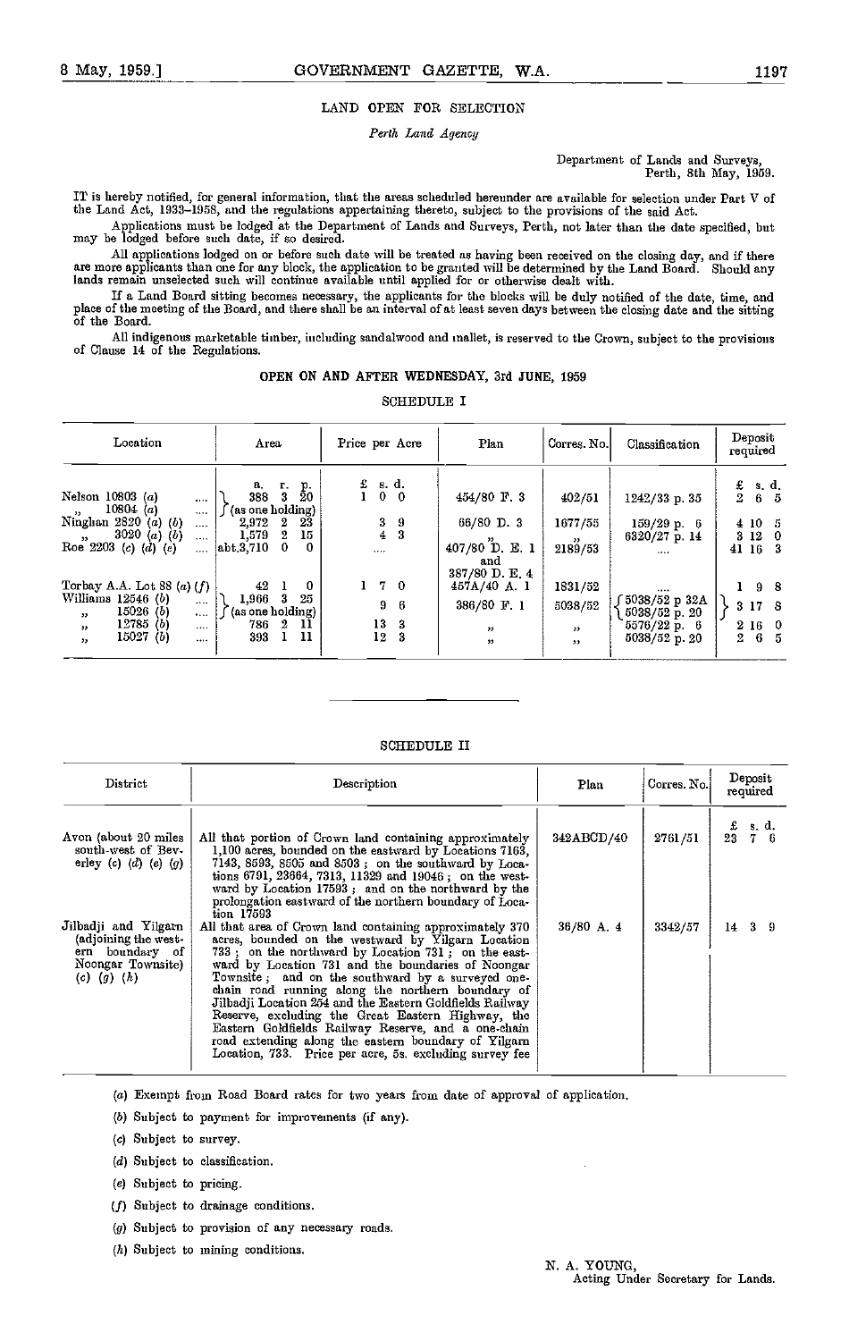## LAND OPEN FOR SELECTION

*Perth Land Agency*

Department of Lands and Surveys,
Perth, 8th May, 1959.

IT is hereby notified, for general information, that the areas scheduled hereunder are available for selection under Part V of the Land Act, 1933-1958, and the regulations appertaining thereto, subject to the provisions of the said Act.

Applications must be lodged at the Department of Lands and Surveys, Perth, not later than the date specified, but may be lodged before such date, if so desired.

All applications lodged on or before such date will be treated as having been received on the closing day, and if there are more applicants than one for any block, the application to be granted will be determined by the Land Board. Should any lands remain unselected such will continue available until applied for or otherwise dealt with.

If a Land Board sitting becomes necessary, the applicants for the blocks will be duly notified of the date, time, and place of the meeting of the Board, and there shall be an interval of at least seven days between the closing date and the sitting of the Board.

All indigenous marketable timber, including sandalwood and mallet, is reserved to the Crown, subject to the provisions of Clause 14 of the Regulations.

### OPEN ON AND AFTER WEDNESDAY, 3rd JUNE, 1959

SCHEDULE I

| Location | Area | Price per Acre | Plan | Corres. No. | Classification | Deposit required |
|---|---|---|---|---|---|---|
| | a. r. p. | £ s. d. | | | | £ s. d. |
| Nelson 10803 (a) | 388 3 20 (as one holding) | 1 0 0 | 454/80 F. 3 | 402/51 | 1242/33 p. 35 | 2 6 5 |
| " 10804 (a) | | | | | | |
| Ninghan 2820 (a) (b) | 2,972 2 23 | 3 9 | 66/80 D. 3 | 1677/55 | 159/29 p. 6 | 4 10 5 |
| " 3020 (a) (b) | 1,579 2 15 | 4 3 | " | " | 6320/27 p. 14 | 3 12 0 |
| Roe 2203 (c) (d) (e) | abt.3,710 0 0 | .... | 407/80 D. E. 1 and 387/80 D. E. 4 | 2189/53 | .... | 41 16 3 |
| Torbay A.A. Lot 88 (a) (f) | 42 1 0 | 1 7 0 | 457A/40 A. 1 | 1831/52 | .... | 1 9 8 |
| Williams 12546 (b) | 1,966 3 25 (as one holding) | 9 6 | 386/80 F. 1 | 5038/52 | 5038/52 p 32A; 5038/52 p. 20 | 3 17 8 |
| " 15026 (b) | | | | | | |
| " 12785 (b) | 786 2 11 | 13 3 | " | " | 5576/22 p. 6 | 2 16 0 |
| " 15027 (b) | 393 1 11 | 12 3 | " | " | 5038/52 p. 20 | 2 6 5 |

SCHEDULE II

| District | Description | Plan | Corres. No. | Deposit required |
|---|---|---|---|---|
| | | | | £ s. d. |
| Avon (about 20 miles south-west of Beverley (c) (d) (e) (g) | All that portion of Crown land containing approximately 1,100 acres, bounded on the eastward by Locations 7163, 7143, 8593, 8505 and 8503; on the southward by Locations 6791, 23664, 7313, 11329 and 19046; on the westward by Location 17593; and on the northward by the prolongation eastward of the northern boundary of Location 17593 | 342ABCD/40 | 2761/51 | 23 7 6 |
| Jilbadji and Yilgarn (adjoining the western boundary of Noongar Townsite) (c) (g) (h) | All that area of Crown land containing approximately 370 acres, bounded on the westward by Yilgarn Location 733; on the northward by Location 731; on the eastward by Location 731 and the boundaries of Noongar Townsite; and on the southward by a surveyed one-chain road running along the northern boundary of Jilbadji Location 254 and the Eastern Goldfields Railway Reserve, excluding the Great Eastern Highway, the Eastern Goldfields Railway Reserve, and a one-chain road extending along the eastern boundary of Yilgarn Location, 733. Price per acre, 5s. excluding survey fee | 36/80 A. 4 | 3342/57 | 14 3 9 |

(a) Exempt from Road Board rates for two years from date of approval of application.

(b) Subject to payment for improvements (if any).

(c) Subject to survey.

(d) Subject to classification.

(e) Subject to pricing.

(f) Subject to drainage conditions.

(g) Subject to provision of any necessary roads.

(h) Subject to mining conditions.

N. A. YOUNG,
Acting Under Secretary for Lands.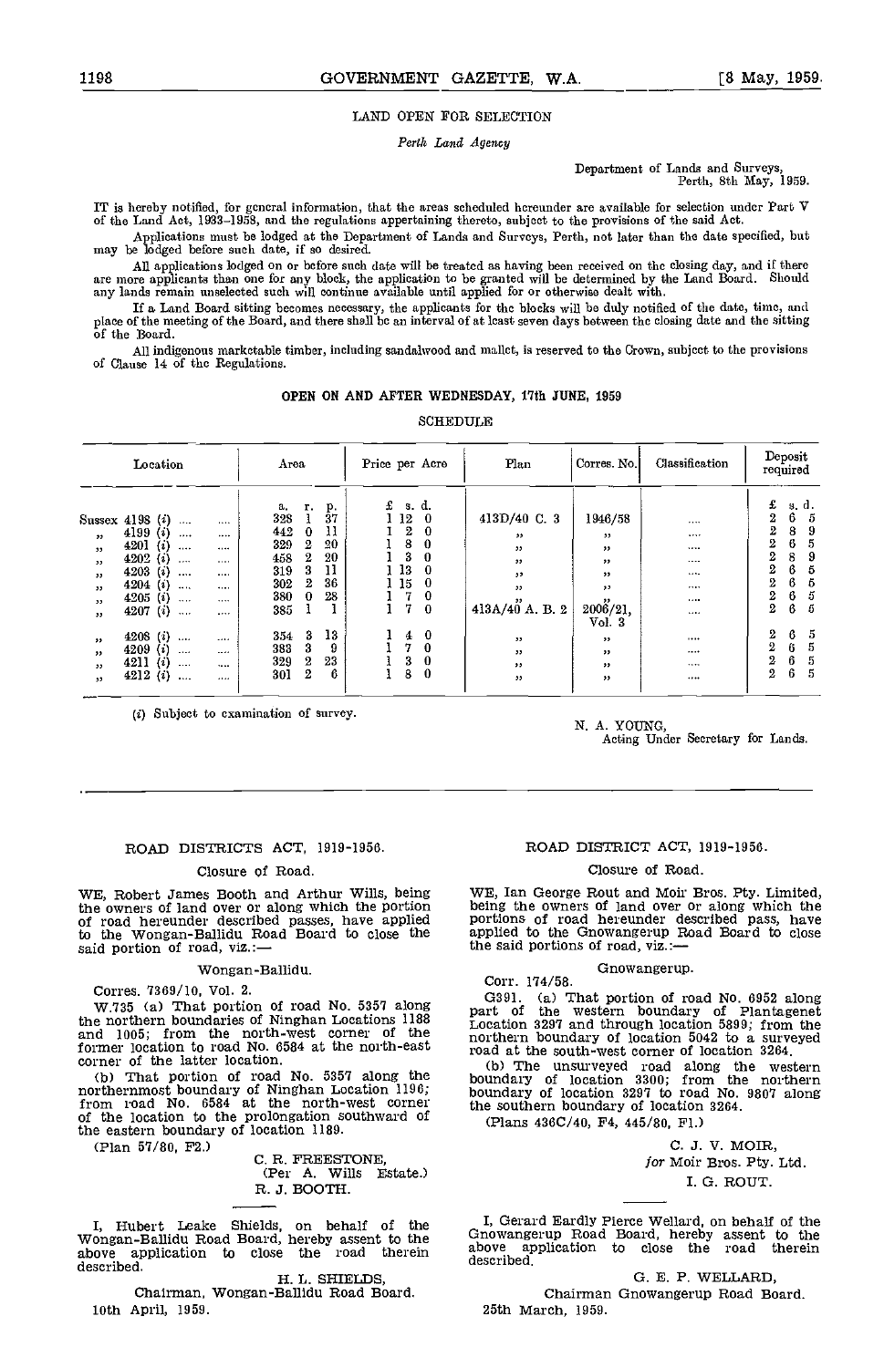## LAND OPEN FOR SELECTION

*Perth Land Agency*

Department of Lands and Surveys,
Perth, 8th May, 1959.

IT is hereby notified, for general information, that the areas scheduled hereunder are available for selection under Part V of the Land Act, 1933-1958, and the regulations appertaining thereto, subject to the provisions of the said Act.

Applications must be lodged at the Department of Lands and Surveys, Perth, not later than the date specified, but may be lodged before such date, if so desired.

All applications lodged on or before such date will be treated as having been received on the closing day, and if there are more applicants than one for any block, the application to be granted will be determined by the Land Board. Should any lands remain unselected such will continue available until applied for or otherwise dealt with.

If a Land Board sitting becomes necessary, the applicants for the blocks will be duly notified of the date, time, and place of the meeting of the Board, and there shall be an interval of at least seven days between the closing date and the sitting of the Board.

All indigenous marketable timber, including sandalwood and mallet, is reserved to the Crown, subject to the provisions of Clause 14 of the Regulations.

### OPEN ON AND AFTER WEDNESDAY, 17th JUNE, 1959

SCHEDULE

| Location | Area | Price per Acre | Plan | Corres. No. | Classification | Deposit required |
|---|---|---|---|---|---|---|
| | a. r. p. | £ s. d. | | | | £ s. d. |
| Sussex 4198 (*i*) .... | 328 1 37 | 1 12 0 | 413D/40 C. 3 | 1946/58 | .... | 2 6 5 |
| " 4199 (*i*) .... | 442 0 11 | 1 2 0 | " | " | .... | 2 8 9 |
| " 4201 (*i*) .... | 329 2 20 | 1 8 0 | " | " | .... | 2 6 5 |
| " 4202 (*i*) .... | 458 2 20 | 1 3 0 | " | " | .... | 2 8 9 |
| " 4203 (*i*) .... | 319 3 11 | 1 13 0 | " | " | .... | 2 6 5 |
| " 4204 (*i*) .... | 302 2 36 | 1 15 0 | " | " | .... | 2 6 5 |
| " 4205 (*i*) .... | 380 0 28 | 1 7 0 | " | " | .... | 2 6 5 |
| " 4207 (*i*) .... | 385 1 1 | 1 7 0 | 413A/40 A. B. 2 | 2006/21, Vol. 3 | .... | 2 6 5 |
| " 4208 (*i*) .... | 354 3 13 | 1 4 0 | " | " | .... | 2 6 5 |
| " 4209 (*i*) .... | 383 3 9 | 1 7 0 | " | " | .... | 2 6 5 |
| " 4211 (*i*) .... | 329 2 23 | 1 3 0 | " | " | .... | 2 6 5 |
| " 4212 (*i*) .... | 301 2 6 | 1 8 0 | " | " | .... | 2 6 5 |

(*i*) Subject to examination of survey.

N. A. YOUNG,
Acting Under Secretary for Lands.

---

## ROAD DISTRICTS ACT, 1919-1956.

Closure of Road.

WE, Robert James Booth and Arthur Wills, being the owners of land over or along which the portion of road hereunder described passes, have applied to the Wongan-Ballidu Road Board to close the said portion of road, viz.:—

Wongan-Ballidu.

Corres. 7369/10, Vol. 2.

W.735 (a) That portion of road No. 5357 along the northern boundaries of Ninghan Locations 1188 and 1005; from the north-west corner of the former location to road No. 6584 at the north-east corner of the latter location.

(b) That portion of road No. 5357 along the northernmost boundary of Ninghan Location 1196; from road No. 6584 at the north-west corner of the location to the prolongation southward of the eastern boundary of location 1189.

(Plan 57/80, F2.)

C. R. FREESTONE,
(Per A. Wills Estate.)
R. J. BOOTH.

I, Hubert Leake Shields, on behalf of the Wongan-Ballidu Road Board, hereby assent to the above application to close the road therein described.

H. L. SHIELDS,
Chairman, Wongan-Ballidu Road Board.

10th April, 1959.

## ROAD DISTRICT ACT, 1919-1956.

Closure of Road.

WE, Ian George Rout and Moir Bros. Pty. Limited, being the owners of land over or along which the portions of road hereunder described pass, have applied to the Gnowangerup Road Board to close the said portions of road, viz.:—

Gnowangerup.

Corr. 174/58.

G391. (a) That portion of road No. 6952 along part of the western boundary of Plantagenet Location 3297 and through location 5899; from the northern boundary of location 5042 to a surveyed road at the south-west corner of location 3264.

(b) The unsurveyed road along the western boundary of location 3300; from the northern boundary of location 3297 to road No. 9807 along the southern boundary of location 3264.

(Plans 436C/40, F4, 445/80, F1.)

C. J. V. MOIR,
*for* Moir Bros. Pty. Ltd.
I. G. ROUT.

I, Gerard Eardly Pierce Wellard, on behalf of the Gnowangerup Road Board, hereby assent to the above application to close the road therein described.

G. E. P. WELLARD,
Chairman Gnowangerup Road Board.

25th March, 1959.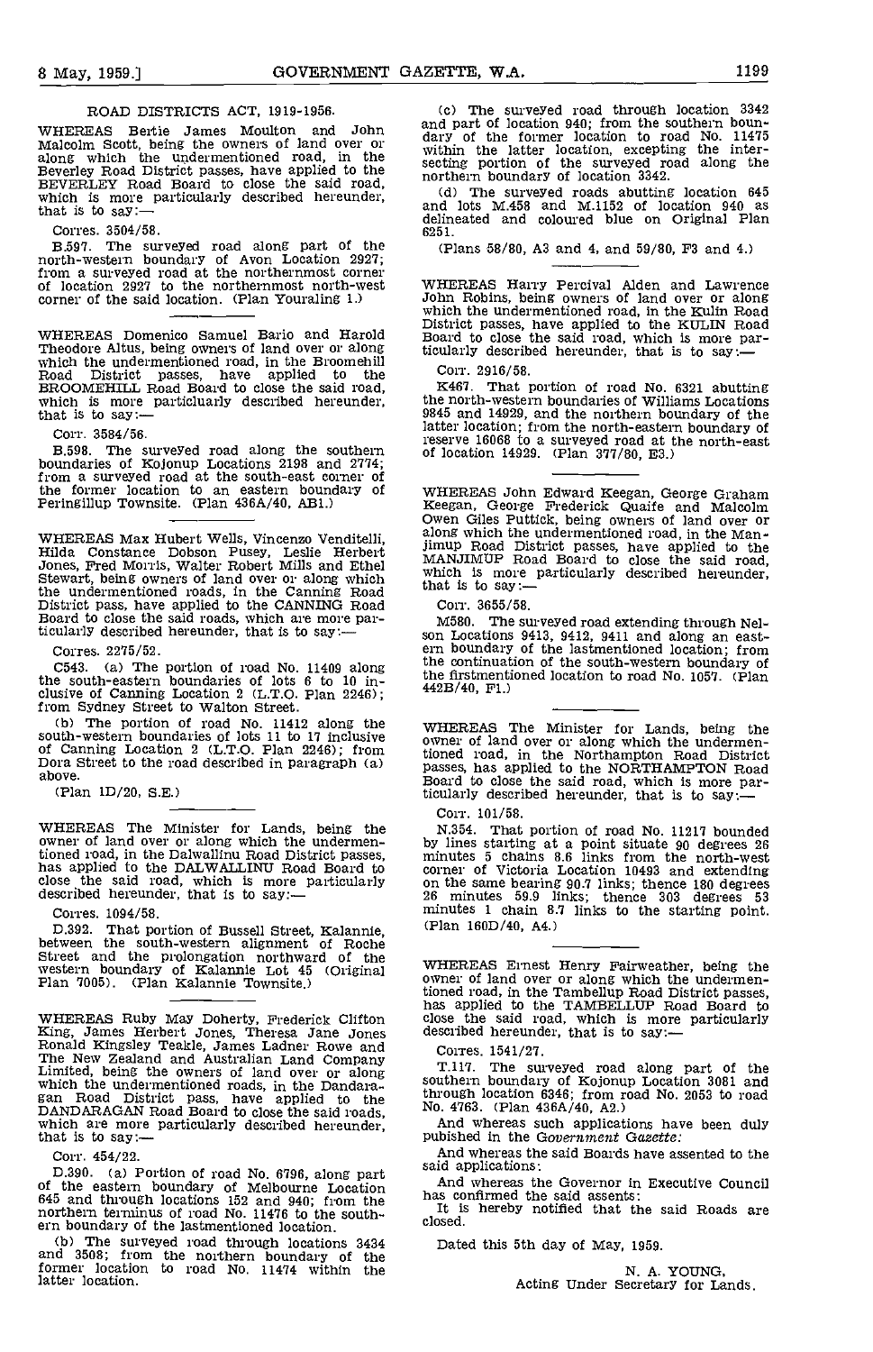## ROAD DISTRICTS ACT, 1919-1956.

WHEREAS Bertie James Moulton and John Malcolm Scott, being the owners of land over or along which the undermentioned road, in the Beverley Road District passes, have applied to the BEVERLEY Road Board to close the said road, which is more particularly described hereunder, that is to say:—

Corres. 3504/58.

B.597. The surveyed road along part of the north-western boundary of Avon Location 2927; from a surveyed road at the northernmost corner of location 2927 to the northernmost north-west corner of the said location. (Plan Youraling 1.)

---

WHEREAS Domenico Samuel Bario and Harold Theodore Altus, being owners of land over or along which the undermentioned road, in the Broomehill Road District passes, have applied to the BROOMEHILL Road Board to close the said road, which is more particularly described hereunder, that is to say:—

Corr. 3584/56.

B.598. The surveyed road along the southern boundaries of Kojonup Locations 2198 and 2774; from a surveyed road at the south-east corner of the former location to an eastern boundary of Peringillup Townsite. (Plan 436A/40, AB1.)

---

WHEREAS Max Hubert Wells, Vincenzo Venditelli, Hilda Constance Dobson Pusey, Leslie Herbert Jones, Fred Morris, Walter Robert Mills and Ethel Stewart, being owners of land over or along which the undermentioned roads, in the Canning Road District pass, have applied to the CANNING Road Board to close the said roads, which are more particularly described hereunder, that is to say:—

Corres. 2275/52.

C543. (a) The portion of road No. 11409 along the south-eastern boundaries of lots 6 to 10 inclusive of Canning Location 2 (L.T.O. Plan 2246); from Sydney Street to Walton Street.

(b) The portion of road No. 11412 along the south-western boundaries of lots 11 to 17 inclusive of Canning Location 2 (L.T.O. Plan 2246); from Dora Street to the road described in paragraph (a) above.

(Plan 1D/20, S.E.)

---

WHEREAS The Minister for Lands, being the owner of land over or along which the undermentioned road, in the Dalwallinu Road District passes, has applied to the DALWALLINU Road Board to close the said road, which is more particularly described hereunder, that is to say:—

Corres. 1094/58.

D.392. That portion of Bussell Street, Kalannie, between the south-western alignment of Roche Street and the prolongation northward of the western boundary of Kalannie Lot 45 (Original Plan 7005). (Plan Kalannie Townsite.)

---

WHEREAS Ruby May Doherty, Frederick Clifton King, James Herbert Jones, Theresa Jane Jones Ronald Kingsley Teakle, James Ladner Rowe and The New Zealand and Australian Land Company Limited, being the owners of land over or along which the undermentioned roads, in the Dandaragan Road District pass, have applied to the DANDARAGAN Road Board to close the said roads, which are more particularly described hereunder, that is to say:—

Corr. 454/22.

D.390. (a) Portion of road No. 6796, along part of the eastern boundary of Melbourne Location 645 and through locations 152 and 940; from the northern terminus of road No. 11476 to the southern boundary of the lastmentioned location.

(b) The surveyed road through locations 3434 and 3508; from the northern boundary of the former location to road No. 11474 within the latter location.

(c) The surveyed road through location 3342 and part of location 940; from the southern boundary of the former location to road No. 11475 within the latter location, excepting the intersecting portion of the surveyed road along the northern boundary of location 3342.

(d) The surveyed roads abutting location 645 and lots M.458 and M.1152 of location 940 as delineated and coloured blue on Original Plan 6251.

(Plans 58/80, A3 and 4, and 59/80, F3 and 4.)

---

WHEREAS Harry Percival Alden and Lawrence John Robins, being owners of land over or along which the undermentioned road, in the Kulin Road District passes, have applied to the KULIN Road Board to close the said road, which is more particularly described hereunder, that is to say:—

Corr. 2916/58.

K467. That portion of road No. 6321 abutting the north-western boundaries of Williams Locations 9845 and 14929, and the northern boundary of the latter location; from the north-eastern boundary of reserve 16068 to a surveyed road at the north-east of location 14929. (Plan 377/80, E3.)

---

WHEREAS John Edward Keegan, George Graham Keegan, George Frederick Quaife and Malcolm Owen Giles Puttick, being owners of land over or along which the undermentioned road, in the Manjimup Road District passes, have applied to the MANJIMUP Road Board to close the said road, which is more particularly described hereunder, that is to say:—

Corr. 3655/58.

M580. The surveyed road extending through Nelson Locations 9413, 9412, 9411 and along an eastern boundary of the lastmentioned location; from the continuation of the south-western boundary of the firstmentioned location to road No. 1057. (Plan 442B/40, F1.)

---

WHEREAS The Minister for Lands, being the owner of land over or along which the undermentioned road, in the Northampton Road District passes, has applied to the NORTHAMPTON Road Board to close the said road, which is more particularly described hereunder, that is to say:—

Corr. 101/58.

N.354. That portion of road No. 11217 bounded by lines starting at a point situate 90 degrees 26 minutes 5 chains 8.6 links from the north-west corner of Victoria Location 10493 and extending on the same bearing 90.7 links; thence 180 degrees 26 minutes 59.9 links; thence 303 degrees 53 minutes 1 chain 8.7 links to the starting point. (Plan 160D/40, A4.)

---

WHEREAS Ernest Henry Fairweather, being the owner of land over or along which the undermentioned road, in the Tambellup Road District passes, has applied to the TAMBELLUP Road Board to close the said road, which is more particularly described hereunder, that is to say:—

Corres. 1541/27.

T.117. The surveyed road along part of the southern boundary of Kojonup Location 3081 and through location 6346; from road No. 2053 to road No. 4763. (Plan 436A/40, A2.)

And whereas such applications have been duly pubished in the *Government Gazette:*

And whereas the said Boards have assented to the said applications:

And whereas the Governor in Executive Council has confirmed the said assents:

It is hereby notified that the said Roads are closed.

Dated this 5th day of May, 1959.

N. A. YOUNG,
Acting Under Secretary for Lands.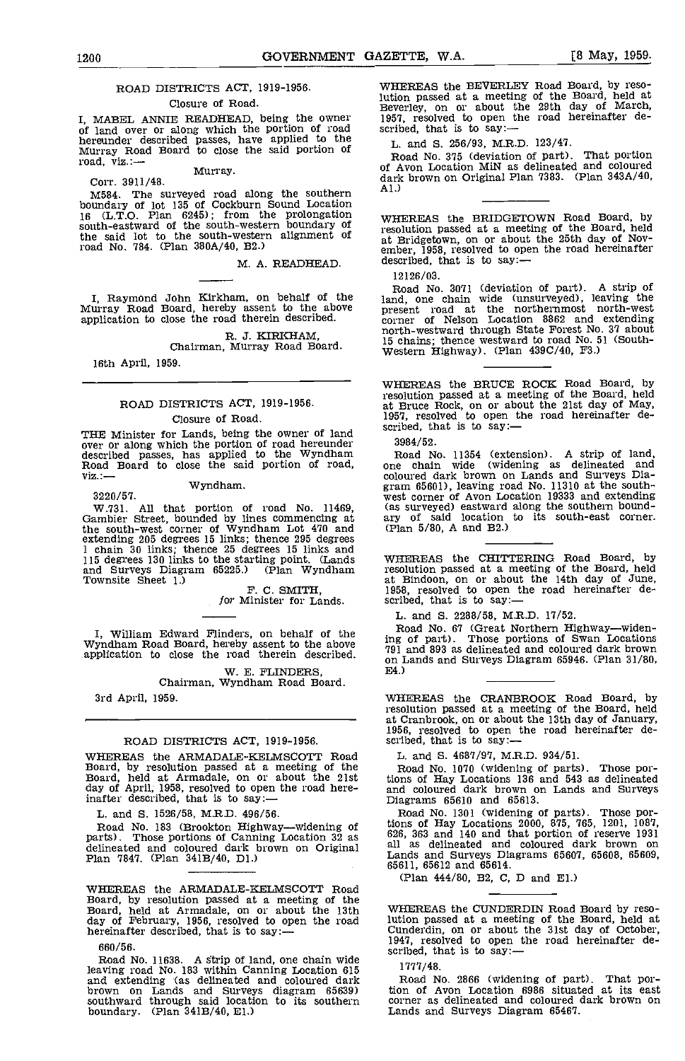## ROAD DISTRICTS ACT, 1919-1956.

### Closure of Road.

I, MABEL ANNIE READHEAD, being the owner of land over or along which the portion of road hereunder described passes, have applied to the Murray Road Board to close the said portion of road, viz.:—

Murray.

Corr. 3911/48.

M584. The surveyed road along the southern boundary of lot 135 of Cockburn Sound Location 16 (L.T.O. Plan 6245); from the prolongation south-eastward of the south-western boundary of the said lot to the south-western alignment of road No. 784. (Plan 380A/40, B2.)

M. A. READHEAD.

I, Raymond John Kirkham, on behalf of the Murray Road Board, hereby assent to the above application to close the road therein described.

R. J. KIRKHAM,
Chairman, Murray Road Board.

16th April, 1959.

## ROAD DISTRICTS ACT, 1919-1956.

### Closure of Road.

THE Minister for Lands, being the owner of land over or along which the portion of road hereunder described passes, has applied to the Wyndham Road Board to close the said portion of road, viz.:—

Wyndham.

3220/57.

W.731. All that portion of road No. 11469, Gambier Street, bounded by lines commencing at the south-west corner of Wyndham Lot 470 and extending 205 degrees 15 links; thence 295 degrees 1 chain 30 links; thence 25 degrees 15 links and 115 degrees 130 links to the starting point. (Lands and Surveys Diagram 65225.) (Plan Wyndham Townsite Sheet 1.)

F. C. SMITH,
*for* Minister for Lands.

I, William Edward Flinders, on behalf of the Wyndham Road Board, hereby assent to the above application to close the road therein described.

W. E. FLINDERS,
Chairman, Wyndham Road Board.

3rd April, 1959.

## ROAD DISTRICTS ACT, 1919-1956.

WHEREAS the ARMADALE-KELMSCOTT Road Board, by resolution passed at a meeting of the Board, held at Armadale, on or about the 21st day of April, 1958, resolved to open the road hereinafter described, that is to say:—

L. and S. 1526/58, M.R.D. 496/56.

Road No. 183 (Brookton Highway—widening of parts). Those portions of Canning Location 32 as delineated and coloured dark brown on Original Plan 7847. (Plan 341B/40, D1.)

WHEREAS the ARMADALE-KELMSCOTT Road Board, by resolution passed at a meeting of the Board, held at Armadale, on or about the 13th day of February, 1956, resolved to open the road hereinafter described, that is to say:—

660/56.

Road No. 11638. A strip of land, one chain wide leaving road No. 183 within Canning Location 615 and extending (as delineated and coloured dark brown on Lands and Surveys diagram 65639) southward through said location to its southern boundary. (Plan 341B/40, E1.)

WHEREAS the BEVERLEY Road Board, by resolution passed at a meeting of the Board, held at Beverley, on or about the 28th day of March, 1957, resolved to open the road hereinafter described, that is to say:—

L. and S. 256/93, M.R.D. 123/47.

Road No. 375 (deviation of part). That portion of Avon Location MiN as delineated and coloured dark brown on Original Plan 7383. (Plan 343A/40, A1.)

WHEREAS the BRIDGETOWN Road Board, by resolution passed at a meeting of the Board, held at Bridgetown, on or about the 25th day of November, 1958, resolved to open the road hereinafter described, that is to say:—

12126/03.

Road No. 3071 (deviation of part). A strip of land, one chain wide (unsurveyed), leaving the present road at the northernmost north-west corner of Nelson Location 8862 and extending north-westward through State Forest No. 37 about 15 chains; thence westward to road No. 51 (South-Western Highway). (Plan 439C/40, F3.)

WHEREAS the BRUCE ROCK Road Board, by resolution passed at a meeting of the Board, held at Bruce Rock, on or about the 21st day of May, 1957, resolved to open the road hereinafter described, that is to say:—

3984/52.

Road No. 11354 (extension). A strip of land, one chain wide (widening as delineated and coloured dark brown on Lands and Surveys Diagram 65601), leaving road No. 11310 at the south-west corner of Avon Location 19333 and extending (as surveyed) eastward along the southern boundary of said location to its south-east corner. (Plan 5/80, A and B2.)

WHEREAS the CHITTERING Road Board, by resolution passed at a meeting of the Board, held at Bindoon, on or about the 14th day of June, 1958, resolved to open the road hereinafter described, that is to say:—

L. and S. 2288/58, M.R.D. 17/52.

Road No. 67 (Great Northern Highway—widening of part). Those portions of Swan Locations 791 and 893 as delineated and coloured dark brown on Lands and Surveys Diagram 65946. (Plan 31/80, E4.)

WHEREAS the CRANBROOK Road Board, by resolution passed at a meeting of the Board, held at Cranbrook, on or about the 13th day of January, 1956, resolved to open the road hereinafter described, that is to say:—

L. and S. 4687/97, M.R.D. 934/51.

Road No. 1070 (widening of parts). Those portions of Hay Locations 136 and 543 as delineated and coloured dark brown on Lands and Surveys Diagrams 65610 and 65613.

Road No. 1301 (widening of parts). Those portions of Hay Locations 2000, 875, 765, 1201, 1087, 626, 363 and 140 and that portion of reserve 1931 all as delineated and coloured dark brown on Lands and Surveys Diagrams 65607, 65608, 65609, 65611, 65612 and 65614.

(Plan 444/80, B2, C, D and E1.)

WHEREAS the CUNDERDIN Road Board by resolution passed at a meeting of the Board, held at Cunderdin, on or about the 31st day of October, 1947, resolved to open the road hereinafter described, that is to say:—

1777/48.

Road No. 2866 (widening of part). That portion of Avon Location 6986 situated at its east corner as delineated and coloured dark brown on Lands and Surveys Diagram 65467.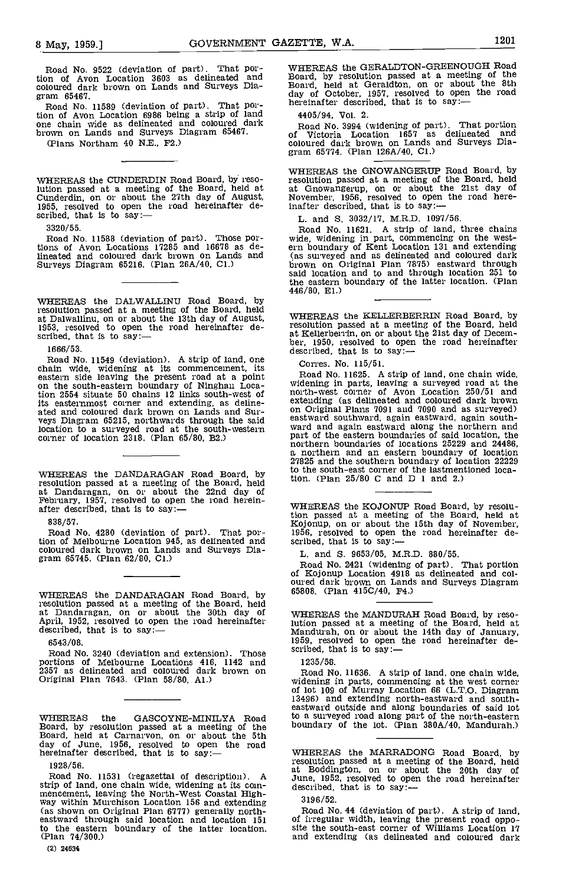Road No. 9522 (deviation of part). That portion of Avon Location 3603 as delineated and coloured dark brown on Lands and Surveys Diagram 65467.

Road No. 11589 (deviation of part). That portion of Avon Location 6986 being a strip of land one chain wide as delineated and coloured dark brown on Lands and Surveys Diagram 65467.

(Plans Northam 40 N.E., F2.)

---

WHEREAS the CUNDERDIN Road Board, by resolution passed at a meeting of the Board, held at Cunderdin, on or about the 27th day of August, 1955, resolved to open the road hereinafter described, that is to say:—

3320/55.

Road No. 11588 (deviation of part). Those portions of Avon Locations 17285 and 16678 as delineated and coloured dark brown on Lands and Surveys Diagram 65216. (Plan 26A/40, C1.)

---

WHEREAS the DALWALLINU Road Board, by resolution passed at a meeting of the Board, held at Dalwallinu, on or about the 13th day of August, 1953, resolved to open the road hereinafter described, that is to say:—

1666/53.

Road No. 11549 (deviation). A strip of land, one chain wide, widening at its commencement, its eastern side leaving the present road at a point on the south-eastern boundary of Ninghan Location 2554 situate 50 chains 12 links south-west of its easternmost corner and extending, as delineated and coloured dark brown on Lands and Surveys Diagram 65215, northwards through the said location to a surveyed road at the south-western corner of location 2318. (Plan 65/80, B2.)

---

WHEREAS the DANDARAGAN Road Board, by resolution passed at a meeting of the Board, held at Dandaragan, on or about the 22nd day of February, 1957, resolved to open the road hereinafter described, that is to say:—

838/57.

Road No. 4280 (deviation of part). That portion of Melbourne Location 945, as delineated and coloured dark brown on Lands and Surveys Diagram 65745. (Plan 62/80, C1.)

---

WHEREAS the DANDARAGAN Road Board, by resolution passed at a meeting of the Board, held at Dandaragan, on or about the 30th day of April, 1952, resolved to open the road hereinafter described, that is to say:—

6543/08.

Road No. 3240 (deviation and extension). Those portions of Melbourne Locations 416, 1142 and 2357 as delineated and coloured dark brown on Original Plan 7643. (Plan 58/80, A1.)

---

WHEREAS the GASCOYNE-MINILYA Road Board, by resolution passed at a meeting of the Board, held at Carnarvon, on or about the 5th day of June, 1956, resolved to open the road hereinafter described, that is to say:—

1928/56.

Road No. 11531 (regazettal of description). A strip of land, one chain wide, widening at its commencement, leaving the North-West Coastal Highway within Murchison Location 156 and extending (as shown on Original Plan 6777) generally northeastward through said location and location 151 to the eastern boundary of the latter location. (Plan 74/300.)

---

WHEREAS the GERALDTON-GREENOUGH Road Board, by resolution passed at a meeting of the Board, held at Geraldton, on or about the 8th day of October, 1957, resolved to open the road hereinafter described, that is to say:—

4405/94, Vol. 2.

Road No. 3994 (widening of part). That portion of Victoria Location 1657 as delineated and coloured dark brown on Lands and Surveys Diagram 65774. (Plan 126A/40, C1.)

---

WHEREAS the GNOWANGERUP Road Board, by resolution passed at a meeting of the Board, held at Gnowangerup, on or about the 21st day of November, 1956, resolved to open the road hereinafter described, that is to say:—

L. and S. 3032/17, M.R.D. 1097/56.

Road No. 11621. A strip of land, three chains wide, widening in part, commencing on the western boundary of Kent Location 131 and extending (as surveyed and as delineated and coloured dark brown on Original Plan 7875) eastward through said location and to and through location 251 to the eastern boundary of the latter location. (Plan 446/80, E1.)

---

WHEREAS the KELLERBERRIN Road Board, by resolution passed at a meeting of the Board, held at Kellerberrin, on or about the 21st day of December, 1950, resolved to open the road hereinafter described, that is to say:—

Corres. No. 115/51.

Road No. 11625. A strip of land, one chain wide, widening in parts, leaving a surveyed road at the north-west corner of Avon Location 250/51 and extending (as delineated and coloured dark brown on Original Plans 7091 and 7090 and as surveyed) eastward southward, again eastward, again southward and again eastward along the northern and part of the eastern boundaries of said location, the northern boundaries of locations 25229 and 24486, a northern and an eastern boundary of location 27825 and the southern boundary of location 22229 to the south-east corner of the lastmentioned location. (Plan 25/80 C and D 1 and 2.)

---

WHEREAS the KOJONUP Road Board, by resolution passed at a meeting of the Board, held at Kojonup, on or about the 15th day of November, 1956, resolved to open the road hereinafter described, that is to say:—

L. and S. 9653/05, M.R.D. 880/55.

Road No. 2421 (widening of part). That portion of Kojonup Location 4918 as delineated and coloured dark brown on Lands and Surveys Diagram 65808. (Plan 415C/40, F4.)

---

WHEREAS the MANDURAH Road Board, by resolution passed at a meeting of the Board, held at Mandurah, on or about the 14th day of January, 1959, resolved to open the road hereinafter described, that is to say:—

1235/58.

Road No. 11636. A strip of land, one chain wide, widening in parts, commencing at the west corner of lot 109 of Murray Location 66 (L.T.O. Diagram 13496) and extending north-eastward and southeastward outside and along boundaries of said lot to a surveyed road along part of the north-eastern boundary of the lot. (Plan 380A/40, Mandurah.)

---

WHEREAS the MARRADONG Road Board, by resolution passed at a meeting of the Board, held at Boddington, on or about the 20th day of June, 1952, resolved to open the road hereinafter described, that is to say:—

3196/52.

Road No. 44 (deviation of part). A strip of land, of irregular width, leaving the present road opposite the south-east corner of Williams Location 17 and extending (as delineated and coloured dark

(2) 24634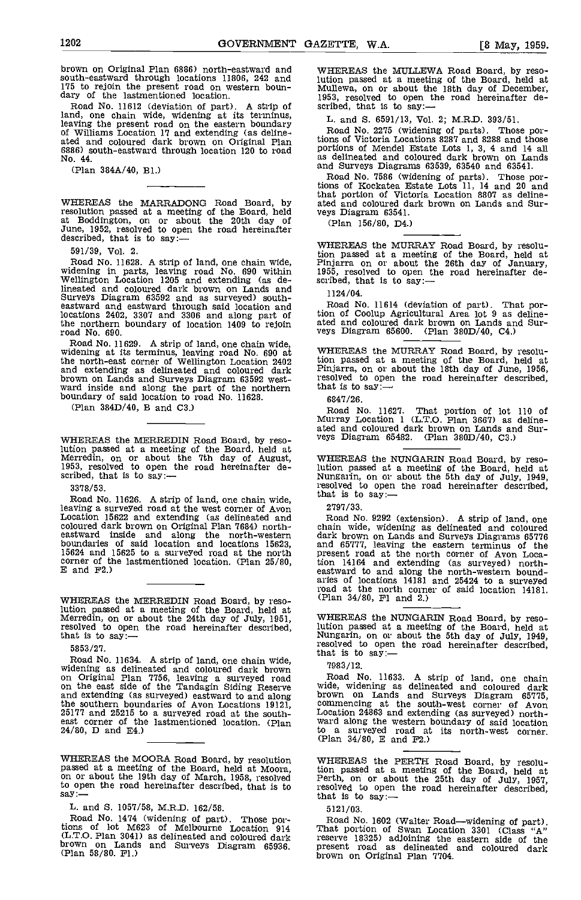brown on Original Plan 6886) north-eastward and south-eastward through locations 11806, 242 and 175 to rejoin the present road on western boundary of the lastmentioned location.

Road No. 11612 (deviation of part). A strip of land, one chain wide, widening at its terminus, leaving the present road on the eastern boundary of Williams Location 17 and extending (as delineated and coloured dark brown on Original Plan 6886) south-eastward through location 120 to road No. 44.

(Plan 384A/40, B1.)

---

WHEREAS the MARRADONG Road Board, by resolution passed at a meeting of the Board, held at Boddington, on or about the 20th day of June, 1952, resolved to open the road hereinafter described, that is to say:—

591/39, Vol. 2.

Road No. 11628. A strip of land, one chain wide, widening in parts, leaving road No. 690 within Wellington Location 1205 and extending (as delineated and coloured dark brown on Lands and Surveys Diagram 63592 and as surveyed) south-eastward and eastward through said location and locations 2402, 3307 and 3306 and along part of the northern boundary of location 1409 to rejoin road No. 690.

Road No. 11629. A strip of land, one chain wide, widening at its terminus, leaving road No. 690 at the north-east corner of Wellington Location 2402 and extending as delineated and coloured dark brown on Lands and Surveys Diagram 63592 westward inside and along the part of the northern boundary of said location to road No. 11628.

(Plan 384D/40, B and C3.)

---

WHEREAS the MERREDIN Road Board, by resolution passed at a meeting of the Board, held at Merredin, on or about the 7th day of August, 1953, resolved to open the road hereinafter described, that is to say:—

3378/53.

Road No. 11626. A strip of land, one chain wide, leaving a surveyed road at the west corner of Avon Location 15622 and extending (as delineated and coloured dark brown on Original Plan 7684) north-eastward inside and along the north-western boundaries of said location and locations 15623, 15624 and 15625 to a surveyed road at the north corner of the lastmentioned location. (Plan 25/80, E and F2.)

---

WHEREAS the MERREDIN Road Board, by resolution passed at a meeting of the Board, held at Merredin, on or about the 24th day of July, 1951, resolved to open the road hereinafter described, that is to say:—

5853/27.

Road No. 11634. A strip of land, one chain wide, widening as delineated and coloured dark brown on Original Plan 7756, leaving a surveyed road on the east side of the Tandagin Siding Reserve and extending (as surveyed) eastward to and along the southern boundaries of Avon Locations 19121, 25177 and 25215 to a surveyed road at the south-east corner of the lastmentioned location. (Plan 24/80, D and E4.)

---

WHEREAS the MOORA Road Board, by resolution passed at a meeting of the Board, held at Moora, on or about the 19th day of March, 1958, resolved to open the road hereinafter described, that is to say:—

L. and S. 1057/58, M.R.D. 162/58.

Road No. 1474 (widening of part). Those portions of lot M623 of Melbourne Location 914 (L.T.O. Plan 3041) as delineated and coloured dark brown on Lands and Surveys Diagram 65936. (Plan 58/80. F1.)

---

WHEREAS the MULLEWA Road Board, by resolution passed at a meeting of the Board, held at Mullewa, on or about the 18th day of December, 1953, resolved to open the road hereinafter described, that is to say:—

L. and S. 6591/13, Vol. 2; M.R.D. 393/51.

Road No. 2275 (widening of parts). Those portions of Victoria Locations 8287 and 8288 and those portions of Mendel Estate Lots 1, 3, 4 and 14 all as delineated and coloured dark brown on Lands and Surveys Diagrams 63539, 63540 and 63541.

Road No. 7586 (widening of parts). Those portions of Kockatea Estate Lots 11, 14 and 20 and that portion of Victoria Location 8807 as delineated and coloured dark brown on Lands and Surveys Diagram 63541.

(Plan 156/80, D4.)

---

WHEREAS the MURRAY Road Board, by resolution passed at a meeting of the Board, held at Pinjarra on or about the 26th day of January, 1955, resolved to open the road hereinafter described, that is to say:—

1124/04.

Road No. 11614 (deviation of part). That portion of Coolup Agricultural Area lot 9 as delineated and coloured dark brown on Lands and Surveys Diagram 65600. (Plan 380D/40, C4.)

---

WHEREAS the MURRAY Road Board, by resolution passed at a meeting of the Board, held at Pinjarra, on or about the 18th day of June, 1956, resolved to open the road hereinafter described, that is to say:—

6847/26.

Road No. 11627. That portion of lot 110 of Murray Location 1 (L.T.O. Plan 3667) as delineated and coloured dark brown on Lands and Surveys Diagram 65482. (Plan 380D/40, C3.)

---

WHEREAS the NUNGARIN Road Board, by resolution passed at a meeting of the Board, held at Nungarin, on or about the 5th day of July, 1949, resolved to open the road hereinafter described, that is to say:—

2797/33.

Road No. 9292 (extension). A strip of land, one chain wide, widening as delineated and coloured dark brown on Lands and Surveys Diagrams 65776 and 65777, leaving the eastern terminus of the present road at the north corner of Avon Location 14164 and extending (as surveyed) north-eastward to and along the north-western boundaries of locations 14181 and 25424 to a surveyed road at the north corner of said location 14181. (Plan 34/80, F1 and 2.)

---

WHEREAS the NUNGARIN Road Board, by resolution passed at a meeting of the Board, held at Nungarin, on or about the 5th day of July, 1949, resolved to open the road hereinafter described, that is to say:—

7983/12.

Road No. 11633. A strip of land, one chain wide, widening as delineated and coloured dark brown on Lands and Surveys Diagram 65775, commencing at the south-west corner of Avon Location 24863 and extending (as surveyed) northward along the western boundary of said location to a surveyed road at its north-west corner. (Plan 34/80, E and F2.)

---

WHEREAS the PERTH Road Board, by resolution passed at a meeting of the Board, held at Perth, on or about the 25th day of July, 1957, resolved to open the road hereinafter described, that is to say:—

5121/03.

Road No. 1602 (Walter Road—widening of part). That portion of Swan Location 3301 (Class "A" reserve 18325) adjoining the eastern side of the present road as delineated and coloured dark brown on Original Plan 7704.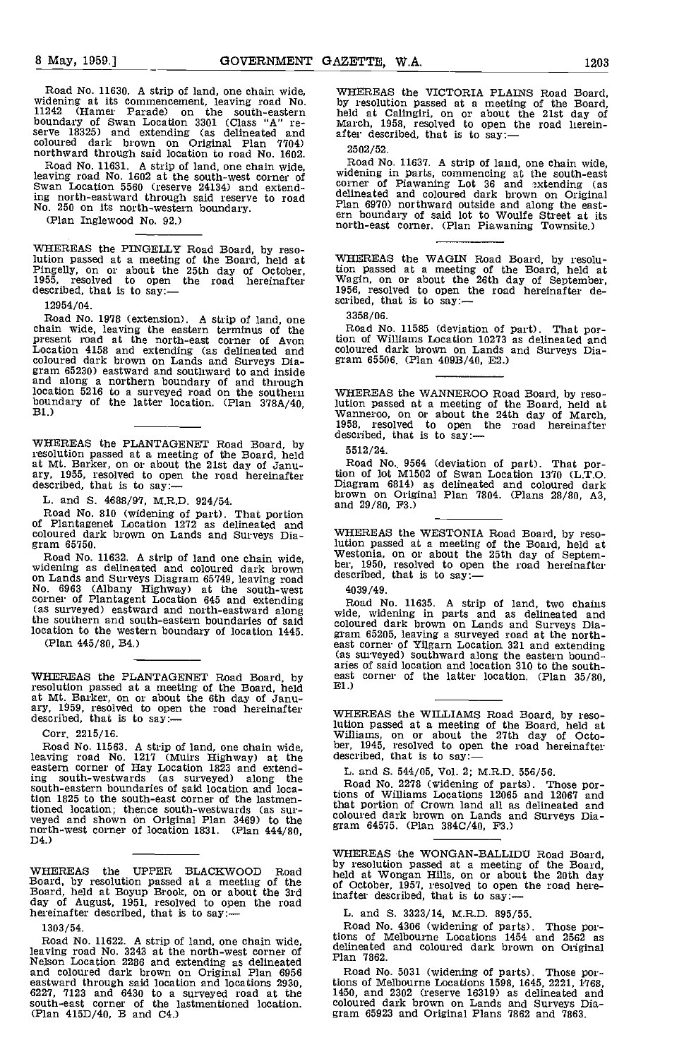Road No. 11630. A strip of land, one chain wide, widening at its commencement, leaving road No. 11242 (Hamer Parade) on the south-eastern boundary of Swan Location 3301 (Class "A" reserve 18325) and extending (as delineated and coloured dark brown on Original Plan 7704) northward through said location to road No. 1602.

Road No. 11631. A strip of land, one chain wide, leaving road No. 1602 at the south-west corner of Swan Location 5560 (reserve 24134) and extending north-eastward through said reserve to road No. 250 on its north-western boundary.

(Plan Inglewood No. 92.)

---

WHEREAS the PINGELLY Road Board, by resolution passed at a meeting of the Board, held at Pingelly, on or about the 25th day of October, 1955, resolved to open the road hereinafter described, that is to say:—

12954/04.

Road No. 1978 (extension). A strip of land, one chain wide, leaving the eastern terminus of the present road at the north-east corner of Avon Location 4158 and extending (as delineated and coloured dark brown on Lands and Surveys Diagram 65230) eastward and southward to and inside and along a northern boundary of and through location 5216 to a surveyed road on the southern boundary of the latter location. (Plan 378A/40, B1.)

---

WHEREAS the PLANTAGENET Road Board, by resolution passed at a meeting of the Board, held at Mt. Barker, on or about the 21st day of January, 1955, resolved to open the road hereinafter described, that is to say:—

L. and S. 4688/97, M.R.D. 924/54.

Road No. 810 (widening of part). That portion of Plantagenet Location 1272 as delineated and coloured dark brown on Lands and Surveys Diagram 65750.

Road No. 11632. A strip of land one chain wide, widening as delineated and coloured dark brown on Lands and Surveys Diagram 65749, leaving road No. 6963 (Albany Highway) at the south-west corner of Plantagent Location 645 and extending (as surveyed) eastward and north-eastward along the southern and south-eastern boundaries of said location to the western boundary of location 1445.

(Plan 445/80, B4.)

---

WHEREAS the PLANTAGENET Road Board, by resolution passed at a meeting of the Board, held at Mt. Barker, on or about the 6th day of January, 1959, resolved to open the road hereinafter described, that is to say:—

Corr. 2215/16.

Road No. 11563. A strip of land, one chain wide, leaving road No. 1217 (Muirs Highway) at the eastern corner of Hay Location 1823 and extending south-westwards (as surveyed) along the south-eastern boundaries of said location and location 1825 to the south-east corner of the lastmentioned location; thence south-westwards (as surveyed and shown on Original Plan 3469) to the north-west corner of location 1831. (Plan 444/80, D4.)

---

WHEREAS the UPPER BLACKWOOD Road Board, by resolution passed at a meeting of the Board, held at Boyup Brook, on or about the 3rd day of August, 1951, resolved to open the road hereinafter described, that is to say:—

1303/54.

Road No. 11622. A strip of land, one chain wide, leaving road No. 3243 at the north-west corner of Nelson Location 2286 and extending as delineated and coloured dark brown on Original Plan 6956 eastward through said location and locations 2930, 6227, 7123 and 6430 to a surveyed road at the south-east corner of the lastmentioned location. (Plan 415D/40, B and C4.)

---

WHEREAS the VICTORIA PLAINS Road Board, by resolution passed at a meeting of the Board, held at Calingiri, on or about the 21st day of March, 1958, resolved to open the road hereinafter described, that is to say:—

2502/52.

Road No. 11637. A strip of land, one chain wide, widening in parts, commencing at the south-east corner of Piawaning Lot 36 and extending (as delineated and coloured dark brown on Original Plan 6970) northward outside and along the eastern boundary of said lot to Woulfe Street at its north-east corner. (Plan Piawaning Townsite.)

---

WHEREAS the WAGIN Road Board, by resolution passed at a meeting of the Board, held at Wagin, on or about the 26th day of September, 1956, resolved to open the road hereinafter described, that is to say:—

3358/06.

Road No. 11585 (deviation of part). That portion of Williams Location 10273 as delineated and coloured dark brown on Lands and Surveys Diagram 65506. (Plan 409B/40, E2.)

---

WHEREAS the WANNEROO Road Board, by resolution passed at a meeting of the Board, held at Wanneroo, on or about the 24th day of March, 1958, resolved to open the road hereinafter described, that is to say:—

5512/24.

Road No. 9564 (deviation of part). That portion of lot M1502 of Swan Location 1370 (L.T.O. Diagram 6814) as delineated and coloured dark brown on Original Plan 7804. (Plans 28/80, A3, and 29/80, F3.)

---

WHEREAS the WESTONIA Road Board, by resolution passed at a meeting of the Board, held at Westonia, on or about the 25th day of September, 1950, resolved to open the road hereinafter described, that is to say:—

4039/49.

Road No. 11635. A strip of land, two chains wide, widening in parts and as delineated and coloured dark brown on Lands and Surveys Diagram 65205, leaving a surveyed road at the north-east corner of Yilgarn Location 321 and extending (as surveyed) southward along the eastern boundaries of said location and location 310 to the south-east corner of the latter location. (Plan 35/80, E1.)

---

WHEREAS the WILLIAMS Road Board, by resolution passed at a meeting of the Board, held at Williams, on or about the 27th day of October, 1945, resolved to open the road hereinafter described, that is to say:—

L. and S. 544/05, Vol. 2; M.R.D. 556/56.

Road No. 2278 (widening of parts). Those portions of Williams Locations 12065 and 12067 and that portion of Crown land all as delineated and coloured dark brown on Lands and Surveys Diagram 64575. (Plan 384C/40, F3.)

---

WHEREAS the WONGAN-BALLIDU Road Board, by resolution passed at a meeting of the Board, held at Wongan Hills, on or about the 20th day of October, 1957, resolved to open the road hereinafter described, that is to say:—

L. and S. 3323/14, M.R.D. 895/55.

Road No. 4306 (widening of parts). Those portions of Melbourne Locations 1454 and 2562 as delineated and coloured dark brown on Original Plan 7862.

Road No. 5031 (widening of parts). Those portions of Melbourne Locations 1598, 1645, 2221, 1768, 1450, and 2302 (reserve 16319) as delineated and coloured dark brown on Lands and Surveys Diagram 65923 and Original Plans 7862 and 7863.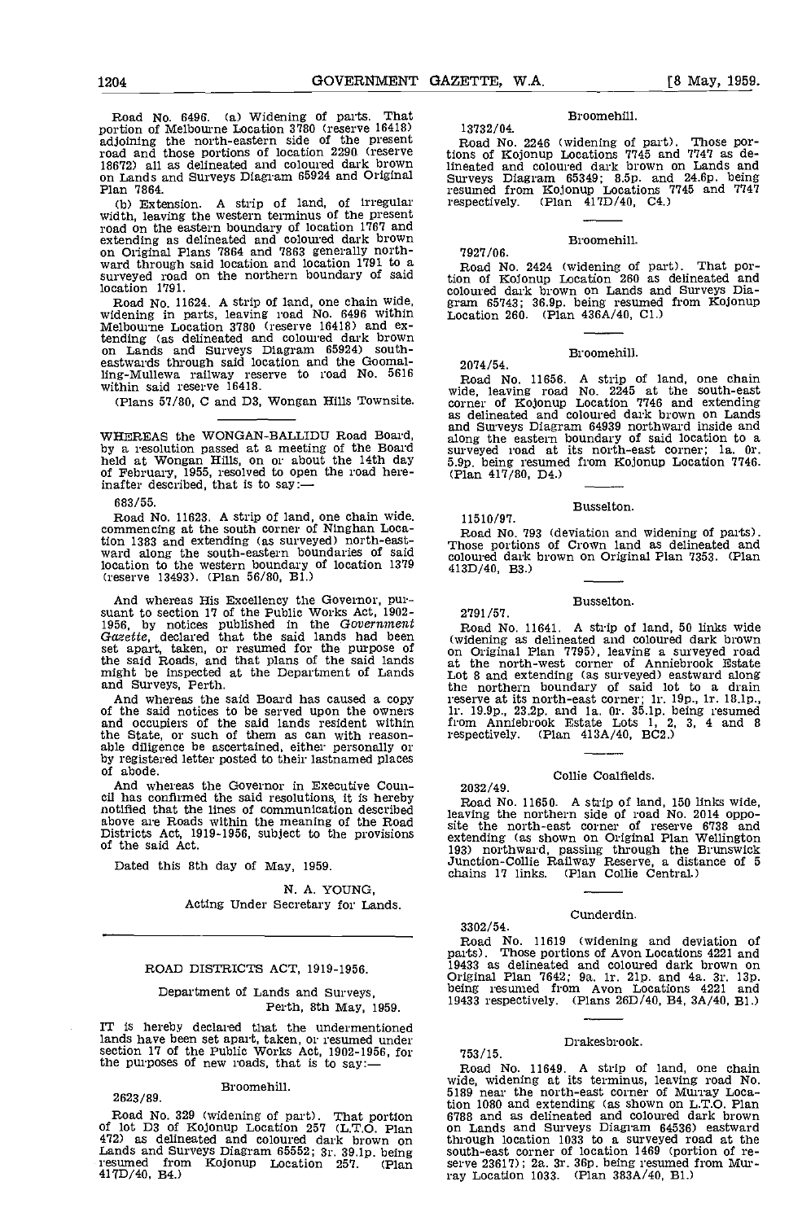Road No. 6496. (a) Widening of parts. That portion of Melbourne Location 3780 (reserve 16418) adjoining the north-eastern side of the present road and those portions of location 2290 (reserve 18672) all as delineated and coloured dark brown on Lands and Surveys Diagram 65924 and Original Plan 7864.

(b) Extension. A strip of land, of irregular width, leaving the western terminus of the present road on the eastern boundary of location 1767 and extending as delineated and coloured dark brown on Original Plans 7864 and 7863 generally northward through said location and location 1791 to a surveyed road on the northern boundary of said location 1791.

Road No. 11624. A strip of land, one chain wide, widening in parts, leaving road No. 6496 within Melbourne Location 3780 (reserve 16418) and extending (as delineated and coloured dark brown on Lands and Surveys Diagram 65924) south-eastwards through said location and the Goomalling-Mullewa railway reserve to road No. 5616 within said reserve 16418.

(Plans 57/80, C and D3, Wongan Hills Townsite.

WHEREAS the WONGAN-BALLIDU Road Board, by a resolution passed at a meeting of the Board held at Wongan Hills, on or about the 14th day of February, 1955, resolved to open the road hereinafter described, that is to say:—

683/55.

Road No. 11623. A strip of land, one chain wide. commencing at the south corner of Ninghan Location 1383 and extending (as surveyed) north-eastward along the south-eastern boundaries of said location to the western boundary of location 1379 (reserve 13493). (Plan 56/80, B1.)

And whereas His Excellency the Governor, pursuant to section 17 of the Public Works Act, 1902-1956, by notices published in the *Government Gazette*, declared that the said lands had been set apart, taken, or resumed for the purpose of the said Roads, and that plans of the said lands might be inspected at the Department of Lands and Surveys, Perth.

And whereas the said Board has caused a copy of the said notices to be served upon the owners and occupiers of the said lands resident within the State, or such of them as can with reasonable diligence be ascertained, either personally or by registered letter posted to their lastnamed places of abode.

And whereas the Governor in Executive Council has confirmed the said resolutions, it is hereby notified that the lines of communication described above are Roads within the meaning of the Road Districts Act, 1919-1956, subject to the provisions of the said Act.

Dated this 8th day of May, 1959.

N. A. YOUNG,
Acting Under Secretary for Lands.

## ROAD DISTRICTS ACT, 1919-1956.

Department of Lands and Surveys,
Perth, 8th May, 1959.

IT is hereby declared that the undermentioned lands have been set apart, taken, or resumed under section 17 of the Public Works Act, 1902-1956, for the purposes of new roads, that is to say:—

### Broomehill.

2623/89.

Road No. 329 (widening of part). That portion of lot D3 of Kojonup Location 257 (L.T.O. Plan 472) as delineated and coloured dark brown on Lands and Surveys Diagram 65552; 3r. 39.1p. being resumed from Kojonup Location 257. (Plan 417D/40, B4.)

### Broomehill.

13732/04.

Road No. 2246 (widening of part). Those portions of Kojonup Locations 7745 and 7747 as delineated and coloured dark brown on Lands and Surveys Diagram 65349; 8.5p. and 24.6p. being resumed from Kojonup Locations 7745 and 7747 respectively. (Plan 417D/40, C4.)

### Broomehill.

7927/06.

Road No. 2424 (widening of part). That portion of Kojonup Location 260 as delineated and coloured dark brown on Lands and Surveys Diagram 65743; 36.9p. being resumed from Kojonup Location 260. (Plan 436A/40, C1.)

### Broomehill.

2074/54.

Road No. 11656. A strip of land, one chain wide, leaving road No. 2245 at the south-east corner of Kojonup Location 7746 and extending as delineated and coloured dark brown on Lands and Surveys Diagram 64939 northward inside and along the eastern boundary of said location to a surveyed road at its north-east corner; 1a. 0r. 5.9p. being resumed from Kojonup Location 7746. (Plan 417/80, D4.)

### Busselton.

11510/97.

Road No. 793 (deviation and widening of parts). Those portions of Crown land as delineated and coloured dark brown on Original Plan 7353. (Plan 413D/40, B3.)

### Busselton.

2791/57.

Road No. 11641. A strip of land, 50 links wide (widening as delineated and coloured dark brown on Original Plan 7795), leaving a surveyed road at the north-west corner of Anniebrook Estate Lot 8 and extending (as surveyed) eastward along the northern boundary of said lot to a drain reserve at its north-east corner; 1r. 19p., 1r. 18.1p., 1r. 19.9p., 23.2p. and 1a. 0r. 35.1p. being resumed from Anniebrook Estate Lots 1, 2, 3, 4 and 8 respectively. (Plan 413A/40, BC2.)

### Collie Coalfields.

2032/49.

Road No. 11650. A strip of land, 150 links wide, leaving the northern side of road No. 2014 opposite the north-east corner of reserve 6738 and extending (as shown on Original Plan Wellington 193) northward, passing through the Brunswick Junction-Collie Railway Reserve, a distance of 5 chains 17 links. (Plan Collie Central.)

### Cunderdin.

3302/54.

Road No. 11619 (widening and deviation of parts). Those portions of Avon Locations 4221 and 19433 as delineated and coloured dark brown on Original Plan 7642; 9a. 1r. 21p. and 4a. 3r. 13p. being resumed from Avon Locations 4221 and 19433 respectively. (Plans 26D/40, B4, 3A/40, B1.)

### Drakesbrook.

753/15.

Road No. 11649. A strip of land, one chain wide, widening at its terminus, leaving road No. 5189 near the north-east corner of Murray Location 1080 and extending (as shown on L.T.O. Plan 6788 and as delineated and coloured dark brown on Lands and Surveys Diagram 64536) eastward through location 1033 to a surveyed road at the south-east corner of location 1469 (portion of reserve 23617); 2a. 3r. 36p. being resumed from Murray Location 1033. (Plan 383A/40, B1.)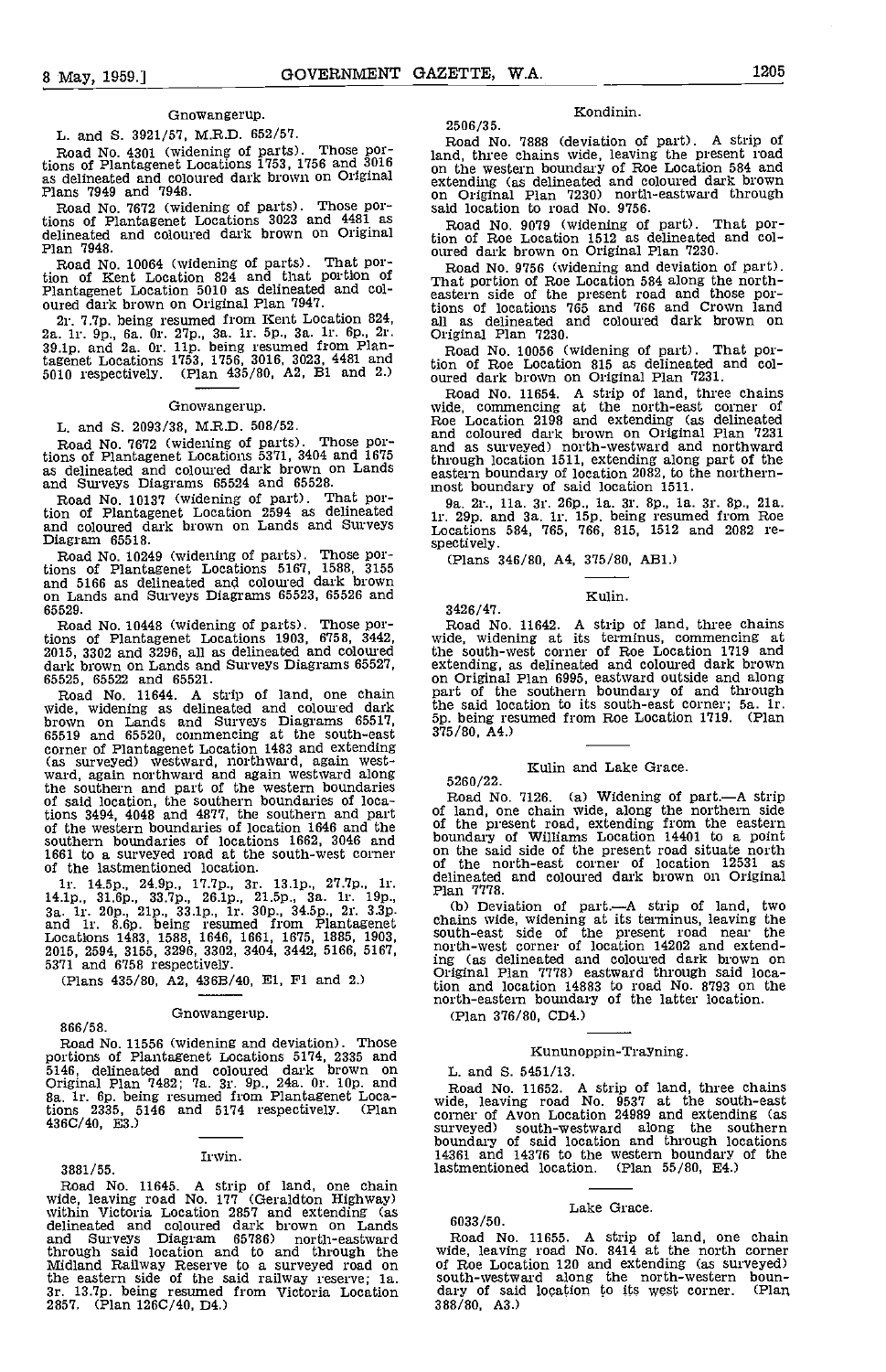### Gnowangerup.

L. and S. 3921/57, M.R.D. 652/57.

Road No. 4301 (widening of parts). Those portions of Plantagenet Locations 1753, 1756 and 3016 as delineated and coloured dark brown on Original Plans 7949 and 7948.

Road No. 7672 (widening of parts). Those portions of Plantagenet Locations 3023 and 4481 as delineated and coloured dark brown on Original Plan 7948.

Road No. 10064 (widening of parts). That portion of Kent Location 824 and that portion of Plantagenet Location 5010 as delineated and coloured dark brown on Original Plan 7947.

2r. 7.7p. being resumed from Kent Location 824, 2a. 1r. 9p., 6a. 0r. 27p., 3a. 1r. 5p., 3a. 1r. 6p., 2r. 39.1p. and 2a. 0r. 11p. being resumed from Plantagenet Locations 1753, 1756, 3016, 3023, 4481 and 5010 respectively. (Plan 435/80, A2, B1 and 2.)

### Gnowangerup.

L. and S. 2093/38, M.R.D. 508/52.

Road No. 7672 (widening of parts). Those portions of Plantagenet Locations 5371, 3404 and 1675 as delineated and coloured dark brown on Lands and Surveys Diagrams 65524 and 65528.

Road No. 10137 (widening of part). That portion of Plantagenet Location 2594 as delineated and coloured dark brown on Lands and Surveys Diagram 65518.

Road No. 10249 (widening of parts). Those portions of Plantagenet Locations 5167, 1588, 3155 and 5166 as delineated and coloured dark brown on Lands and Surveys Diagrams 65523, 65526 and 65529.

Road No. 10448 (widening of parts). Those portions of Plantagenet Locations 1903, 6758, 3442, 2015, 3302 and 3296, all as delineated and coloured dark brown on Lands and Surveys Diagrams 65527, 65525, 65522 and 65521.

Road No. 11644. A strip of land, one chain wide, widening as delineated and coloured dark brown on Lands and Surveys Diagrams 65517, 65519 and 65520, commencing at the south-east corner of Plantagenet Location 1483 and extending (as surveyed) westward, northward, again westward, again northward and again westward along the southern and part of the western boundaries of said location, the southern boundaries of locations 3494, 4048 and 4877, the southern and part of the western boundaries of location 1646 and the southern boundaries of locations 1662, 3046 and 1661 to a surveyed road at the south-west corner of the lastmentioned location.

1r. 14.5p., 24.9p., 17.7p., 3r. 13.1p., 27.7p., 1r. 14.1p., 31.6p., 33.7p., 26.1p., 21.5p., 3a. 1r. 19p., 3a. 1r. 20p., 21p., 33.1p., 1r. 30p., 34.5p., 2r. 3.3p. and 1r. 8.6p. being resumed from Plantagenet Locations 1483, 1588, 1646, 1661, 1675, 1885, 1903, 2015, 2594, 3155, 3296, 3302, 3404, 3442, 5166, 5167, 5371 and 6758 respectively.

(Plans 435/80, A2, 436B/40, E1, F1 and 2.)

### Gnowangerup.

866/58.

Road No. 11556 (widening and deviation). Those portions of Plantagenet Locations 5174, 2335 and 5146, delineated and coloured dark brown on Original Plan 7482; 7a. 3r. 9p., 24a. 0r. 10p. and 8a. 1r. 6p. being resumed from Plantagenet Locations 2335, 5146 and 5174 respectively. (Plan 436C/40, E3.)

### Irwin.

3881/55.

Road No. 11645. A strip of land, one chain wide, leaving road No. 177 (Geraldton Highway) within Victoria Location 2857 and extending (as delineated and coloured dark brown on Lands and Surveys Diagram 65786) north-eastward through said location and to and through the Midland Railway Reserve to a surveyed road on the eastern side of the said railway reserve; 1a. 3r. 13.7p. being resumed from Victoria Location 2857. (Plan 126C/40, D4.)

### Kondinin.

2506/35.

Road No. 7888 (deviation of part). A strip of land, three chains wide, leaving the present road on the western boundary of Roe Location 584 and extending (as delineated and coloured dark brown on Original Plan 7230) north-eastward through said location to road No. 9756.

Road No. 9079 (widening of part). That portion of Roe Location 1512 as delineated and coloured dark brown on Original Plan 7230.

Road No. 9756 (widening and deviation of part). That portion of Roe Location 584 along the north-eastern side of the present road and those portions of locations 765 and 766 and Crown land all as delineated and coloured dark brown on Original Plan 7230.

Road No. 10056 (widening of part). That portion of Roe Location 815 as delineated and coloured dark brown on Original Plan 7231.

Road No. 11654. A strip of land, three chains wide, commencing at the north-east corner of Roe Location 2198 and extending (as delineated and coloured dark brown on Original Plan 7231 and as surveyed) north-westward and northward through location 1511, extending along part of the eastern boundary of location 2082, to the northernmost boundary of said location 1511.

9a. 2r., 11a. 3r. 26p., 1a. 3r. 8p., 1a. 3r. 8p., 21a. 1r. 29p. and 3a. 1r. 15p. being resumed from Roe Locations 584, 765, 766, 815, 1512 and 2082 respectively.

(Plans 346/80, A4, 375/80, AB1.)

### Kulin.

3426/47.

Road No. 11642. A strip of land, three chains wide, widening at its terminus, commencing at the south-west corner of Roe Location 1719 and extending, as delineated and coloured dark brown on Original Plan 6995, eastward outside and along part of the southern boundary of and through the said location to its south-east corner; 5a. 1r. 5p. being resumed from Roe Location 1719. (Plan 375/80, A4.)

### Kulin and Lake Grace.

5260/22.

Road No. 7126. (a) Widening of part.—A strip of land, one chain wide, along the northern side of the present road, extending from the eastern boundary of Williams Location 14401 to a point on the said side of the present road situate north of the north-east corner of location 12531 as delineated and coloured dark brown on Original Plan 7778.

(b) Deviation of part.—A strip of land, two chains wide, widening at its terminus, leaving the south-east side of the present road near the north-west corner of location 14202 and extending (as delineated and coloured dark brown on Original Plan 7778) eastward through said location and location 14883 to road No. 8793 on the north-eastern boundary of the latter location.

(Plan 376/80, CD4.)

### Kununoppin-Trayning.

L. and S. 5451/13.

Road No. 11652. A strip of land, three chains wide, leaving road No. 9537 at the south-east corner of Avon Location 24989 and extending (as surveyed) south-westward along the southern boundary of said location and through locations 14361 and 14376 to the western boundary of the lastmentioned location. (Plan 55/80, E4.)

### Lake Grace.

6033/50.

Road No. 11655. A strip of land, one chain wide, leaving road No. 8414 at the north corner of Roe Location 120 and extending (as surveyed) south-westward along the north-western boundary of said location to its west corner. (Plan 388/80, A3.)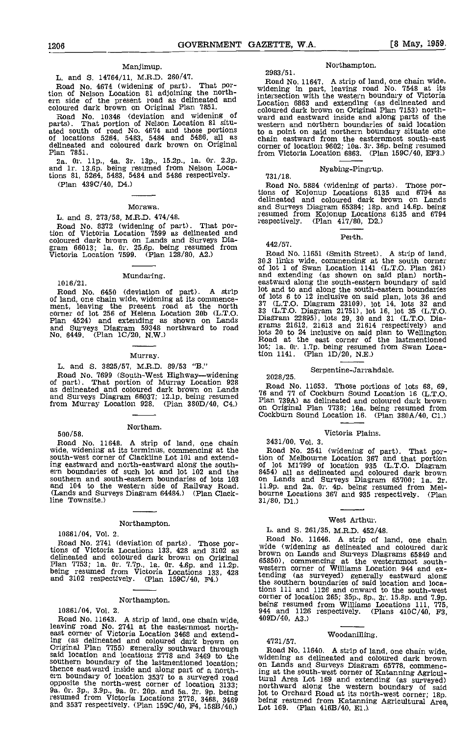Manjimup.

L. and S. 14764/11, M.R.D. 260/47.

Road No. 4674 (widening of part). That portion of Nelson Location 81 adjoining the northern side of the present road as delineated and coloured dark brown on Original Plan 7851.

Road No. 10346 (deviation and widening of parts). That portion of Nelson Location 81 situated south of road No. 4674 and those portions of locations 5264, 5483, 5484 and 5486, all as delineated and coloured dark brown on Original Plan 7851.

2a. 0r. 11p., 4a. 3r. 13p., 15.2p., 1a. 0r. 2.3p. and 1r. 13.6p. being resumed from Nelson Locations 81, 5264, 5483, 5484 and 5486 respectively.

(Plan 439C/40, D4.)

Morawa.

L. and S. 273/58, M.R.D. 474/46.

Road No. 8372 (widening of part). That portion of Victoria Location 7599 as delineated and coloured dark brown on Lands and Surveys Diagram 66013; 1a. 0r. 25.6p. being resumed from Victoria Location 7599. (Plan 128/80, A2.)

Mundaring.

1016/21.

Road No. 6450 (deviation of part). A strip of land, one chain wide, widening at its commencement, leaving the present road at the north corner of lot 256 of Helena Location 20b (L.T.O. Plan 4524) and extending as shown on Lands and Surveys Diagram 59348 northward to road No. 6449. (Plan 1C/20, N.W.)

Murray.

L. and S. 3825/57, M.R.D. 89/53 "B."

Road No. 7699 (South-West Highway—widening of part). That portion of Murray Location 928 as delineated and coloured dark brown on Lands and Surveys Diagram 66037; 12.1p. being resumed from Murray Location 928. (Plan 380D/40, C4.)

Northam.

500/58.

Road No. 11648. A strip of land, one chain wide, widening at its terminus, commencing at the south-west corner of Clackline Lot 101 and extending eastward and north-eastward along the southern boundaries of such lot and lot 102 and the southern and south-eastern boundaries of lots 103 and 104 to the western side of Railway Road. (Lands and Surveys Diagram 64484.) (Plan Clackline Townsite.)

Northampton.

10861/04, Vol. 2.

Road No. 2741 (deviation of parts). Those portions of Victoria Locations 133, 428 and 3102 as delineated and coloured dark brown on Original Plan 7753; 1a. 0r. 7.7p., 1a. 0r. 4.6p. and 11.2p. being resumed from Victoria Locations 133, 428 and 3102 respectively. (Plan 159C/40, F4.)

Northampton.

10861/04, Vol. 2.

Road No. 11643. A strip of land, one chain wide, leaving road No. 2741 at the easternmost northeast corner of Victoria Location 3468 and extending (as delineated and coloured dark brown on Original Plan 7755) generally southward through said location and locations 2778 and 3469 to the southern boundary of the lastmentioned location; thence eastward inside and along part of a northern boundary of location 3537 to a surveyed road opposite the north-west corner of location 3133; 9a. 0r. 3p., 3.9p., 9a. 0r. 20p. and 5a. 2r. 9p. being resumed from Victoria Locations 2778, 3468, 3469 and 3537 respectively. (Plan 159C/40, F4, 158B/40.)

Northampton.

2983/51.

Road No. 11647. A strip of land, one chain wide, widening in part, leaving road No. 7548 at its intersection with the western boundary of Victoria Location 6863 and extending (as delineated and coloured dark brown on Original Plan 7153) northward and eastward inside and along parts of the western and northern boundaries of said location to a point on said northern boundary situate one chain eastward from the easternmost south-east corner of location 9602; 10a. 3r. 36p. being resumed from Victoria Location 6863. (Plan 159C/40, EF3.)

Nyabing-Pingrup.

731/18.

Road No. 5884 (widening of parts). Those portions of Kojonup Locations 6135 and 6794 as delineated and coloured dark brown on Lands and Surveys Diagram 65384; 18p. and 14.6p. being resumed from Kojonup Locations 6135 and 6794 respectively. (Plan 417/80, D2.)

Perth.

442/57.

Road No. 11651 (Smith Street). A strip of land, 30.3 links wide, commencing at the south corner of lot 1 of Swan Location 1141 (L.T.O. Plan 261) and extending (as shown on said plan) northeastward along the south-eastern boundary of said lot and to and along the south-eastern boundaries of lots 6 to 12 inclusive on said plan, lots 36 and 37 (L.T.O. Diagram 23109), lot 14, lots 32 and 33 (L.T.O. Diagram 21751), lot 16, lot 35 (L.T.O. Diagram 22895), lots 29, 30 and 31 (L.T.O. Diagrams 21612, 21613 and 21614 respectively) and lots 20 to 24 inclusive on said plan to Wellington Road at the east corner of the lastmentioned lot; 1a. 0r. 1.7p. being resumed from Swan Location 1141. (Plan 1D/20, N.E.)

Serpentine-Jarrahdale.

2028/25.

Road No. 11653. Those portions of lots 68, 69, 76 and 77 of Cockburn Sound Location 16 (L.T.O. Plan 739A) as delineated and coloured dark brown on Original Plan 7738; 16a. being resumed from Cockburn Sound Location 16. (Plan 380A/40, C1.)

Victoria Plains.

3431/00, Vol. 3.

Road No. 2541 (widening of part). That portion of Melbourne Location 367 and that portion of lot M1799 of location 935 (L.T.O. Diagram 8454) all as delineated and coloured dark brown on Lands and Surveys Diagram 65700; 1a. 2r. 11.9p. and 2a. 0r. 4p. being resumed from Melbourne Locations 367 and 935 respectively. (Plan 31/80, D1.)

West Arthur.

L. and S. 261/35, M.R.D. 452/48.

Road No. 11646. A strip of land, one chain wide (widening as delineated and coloured dark brown on Lands and Surveys Diagrams 65849 and 65850), commencing at the westernmost southwestern corner of Williams Location 944 and extending (as surveyed) generally eastward along the southern boundaries of said location and locations 111 and 1126 and onward to the south-west corner of location 265; 35p., 8p., 3r. 15.8p. and 7.9p. being resumed from Williams Locations 111, 775, 944 and 1126 respectively. (Plans 410C/40, F3, 409D/40, A3.)

Woodanilling.

4721/57.

Road No. 11640. A strip of land, one chain wide, widening as delineated and coloured dark brown on Lands and Surveys Diagram 65778, commencing at the south-west corner of Katanning Agricultural Area Lot 169 and extending (as surveyed) northward along the western boundary of said lot to Orchard Road at its north-west corner; 18p. being resumed from Katanning Agricultural Area Lot 169. (Plan 416B/40, E1.)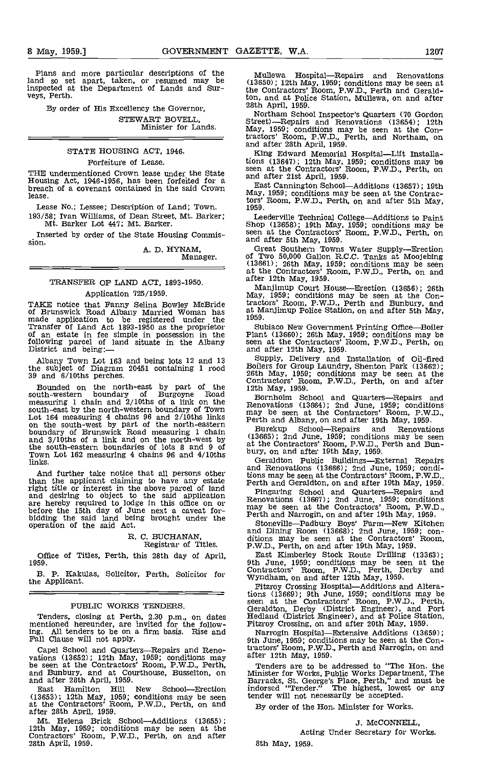Plans and more particular descriptions of the land so set apart, taken, or resumed may be inspected at the Department of Lands and Surveys, Perth.

By order of His Excellency the Governor,

STEWART BOVELL,
Minister for Lands.

---

## STATE HOUSING ACT, 1946.

### Forfeiture of Lease.

THE undermentioned Crown lease under the State Housing Act, 1946-1956, has been forfeited for a breach of a covenant contained in the said Crown lease.

Lease No.; Lessee; Description of Land; Town.

193/58; Ivan Williams, of Dean Street, Mt. Barker; Mt. Barker Lot 447; Mt. Barker.

Inserted by order of the State Housing Commission.

A. D. HYNAM,
Manager.

---

## TRANSFER OF LAND ACT, 1893-1950.

### Application 725/1959.

TAKE notice that Fanny Selina Bowley McBride of Brunswick Road Albany Married Woman has made application to be registered under the Transfer of Land Act 1893-1950 as the proprietor of an estate in fee simple in possession in the following parcel of land situate in the Albany District and being:—

Albany Town Lot 163 and being lots 12 and 13 the subject of Diagram 20451 containing 1 rood 39 and 6/10ths perches.

Bounded on the north-east by part of the south-western boundary of Burgoyne Road measuring 1 chain and 2/10ths of a link on the south-east by the north-western boundary of Town Lot 164 measuring 4 chains 96 and 2/10ths links on the south-west by part of the north-eastern boundary of Brunswick Road measuring 1 chain and 3/10ths of a link and on the north-west by the south-eastern boundaries of lots 8 and 9 of Town Lot 162 measuring 4 chains 96 and 4/10ths links.

And further take notice that all persons other than the applicant claiming to have any estate right title or interest in the above parcel of land and desiring to object to the said application are hereby required to lodge in this office on or before the 15th day of June next a caveat forbidding the said land being brought under the operation of the said Act.

R. C. BUCHANAN,
Registrar of Titles.

Office of Titles, Perth, this 28th day of April, 1959.

B. P. Kakulas, Solicitor, Perth, Solicitor for the Applicant.

---

## PUBLIC WORKS TENDERS.

Tenders, closing at Perth, 2.30 p.m., on dates mentioned hereunder, are invited for the following. All tenders to be on a firm basis. Rise and Fall Clause will not apply.

Capel School and Quarters—Repairs and Renovations (13652); 12th May, 1959; conditions may be seen at the Contractors' Room, P.W.D., Perth, and Bunbury, and at Courthouse, Busselton, on and after 28th April, 1959.

East Hamilton Hill New School—Erection (13653); 12th May, 1959; conditions may be seen at the Contractors' Room, P.W.D., Perth, on and after 28th April, 1959.

Mt. Helena Brick School—Additions (13655); 12th May, 1959; conditions may be seen at the Contractors' Room, P.W.D., Perth, on and after 28th April, 1959.

Mullewa Hospital—Repairs and Renovations (13650); 12th May, 1959; conditions may be seen at the Contractors' Room, P.W.D., Perth and Geraldton, and at Police Station, Mullewa, on and after 28th April, 1959.

Northam School Inspector's Quarters (70 Gordon Street)—Repairs and Renovations (13654); 12th May, 1959; conditions may be seen at the Contractors' Room, P.W.D., Perth, and Northam, on and after 28th April, 1959.

King Edward Memorial Hospital—Lift Installations (13647); 12th May, 1959; conditions may be seen at the Contractors' Room, P.W.D., Perth, on and after 21st April, 1959.

East Cannington School—Additions (13657); 19th May, 1959; conditions may be seen at the Contractors' Room, P.W.D., Perth, on and after 5th May, 1959.

Leederville Technical College—Additions to Paint Shop (13658); 19th May, 1959; conditions may be seen at the Contractors' Room, P.W.D., Perth, on and after 5th May, 1959.

Great Southern Towns Water Supply—Erection of Two 50,000 Gallon R.C.C. Tanks at Moojebing (13661); 26th May, 1959; conditions may be seen at the Contractors' Room, P.W.D., Perth, on and after 12th May, 1959.

Manjimup Court House—Erection (13656); 26th May, 1959; conditions may be seen at the Contractors' Room, P.W.D., Perth and Bunbury, and at Manjimup Police Station, on and after 5th May, 1959.

Subiaco New Government Printing Office—Boiler Plant (13660); 26th May, 1959; conditions may be seen at the Contractors' Room, P.W.D., Perth, on and after 12th May, 1959.

Supply, Delivery and Installation of Oil-fired Boilers for Group Laundry, Shenton Park (13662); 26th May, 1959; conditions may be seen at the Contractors' Room, P.W.D., Perth, on and after 12th May, 1959.

Bornholm School and Quarters—Repairs and Renovations (13664); 2nd June, 1959; conditions may be seen at the Contractors' Room, P.W.D., Perth and Albany, on and after 19th May, 1959.

Burekup School—Repairs and Renovations (13665); 2nd June, 1959; conditions may be seen at the Contractors' Room, P.W.D., Perth and Bunbury, on and after 19th May, 1959.

Geraldton Public Buildings—External Repairs and Renovations (13666); 2nd June, 1959; conditions may be seen at the Contractors' Room, P.W.D., Perth and Geraldton, on and after 19th May, 1959.

Pingaring School and Quarters—Repairs and Renovations (13667); 2nd June, 1959; conditions may be seen at the Contractors' Room, P.W.D., Perth and Narrogin, on and after 19th May, 1959.

Stoneville—Padbury Boys' Farm—New Kitchen and Dining Room (13668); 2nd June, 1959; conditions may be seen at the Contractors' Room, P.W.D., Perth, on and after 19th May, 1959.

East Kimberley Stock Route Drilling (13363); 9th June, 1959; conditions may be seen at the Contractors' Room, P.W.D., Perth, Derby and Wyndham, on and after 12th May, 1959.

Fitzroy Crossing Hospital—Additions and Alterations (13669); 9th June, 1959; conditions may be seen at the Contractors' Room, P.W.D., Perth, Geraldton, Derby (District Engineer), and Port Hedland (District Engineer), and at Police Station, Fitzroy Crossing, on and after 20th May, 1959.

Narrogin Hospital—Extensive Additions (13659); 9th June, 1959; conditions may be seen at the Contractors' Room, P.W.D., Perth and Narrogin, on and after 12th May, 1959.

Tenders are to be addressed to "The Hon. the Minister for Works, Public Works Department, The Barracks, St. George's Place, Perth," and must be indorsed "Tender." The highest, lowest or any tender will not necessarily be accepted.

By order of the Hon. Minister for Works.

J. McCONNELL,
Acting Under Secretary for Works.

8th May, 1959.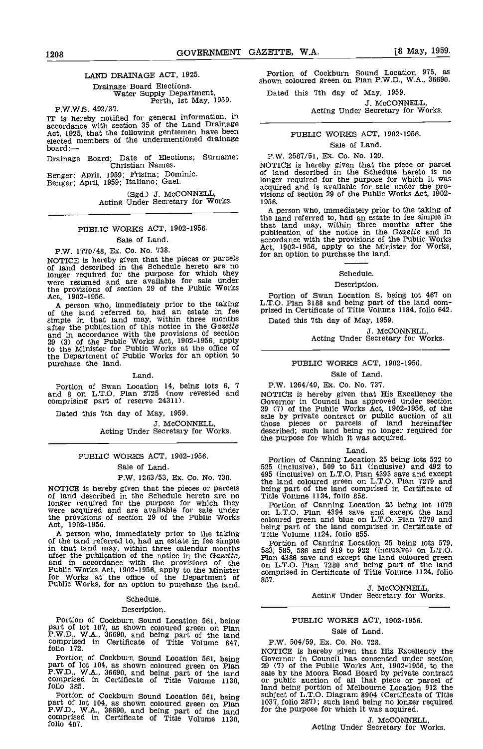## LAND DRAINAGE ACT, 1925.

Drainage Board Elections.

Water Supply Department,
Perth, 1st May, 1959.

P.W.W.S. 492/37.

IT is hereby notified for general information, in accordance with section 35 of the Land Drainage Act, 1925, that the following gentlemen have been elected members of the undermentioned drainage board:—

Drainage Board; Date of Elections; Surname; Christian Names.

Benger; April, 1959; Frisina; Dominic.
Benger; April, 1959; Italiano; Gael.

(Sgd.) J. McCONNELL,
Acting Under Secretary for Works.

---

## PUBLIC WORKS ACT, 1902-1956.

Sale of Land.

P.W. 1770/48, Ex. Co. No. 738.

NOTICE is hereby given that the pieces or parcels of land described in the Schedule hereto are no longer required for the purpose for which they were resumed and are available for sale under the provisions of section 29 of the Public Works Act, 1902-1956.

A person who, immediately prior to the taking of the land referred to, had an estate in fee simple in that land may, within three months after the publication of this notice in the *Gazette* and in accordance with the provisions of section 29 (3) of the Public Works Act, 1902-1956, apply to the Minister for Public Works at the office of the Department of Public Works for an option to purchase the land.

Land.

Portion of Swan Location 14, being lots 6, 7 and 8 on L.T.O. Plan 2725 (now revested and comprising part of reserve 24311).

Dated this 7th day of May, 1959.

J. McCONNELL,
Acting Under Secretary for Works.

---

## PUBLIC WORKS ACT, 1902-1956.

Sale of Land.

P.W. 1263/53, Ex. Co. No. 730.

NOTICE is hereby given that the pieces or parcels of land described in the Schedule hereto are no longer required for the purpose for which they were acquired and are available for sale under the provisions of section 29 of the Public Works Act, 1902-1956.

A person who, immediately prior to the taking of the land referred to, had an estate in fee simple in that land may, within three calendar months after the publication of the notice in the *Gazette*, and in accordance with the provisions of the Public Works Act, 1902-1956, apply to the Minister for Works at the office of the Department of Public Works, for an option to purchase the land.

Schedule.

Description.

Portion of Cockburn Sound Location 561, being part of lot 107, as shown coloured green on Plan P.W.D., W.A., 36690, and being part of the land comprised in Certificate of Title Volume 647, folio 172.

Portion of Cockburn Sound Location 561, being part of lot 104, as shown coloured green on Plan P.W.D., W.A., 36690, and being part of the land comprised in Certificate of Title Volume 1130, folio 385.

Portion of Cockburn Sound Location 561, being part of lot 104, as shown coloured green on Plan P.W.D., W.A., 36690, and being part of the land comprised in Certificate of Title Volume 1130, folio 407.

Portion of Cockburn Sound Location 975, as shown coloured green on Plan P.W.D., W.A., 36690.

Dated this 7th day of May, 1959.

J. McCONNELL,
Acting Under Secretary for Works.

---

## PUBLIC WORKS ACT, 1902-1956.

Sale of Land.

P.W. 2587/51, Ex. Co. No. 129.

NOTICE is hereby given that the piece or parcel of land described in the Schedule hereto is no longer required for the purpose for which it was acquired and is available for sale under the provisions of section 29 of the Public Works Act, 1902-1956.

A person who, immediately prior to the taking of the land referred to, had an estate in fee simple in that land may, within three months after the publication of the notice in the *Gazette* and in accordance with the provisions of the Public Works Act, 1902-1956, apply to the Minister for Works, for an option to purchase the land.

Schedule.

Description.

Portion of Swan Location S, being lot 467 on L.T.O. Plan 3188 and being part of the land comprised in Certificate of Title Volume 1184, folio 642.

Dated this 7th day of May, 1959.

J. McCONNELL,
Acting Under Secretary for Works.

---

## PUBLIC WORKS ACT, 1902-1956.

Sale of Land.

P.W. 1264/49, Ex. Co. No. 737.

NOTICE is hereby given that His Excellency the Governor in Council has approved under section 29 (7) of the Public Works Act, 1902-1956, of the sale by private contract or public auction of all those pieces or parcels of land hereinafter described; such land being no longer required for the purpose for which it was acquired.

Land.

Portion of Canning Location 25 being lots 522 to 525 (inclusive), 509 to 511 (inclusive) and 492 to 495 (inclusive) on L.T.O. Plan 4393 save and except the land coloured green on L.T.O. Plan 7279 and being part of the land comprised in Certificate of Title Volume 1124, folio 858.

Portion of Canning Location 25 being lot 1079 on L.T.O. Plan 4394 save and except the land coloured green and blue on L.T.O. Plan 7279 and being part of the land comprised in Certificate of Title Volume 1124, folio 855.

Portion of Canning Location 25 being lots 579, 583, 585, 586 and 919 to 922 (inclusive) on L.T.O. Plan 4386 save and except the land coloured green on L.T.O. Plan 7280 and being part of the land comprised in Certificate of Title Volume 1124, folio 857.

J. McCONNELL,
Acting Under Secretary for Works.

---

## PUBLIC WORKS ACT, 1902-1956.

Sale of Land.

P.W. 504/59, Ex. Co. No. 728.

NOTICE is hereby given that His Excellency the Governor in Council has consented under section 29 (7) of the Public Works Act, 1902-1956, to the sale by the Moora Road Board by private contract or public auction of all that piece or parcel of land being portion of Melbourne Location 912 the subject of L.T.O. Diagram 8904 (Certificate of Title 1037, folio 287); such land being no longer required for the purpose for which it was acquired.

J. McCONNELL,
Acting Under Secretary for Works.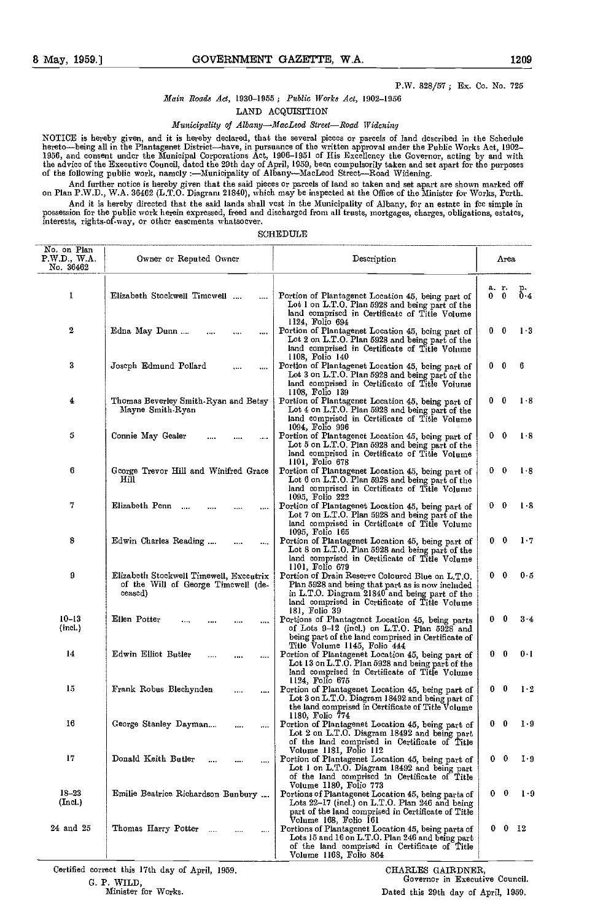P.W. 828/57; Ex. Co. No. 725

*Main Roads Act*, 1930-1955; *Public Works Act*, 1902-1956

LAND ACQUISITION

*Municipality of Albany—MacLeod Street—Road Widening.*

NOTICE is hereby given, and it is hereby declared, that the several pieces or parcels of land described in the Schedule hereto—being all in the Plantagenet District—have, in pursuance of the written approval under the Public Works Act, 1902-1956, and consent under the Municipal Corporations Act, 1906-1951 of His Excellency the Governor, acting by and with the advice of the Executive Council, dated the 29th day of April, 1959, been compulsorily taken and set apart for the purposes of the following public work, namely:—Municipality of Albany—MacLeod Street—Road Widening.

And further notice is hereby given that the said pieces or parcels of land so taken and set apart are shown marked off on Plan P.W.D., W.A. 36462 (L.T.O. Diagram 21840), which may be inspected at the Office of the Minister for Works, Perth.

And it is hereby directed that the said lands shall vest in the Municipality of Albany, for an estate in fee simple in possession for the public work herein expressed, freed and discharged from all trusts, mortgages, charges, obligations, estates, interests, rights-of-way, or other easements whatsoever.

SCHEDULE

| No. on Plan P.W.D., W.A. No. 36462 | Owner or Reputed Owner | Description | Area a. r. p. |
|---|---|---|---|
| 1 | Elizabeth Stockwell Timewell | Portion of Plantagenet Location 45, being part of Lot 1 on L.T.O. Plan 5928 and being part of the land comprised in Certificate of Title Volume 1124, Folio 694 | 0 0 0·4 |
| 2 | Edna May Dunn | Portion of Plantagenet Location 45, being part of Lot 2 on L.T.O. Plan 5928 and being part of the land comprised in Certificate of Title Volume 1108, Folio 140 | 0 0 1·3 |
| 3 | Joseph Edmund Pollard | Portion of Plantagenet Location 45, being part of Lot 3 on L.T.O. Plan 5928 and being part of the land comprised in Certificate of Title Volume 1108, Folio 139 | 0 0 6 |
| 4 | Thomas Beverley Smith-Ryan and Betsy Mayne Smith-Ryan | Portion of Plantagenet Location 45, being part of Lot 4 on L.T.O. Plan 5928 and being part of the land comprised in Certificate of Title Volume 1094, Folio 996 | 0 0 1·8 |
| 5 | Connie May Gealer | Portion of Plantagenet Location 45, being part of Lot 5 on L.T.O. Plan 5928 and being part of the land comprised in Certificate of Title Volume 1101, Folio 678 | 0 0 1·8 |
| 6 | George Trevor Hill and Winifred Grace Hill | Portion of Plantagenet Location 45, being part of Lot 6 on L.T.O. Plan 5928 and being part of the land comprised in Certificate of Title Volume 1095, Folio 222 | 0 0 1·8 |
| 7 | Elizabeth Penn | Portion of Plantagenet Location 45, being part of Lot 7 on L.T.O. Plan 5928 and being part of the land comprised in Certificate of Title Volume 1095, Folio 165 | 0 0 1·8 |
| 8 | Edwin Charles Reading | Portion of Plantagenet Location 45, being part of Lot 8 on L.T.O. Plan 5928 and being part of the land comprised in Certificate of Title Volume 1101, Folio 679 | 0 0 1·7 |
| 9 | Elizabeth Stockwell Timewell, Executrix of the Will of George Timewell (deceased) | Portion of Drain Reserve Coloured Blue on L.T.O. Plan 5928 and being that part as is now included in L.T.O. Diagram 21840 and being part of the land comprised in Certificate of Title Volume 181, Folio 39 | 0 0 0·5 |
| 10-13 (incl.) | Ellen Potter | Portions of Plantagenet Location 45, being parts of Lots 9-12 (incl.) on L.T.O. Plan 5928 and being part of the land comprised in Certificate of Title Volume 1145, Folio 444 | 0 0 3·4 |
| 14 | Edwin Elliot Butler | Portion of Plantagenet Location 45, being part of Lot 13 on L.T.O. Plan 5928 and being part of the land comprised in Certificate of Title Volume 1124, Folio 675 | 0 0 0·1 |
| 15 | Frank Robus Blechynden | Portion of Plantagenet Location 45, being part of Lot 3 on L.T.O. Diagram 18492 and being part of the land comprised in Certificate of Title Volume 1180, Folio 774 | 0 0 1·2 |
| 16 | George Stanley Dayman | Portion of Plantagenet Location 45, being part of Lot 2 on L.T.O. Diagram 18492 and being part of the land comprised in Certificate of Title Volume 1181, Folio 112 | 0 0 1·9 |
| 17 | Donald Keith Butler | Portion of Plantagenet Location 45, being part of Lot 1 on L.T.O. Diagram 18492 and being part of the land comprised in Certificate of Title Volume 1180, Folio 773 | 0 0 1·9 |
| 18-23 (Incl.) | Emilie Beatrice Richardson Bunbury | Portions of Plantagenet Location 45, being parts of Lots 22-17 (incl.) on L.T.O. Plan 246 and being part of the land comprised in Certificate of Title Volume 168, Folio 161 | 0 0 1·9 |
| 24 and 25 | Thomas Harry Potter | Portions of Plantagenet Location 45, being parts of Lots 15 and 16 on L.T.O. Plan 246 and being part of the land comprised in Certificate of Title Volume 1168, Folio 864 | 0 0 12 |

Certified correct this 17th day of April, 1959.

G. P. WILD,
Minister for Works.

CHARLES GAIRDNER,
Governor in Executive Council.

Dated this 29th day of April, 1959.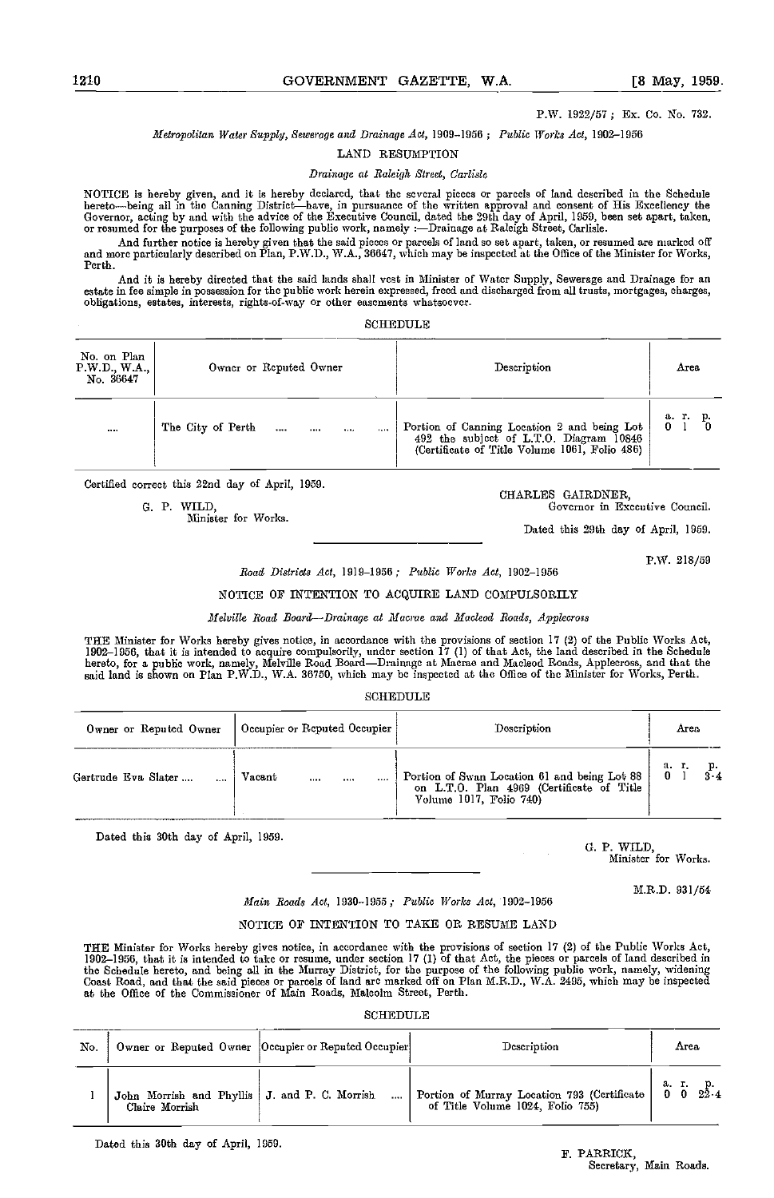P.W. 1922/57 ; Ex. Co. No. 732.

*Metropolitan Water Supply, Sewerage and Drainage Act, 1909-1956 ; Public Works Act, 1902-1956*

LAND RESUMPTION

*Drainage at Raleigh Street, Carlisle*

NOTICE is hereby given, and it is hereby declared, that the several pieces or parcels of land described in the Schedule hereto—being all in the Canning District—have, in pursuance of the written approval and consent of His Excellency the Governor, acting by and with the advice of the Executive Council, dated the 29th day of April, 1959, been set apart, taken, or resumed for the purposes of the following public work, namely :—Drainage at Raleigh Street, Carlisle.

And further notice is hereby given that the said pieces or parcels of land so set apart, taken, or resumed are marked off and more particularly described on Plan, P.W.D., W.A., 36647, which may be inspected at the Office of the Minister for Works, Perth.

And it is hereby directed that the said lands shall vest in Minister of Water Supply, Sewerage and Drainage for an estate in fee simple in possession for the public work herein expressed, freed and discharged from all trusts, mortgages, charges, obligations, estates, interests, rights-of-way or other easements whatsoever.

SCHEDULE

| No. on Plan P.W.D., W.A., No. 36647 | Owner or Reputed Owner | Description | Area |
|---|---|---|---|
| .... | The City of Perth .... .... .... .... | Portion of Canning Location 2 and being Lot 492 the subject of L.T.O. Diagram 10846 (Certificate of Title Volume 1061, Folio 486) | a. r. p. 0 1 0 |

Certified correct this 22nd day of April, 1959.

G. P. WILD,
Minister for Works.

CHARLES GAIRDNER,
Governor in Executive Council.

Dated this 29th day of April, 1959.

---

P.W. 218/59

*Road Districts Act, 1919-1956 ; Public Works Act, 1902-1956*

NOTICE OF INTENTION TO ACQUIRE LAND COMPULSORILY

*Melville Road Board—Drainage at Macrae and Macleod Roads, Applecross*

THE Minister for Works hereby gives notice, in accordance with the provisions of section 17 (2) of the Public Works Act, 1902-1956, that it is intended to acquire compulsorily, under section 17 (1) of that Act, the land described in the Schedule hereto, for a public work, namely, Melville Road Board—Drainage at Macrae and Macleod Roads, Applecross, and that the said land is shown on Plan P.W.D., W.A. 36750, which may be inspected at the Office of the Minister for Works, Perth.

SCHEDULE

| Owner or Reputed Owner | Occupier or Reputed Occupier | Description | Area |
|---|---|---|---|
| Gertrude Eva Slater .... .... | Vacant .... .... .... .... | Portion of Swan Location 61 and being Lot 88 on L.T.O. Plan 4969 (Certificate of Title Volume 1017, Folio 740) | a. r. p. 0 1 3·4 |

Dated this 30th day of April, 1959.

G. P. WILD,
Minister for Works.

---

M.R.D. 931/54

*Main Roads Act, 1930-1955 ; Public Works Act, 1902-1956*

NOTICE OF INTENTION TO TAKE OR RESUME LAND

THE Minister for Works hereby gives notice, in accordance with the provisions of section 17 (2) of the Public Works Act, 1902-1956, that it is intended to take or resume, under section 17 (1) of that Act, the pieces or parcels of land described in the Schedule hereto, and being all in the Murray District, for the purpose of the following public work, namely, widening Coast Road, and that the said pieces or parcels of land are marked off on Plan M.R.D., W.A. 2495, which may be inspected at the Office of the Commissioner of Main Roads, Malcolm Street, Perth.

SCHEDULE

| No. | Owner or Reputed Owner | Occupier or Reputed Occupier | Description | Area |
|---|---|---|---|---|
| 1 | John Morrish and Phyllis Claire Morrish | J. and P. C. Morrish .... | Portion of Murray Location 793 (Certificate of Title Volume 1024, Folio 755) | a. r. p. 0 0 22·4 |

Dated this 30th day of April, 1959.

F. PARRICK,
Secretary, Main Roads.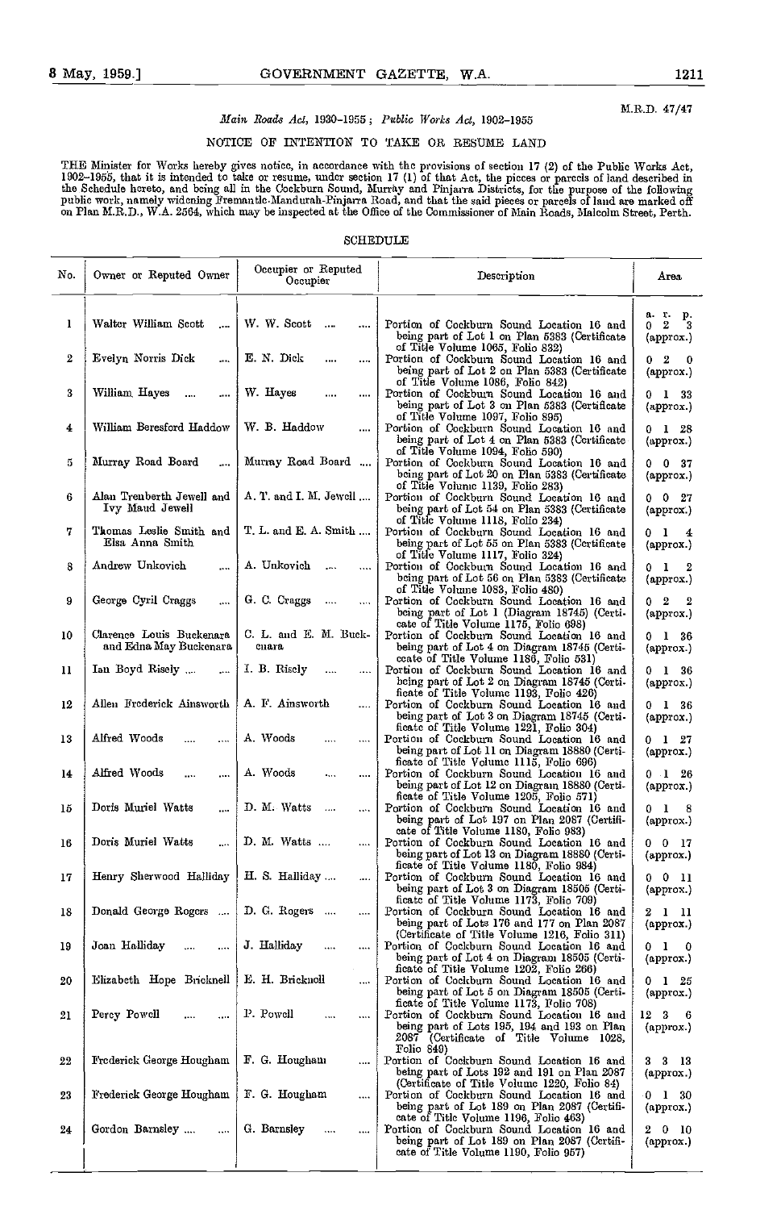M.R.D. 47/47

*Main Roads Act*, 1930–1955; *Public Works Act*, 1902–1955

## NOTICE OF INTENTION TO TAKE OR RESUME LAND

THE Minister for Works hereby gives notice, in accordance with the provisions of section 17 (2) of the Public Works Act, 1902–1955, that it is intended to take or resume, under section 17 (1) of that Act, the pieces or parcels of land described in the Schedule hereto, and being all in the Cockburn Sound, Murray and Pinjarra Districts, for the purpose of the following public work, namely widening Fremantle-Mandurah-Pinjarra Road, and that the said pieces or parcels of land are marked off on Plan M.R.D., W.A. 2564, which may be inspected at the Office of the Commissioner of Main Roads, Malcolm Street, Perth.

### SCHEDULE

| No. | Owner or Reputed Owner | Occupier or Reputed Occupier | Description | Area |
|---|---|---|---|---|
| | | | | a. r. p. |
| 1 | Walter William Scott | W. W. Scott | Portion of Cockburn Sound Location 16 and being part of Lot 1 on Plan 5383 (Certificate of Title Volume 1065, Folio 832) | 0 2 3 (approx.) |
| 2 | Evelyn Norris Dick | E. N. Dick | Portion of Cockburn Sound Location 16 and being part of Lot 2 on Plan 5383 (Certificate of Title Volume 1086, Folio 842) | 0 2 0 (approx.) |
| 3 | William Hayes | W. Hayes | Portion of Cockburn Sound Location 16 and being part of Lot 3 on Plan 5383 (Certificate of Title Volume 1097, Folio 895) | 0 1 33 (approx.) |
| 4 | William Beresford Haddow | W. B. Haddow | Portion of Cockburn Sound Location 16 and being part of Lot 4 on Plan 5383 (Certificate of Title Volume 1094, Folio 590) | 0 1 28 (approx.) |
| 5 | Murray Road Board | Murray Road Board | Portion of Cockburn Sound Location 16 and being part of Lot 20 on Plan 5383 (Certificate of Title Volume 1139, Folio 283) | 0 0 37 (approx.) |
| 6 | Alan Trenberth Jewell and Ivy Maud Jewell | A. T. and I. M. Jewell | Portion of Cockburn Sound Location 16 and being part of Lot 54 on Plan 5383 (Certificate of Title Volume 1118, Folio 234) | 0 0 27 (approx.) |
| 7 | Thomas Leslie Smith and Elsa Anna Smith | T. L. and E. A. Smith | Portion of Cockburn Sound Location 16 and being part of Lot 55 on Plan 5383 (Certificate of Title Volume 1117, Folio 324) | 0 1 4 (approx.) |
| 8 | Andrew Unkovich | A. Unkovich | Portion of Cockburn Sound Location 16 and being part of Lot 56 on Plan 5383 (Certificate of Title Volume 1083, Folio 480) | 0 1 2 (approx.) |
| 9 | George Cyril Craggs | G. C. Craggs | Portion of Cockburn Sound Location 16 and being part of Lot 1 (Diagram 18745) (Certificate of Title Volume 1175, Folio 698) | 0 2 2 (approx.) |
| 10 | Clarence Louis Buckenara and Edna May Buckenara | C. L. and E. M. Buckenara | Portion of Cockburn Sound Location 16 and being part of Lot 4 on Diagram 18745 (Certificate of Title Volume 1186, Folio 531) | 0 1 36 (approx.) |
| 11 | Ian Boyd Risely | I. B. Risely | Portion of Cockburn Sound Location 16 and being part of Lot 2 on Diagram 18745 (Certificate of Title Volume 1193, Folio 426) | 0 1 36 (approx.) |
| 12 | Allen Frederick Ainsworth | A. F. Ainsworth | Portion of Cockburn Sound Location 16 and being part of Lot 3 on Diagram 18745 (Certificate of Title Volume 1221, Folio 304) | 0 1 36 (approx.) |
| 13 | Alfred Woods | A. Woods | Portion of Cockburn Sound Location 16 and being part of Lot 11 on Diagram 18880 (Certificate of Title Volume 1115, Folio 696) | 0 1 27 (approx.) |
| 14 | Alfred Woods | A. Woods | Portion of Cockburn Sound Location 16 and being part of Lot 12 on Diagram 18880 (Certificate of Title Volume 1205, Folio 571) | 0 1 26 (approx.) |
| 15 | Doris Muriel Watts | D. M. Watts | Portion of Cockburn Sound Location 16 and being part of Lot 197 on Plan 2087 (Certificate of Title Volume 1180, Folio 983) | 0 1 8 (approx.) |
| 16 | Doris Muriel Watts | D. M. Watts | Portion of Cockburn Sound Location 16 and being part of Lot 13 on Diagram 18880 (Certificate of Title Volume 1180, Folio 984) | 0 0 17 (approx.) |
| 17 | Henry Sherwood Halliday | H. S. Halliday | Portion of Cockburn Sound Location 16 and being part of Lot 3 on Diagram 18505 (Certificate of Title Volume 1173, Folio 709) | 0 0 11 (approx.) |
| 18 | Donald George Rogers | D. G. Rogers | Portion of Cockburn Sound Location 16 and being part of Lots 176 and 177 on Plan 2087 (Certificate of Title Volume 1216, Folio 311) | 2 1 11 (approx.) |
| 19 | Joan Halliday | J. Halliday | Portion of Cockburn Sound Location 16 and being part of Lot 4 on Diagram 18505 (Certificate of Title Volume 1202, Folio 266) | 0 1 0 (approx.) |
| 20 | Elizabeth Hope Bricknell | E. H. Bricknell | Portion of Cockburn Sound Location 16 and being part of Lot 5 on Diagram 18505 (Certificate of Title Volume 1173, Folio 708) | 0 1 25 (approx.) |
| 21 | Percy Powell | P. Powell | Portion of Cockburn Sound Location 16 and being part of Lots 195, 194 and 193 on Plan 2087 (Certificate of Title Volume 1028, Folio 849) | 12 3 6 (approx.) |
| 22 | Frederick George Hougham | F. G. Hougham | Portion of Cockburn Sound Location 16 and being part of Lots 192 and 191 on Plan 2087 (Certificate of Title Volume 1220, Folio 84) | 3 3 13 (approx.) |
| 23 | Frederick George Hougham | F. G. Hougham | Portion of Cockburn Sound Location 16 and being part of Lot 189 on Plan 2087 (Certificate of Title Volume 1196, Folio 463) | 0 1 30 (approx.) |
| 24 | Gordon Barnsley | G. Barnsley | Portion of Cockburn Sound Location 16 and being part of Lot 189 on Plan 2087 (Certificate of Title Volume 1190, Folio 957) | 2 0 10 (approx.) |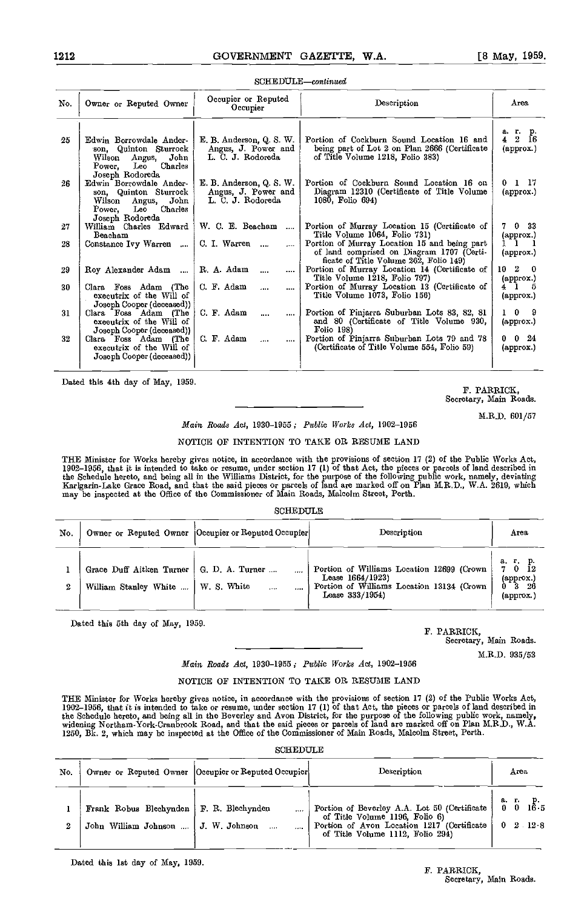SCHEDULE—*continued*

| No. | Owner or Reputed Owner | Occupier or Reputed Occupier | Description | Area |
|---|---|---|---|---|
| | | | | a. r. p. |
| 25 | Edwin Borrowdale Anderson, Quinton Sturrock Wilson Angus, John Power, Leo Charles Joseph Rodoreda | E. B. Anderson, Q. S. W. Angus, J. Power and L. C. J. Rodoreda | Portion of Cockburn Sound Location 16 and being part of Lot 2 on Plan 2666 (Certificate of Title Volume 1218, Folio 383) | 4 2 16 (approx.) |
| 26 | Edwin Borrowdale Anderson, Quinton Sturrock Wilson Angus, John Power, Leo Charles Joseph Rodoreda | E. B. Anderson, Q. S. W. Angus, J. Power and L. C. J. Rodoreda | Portion of Cockburn Sound Location 16 on Diagram 12310 (Certificate of Title Volume 1080, Folio 694) | 0 1 17 (approx.) |
| 27 | William Charles Edward Beacham | W. C. E. Beacham .... | Portion of Murray Location 15 (Certificate of Title Volume 1064, Folio 731) | 7 0 33 (approx.) |
| 28 | Constance Ivy Warren .... | C. I. Warren .... .... | Portion of Murray Location 15 and being part of land comprised on Diagram 1707 (Certificate of Title Volume 262, Folio 149) | 1 1 1 (approx.) |
| 29 | Roy Alexander Adam .... | R. A. Adam .... .... | Portion of Murray Location 14 (Certificate of Title Volume 1218, Folio 797) | 10 2 0 (approx.) |
| 30 | Clara Foss Adam (The executrix of the Will of Joseph Cooper (deceased)) | C. F. Adam .... .... | Portion of Murray Location 13 (Certificate of Title Volume 1073, Folio 156) | 4 1 5 (approx.) |
| 31 | Clara Foss Adam (The executrix of the Will of Joseph Cooper (deceased)) | C. F. Adam .... .... | Portion of Pinjarra Suburban Lots 83, 82, 81 and 80 (Certificate of Title Volume 930, Folio 198) | 1 0 9 (approx.) |
| 32 | Clara Foss Adam (The executrix of the Will of Joseph Cooper (deceased)) | C. F. Adam .... .... | Portion of Pinjarra Suburban Lots 79 and 78 (Certificate of Title Volume 554, Folio 59) | 0 0 24 (approx.) |

Dated this 4th day of May, 1959.

F. PARRICK,
Secretary, Main Roads.

M.R.D. 601/57

*Main Roads Act*, 1930-1955; *Public Works Act*, 1902-1956

NOTICE OF INTENTION TO TAKE OR RESUME LAND

THE Minister for Works hereby gives notice, in accordance with the provisions of section 17 (2) of the Public Works Act, 1902-1956, that it is intended to take or resume, under section 17 (1) of that Act, the pieces or parcels of land described in the Schedule hereto, and being all in the Williams District, for the purpose of the following public work, namely, deviating Karlgarin-Lake Grace Road, and that the said pieces or parcels of land are marked off on Plan M.R.D., W.A. 2619, which may be inspected at the Office of the Commissioner of Main Roads, Malcolm Street, Perth.

SCHEDULE

| No. | Owner or Reputed Owner | Occupier or Reputed Occupier | Description | Area |
|---|---|---|---|---|
| | | | | a. r. p. |
| 1 | Grace Duff Aitken Turner | G. D. A. Turner .... .... | Portion of Williams Location 12699 (Crown Lease 1664/1923) | 7 0 12 (approx.) |
| 2 | William Stanley White .... | W. S. White .... .... | Portion of Williams Location 13134 (Crown Lease 333/1954) | 0 3 26 (approx.) |

Dated this 5th day of May, 1959.

F. PARRICK,
Secretary, Main Roads.

M.R.D. 935/53

*Main Roads Act*, 1930-1955; *Public Works Act*, 1902-1956

NOTICE OF INTENTION TO TAKE OR RESUME LAND

THE Minister for Works hereby gives notice, in accordance with the provisions of section 17 (2) of the Public Works Act, 1902-1956, that it is intended to take or resume, under section 17 (1) of that Act, the pieces or parcels of land described in the Schedule hereto, and being all in the Beverley and Avon District, for the purpose of the following public work, namely, widening Northam-York-Cranbrook Road, and that the said pieces or parcels of land are marked off on Plan M.R.D., W.A. 1250, Bk. 2, which may be inspected at the Office of the Commissioner of Main Roads, Malcolm Street, Perth.

SCHEDULE

| No. | Owner or Reputed Owner | Occupier or Reputed Occupier | Description | Area |
|---|---|---|---|---|
| | | | | a. r. p. |
| 1 | Frank Robus Blechynden | F. R. Blechynden .... | Portion of Beverley A.A. Lot 50 (Certificate of Title Volume 1196, Folio 6) | 0 0 16·5 |
| 2 | John William Johnson .... | J. W. Johnson .... .... | Portion of Avon Location 1217 (Certificate of Title Volume 1112, Folio 294) | 0 2 12·8 |

Dated this 1st day of May, 1959.

F. PARRICK,
Secretary, Main Roads.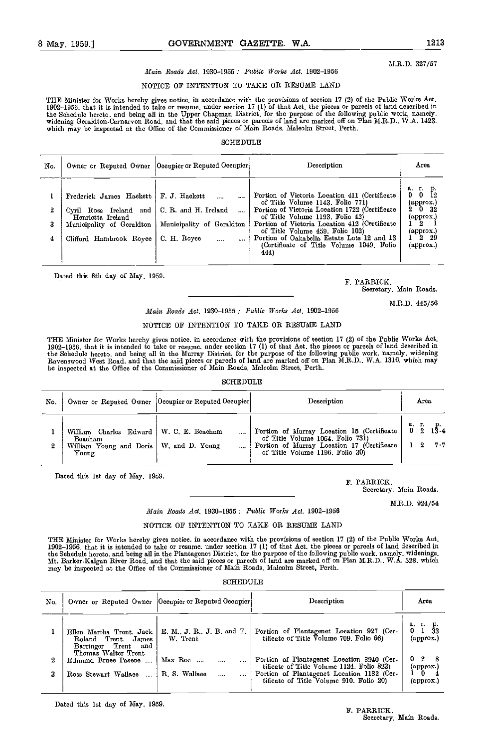M.R.D. 327/57

*Main Roads Act*, 1930–1955 : *Public Works Act*, 1902–1956

NOTICE OF INTENTION TO TAKE OR RESUME LAND

THE Minister for Works hereby gives notice, in accordance with the provisions of section 17 (2) of the Public Works Act, 1902–1956, that it is intended to take or resume, under section 17 (1) of that Act, the pieces or parcels of land described in the Schedule hereto, and being all in the Upper Chapman District, for the purpose of the following public work, namely, widening Geraldton-Carnarvon Road, and that the said pieces or parcels of land are marked off on Plan M.R.D., W.A. 1423, which may be inspected at the Office of the Commissioner of Main Roads, Malcolm Street, Perth.

SCHEDULE

| No. | Owner or Reputed Owner | Occupier or Reputed Occupier | Description | Area |
|---|---|---|---|---|
| | | | | a. r. p. |
| 1 | Frederick James Hackett | F. J. Hackett .... .... | Portion of Victoria Location 411 (Certificate of Title Volume 1143, Folio 771) | 0 0 12 (approx.) |
| 2 | Cyril Ross Ireland and Henrietta Ireland | C. R. and H. Ireland .... | Portion of Victoria Location 1722 (Certificate of Title Volume 1193, Folio 42) | 2 0 32 (approx.) |
| 3 | Municipality of Geraldton | Municipality of Geraldton | Portion of Victoria Location 412 (Certificate of Title Volume 459, Folio 102) | 1 2 1 (approx.) |
| 4 | Clifford Hambrook Royce | C. H. Royce .... .... | Portion of Oakabella Estate Lots 12 and 13 (Certificate of Title Volume 1049, Folio 444) | 1 2 29 (approx.) |

Dated this 6th day of May, 1959.

F. PARRICK,
Secretary, Main Roads.

---

M.R.D. 445/56

*Main Roads Act*, 1930–1955 : *Public Works Act*, 1902–1956

NOTICE OF INTENTION TO TAKE OR RESUME LAND

THE Minister for Works hereby gives notice, in accordance with the provisions of section 17 (2) of the Public Works Act, 1902–1956, that it is intended to take or resume, under section 17 (1) of that Act, the pieces or parcels of land described in the Schedule hereto, and being all in the Murray District, for the purpose of the following public work, namely, widening Ravenswood West Road, and that the said pieces or parcels of land are marked off on Plan M.R.D., W.A. 1316, which may be inspected at the Office of the Commissioner of Main Roads, Malcolm Street, Perth.

SCHEDULE

| No. | Owner or Reputed Owner | Occupier or Reputed Occupier | Description | Area |
|---|---|---|---|---|
| | | | | a. r. p. |
| 1 | William Charles Edward Beacham | W. C. E. Beacham .... | Portion of Murray Location 15 (Certificate of Title Volume 1064, Folio 731) | 0 2 13·4 |
| 2 | William Young and Doris Young | W. and D. Young .... | Portion of Murray Location 17 (Certificate of Title Volume 1196, Folio 30) | 1 2 7·7 |

Dated this 1st day of May, 1959.

F. PARRICK,
Secretary, Main Roads.

---

M.R.D. 924/54

*Main Roads Act*, 1930–1955 : *Public Works Act*, 1902–1956

NOTICE OF INTENTION TO TAKE OR RESUME LAND

THE Minister for Works hereby gives notice, in accordance with the provisions of section 17 (2) of the Public Works Act, 1902–1956, that it is intended to take or resume, under section 17 (1) of that Act, the pieces or parcels of land described in the Schedule hereto, and being all in the Plantagenet District, for the purpose of the following public work, namely, widenings, Mt. Barker-Kalgan River Road, and that the said pieces or parcels of land are marked off on Plan M.R.D., W.A. 528, which may be inspected at the Office of the Commissioner of Main Roads, Malcolm Street, Perth.

SCHEDULE

| No. | Owner or Reputed Owner | Occupier or Reputed Occupier | Description | Area |
|---|---|---|---|---|
| | | | | a. r. p. |
| 1 | Ellen Martha Trent, Jack Roland Trent, James Barringer Trent and Thomas Walter Trent | E. M., J. R., J. B. and T. W. Trent | Portion of Plantagenet Location 927 (Certificate of Title Volume 709, Folio 66) | 0 1 33 (approx.) |
| 2 | Edmund Bruce Pascoe .... | Max Roe .... .... .... | Portion of Plantagenet Location 3940 (Certificate of Title Volume 1124, Folio 823) | 0 2 8 (approx.) |
| 3 | Ross Stewart Wallace .... | R. S. Wallace .... .... | Portion of Plantagenet Location 1132 (Certificate of Title Volume 910, Folio 20) | 1 0 4 (approx.) |

Dated this 1st day of May, 1959.

F. PARRICK,
Secretary, Main Roads.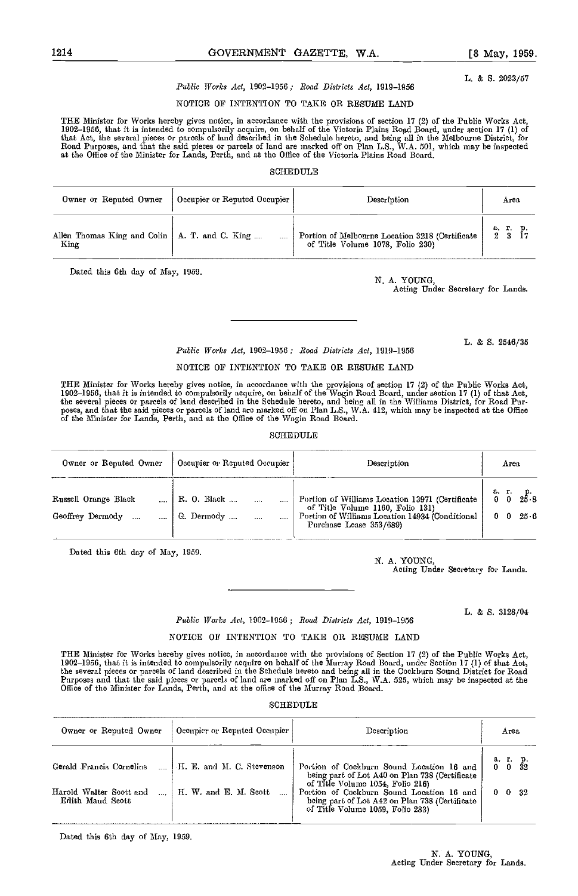L. & S. 2023/57

*Public Works Act*, 1902–1956; *Road Districts Act*, 1919–1956

NOTICE OF INTENTION TO TAKE OR RESUME LAND

THE Minister for Works hereby gives notice, in accordance with the provisions of section 17 (2) of the Public Works Act, 1902–1956, that it is intended to compulsorily acquire, on behalf of the Victoria Plains Road Board, under section 17 (1) of that Act, the several pieces or parcels of land described in the Schedule hereto, and being all in the Melbourne District, for Road Purposes, and that the said pieces or parcels of land are marked off on Plan L.S., W.A. 501, which may be inspected at the Office of the Minister for Lands, Perth, and at the Office of the Victoria Plains Road Board.

SCHEDULE

| Owner or Reputed Owner | Occupier or Reputed Occupier | Description | Area |
|---|---|---|---|
| | | | a. r. p. |
| Allen Thomas King and Colin King | A. T. and C. King .... .... | Portion of Melbourne Location 3218 (Certificate of Title Volume 1078, Folio 230) | 2 3 17 |

Dated this 6th day of May, 1959.

N. A. YOUNG,
Acting Under Secretary for Lands.

---

L. & S. 2546/35

*Public Works Act*, 1902–1956; *Road Districts Act*, 1919–1956

NOTICE OF INTENTION TO TAKE OR RESUME LAND

THE Minister for Works hereby gives notice, in accordance with the provisions of section 17 (2) of the Public Works Act, 1902–1956, that it is intended to compulsorily acquire, on behalf of the Wagin Road Board, under section 17 (1) of that Act, the several pieces or parcels of land described in the Schedule hereto, and being all in the Williams District, for Road Purposes, and that the said pieces or parcels of land are marked off on Plan L.S., W.A. 412, which may be inspected at the Office of the Minister for Lands, Perth, and at the Office of the Wagin Road Board.

SCHEDULE

| Owner or Reputed Owner | Occupier or Reputed Occupier | Description | Area |
|---|---|---|---|
| | | | a. r. p. |
| Russell Orange Black .... | R. O. Black .... .... .... | Portion of Williams Location 13971 (Certificate of Title Volume 1160, Folio 131) | 0 0 25·8 |
| Geoffrey Dermody .... .... | G. Dermody .... .... .... | Portion of Williams Location 14934 (Conditional Purchase Lease 353/689) | 0 0 25·6 |

Dated this 6th day of May, 1959.

N. A. YOUNG,
Acting Under Secretary for Lands.

---

L. & S. 3128/04

*Public Works Act*, 1902–1956; *Road Districts Act*, 1919–1956

NOTICE OF INTENTION TO TAKE OR RESUME LAND

THE Minister for Works hereby gives notice, in accordance with the provisions of Section 17 (2) of the Public Works Act, 1902–1956, that it is intended to compulsorily acquire on behalf of the Murray Road Board, under Section 17 (1) of that Act, the several pieces or parcels of land described in the Schedule hereto and being all in the Cockburn Sound District for Road Purposes and that the said pieces or parcels of land are marked off on Plan L.S., W.A. 525, which may be inspected at the Office of the Minister for Lands, Perth, and at the office of the Murray Road Board.

SCHEDULE

| Owner or Reputed Owner | Occupier or Reputed Occupier | Description | Area |
|---|---|---|---|
| | | | a. r. p. |
| Gerald Francis Cornelius .... | H. E. and M. C. Stevenson | Portion of Cockburn Sound Location 16 and being part of Lot A40 on Plan 738 (Certificate of Title Volume 1054, Folio 216) | 0 0 32 |
| Harold Walter Scott and Edith Maud Scott .... | H. W. and E. M. Scott .... | Portion of Cockburn Sound Location 16 and being part of Lot A42 on Plan 738 (Certificate of Title Volume 1059, Folio 283) | 0 0 32 |

Dated this 6th day of May, 1959.

N. A. YOUNG,
Acting Under Secretary for Lands.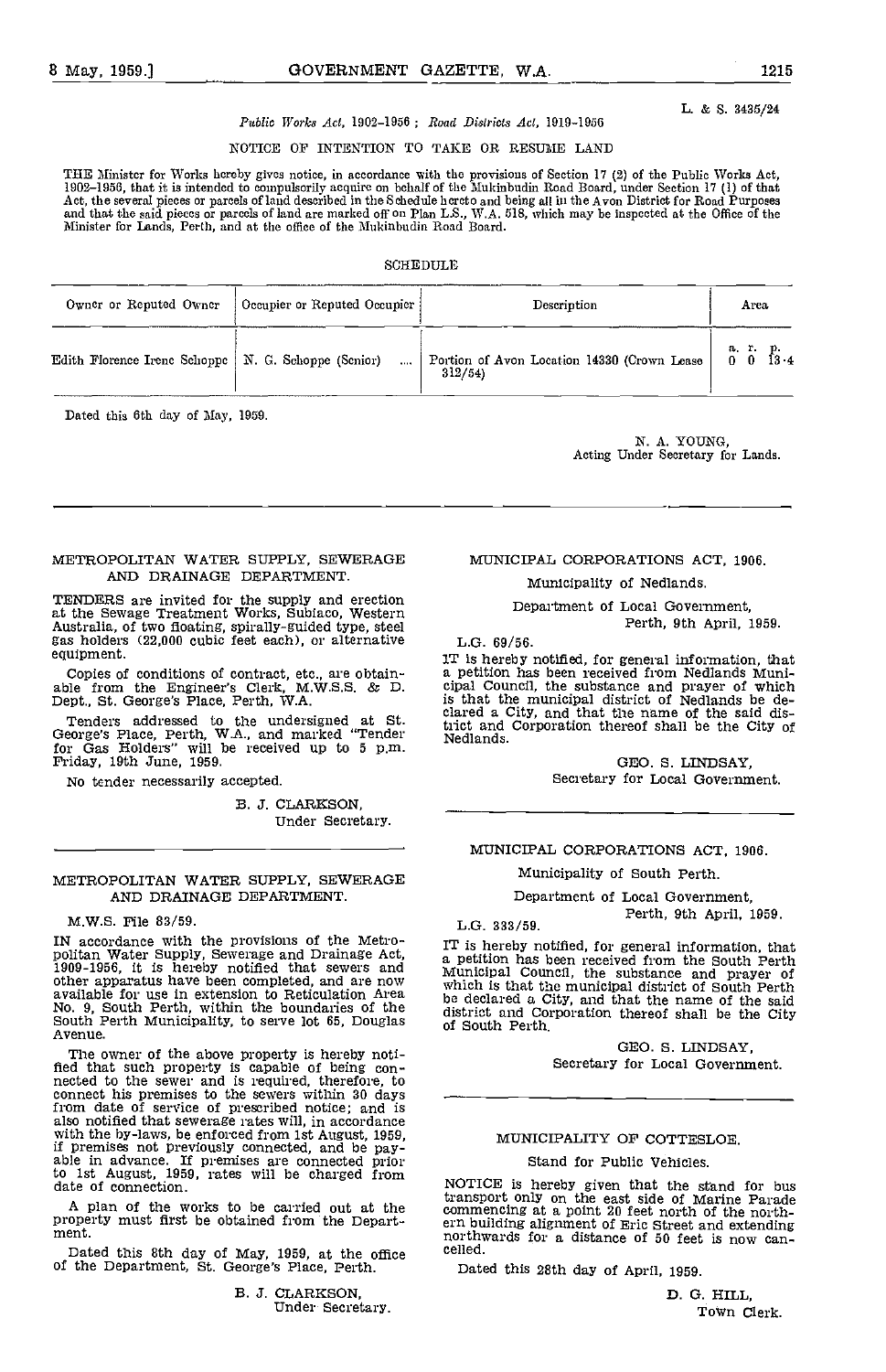L. & S. 3435/24

*Public Works Act, 1902-1956; Road Districts Act, 1919-1956*

NOTICE OF INTENTION TO TAKE OR RESUME LAND

THE Minister for Works hereby gives notice, in accordance with the provisions of Section 17 (2) of the Public Works Act, 1902-1956, that it is intended to compulsorily acquire on behalf of the Mukinbudin Road Board, under Section 17 (1) of that Act, the several pieces or parcels of land described in the Schedule hereto and being all in the Avon District for Road Purposes and that the said pieces or parcels of land are marked off on Plan L.S., W.A. 518, which may be inspected at the Office of the Minister for Lands, Perth, and at the office of the Mukinbudin Road Board.

SCHEDULE

| Owner or Reputed Owner | Occupier or Reputed Occupier | Description | Area |
|---|---|---|---|
| | | | a. r. p. |
| Edith Florence Irene Schoppe | N. G. Schoppe (Senior) .... | Portion of Avon Location 14330 (Crown Lease 312/54) | 0 0 13·4 |

Dated this 6th day of May, 1959.

N. A. YOUNG,
Acting Under Secretary for Lands.

---

METROPOLITAN WATER SUPPLY, SEWERAGE AND DRAINAGE DEPARTMENT.

TENDERS are invited for the supply and erection at the Sewage Treatment Works, Subiaco, Western Australia, of two floating, spirally-guided type, steel gas holders (22,000 cubic feet each), or alternative equipment.

Copies of conditions of contract, etc., are obtainable from the Engineer's Clerk, M.W.S.S. & D. Dept., St. George's Place, Perth, W.A.

Tenders addressed to the undersigned at St. George's Place, Perth, W.A., and marked "Tender for Gas Holders" will be received up to 5 p.m. Friday, 19th June, 1959.

No tender necessarily accepted.

B. J. CLARKSON,
Under Secretary.

---

METROPOLITAN WATER SUPPLY, SEWERAGE AND DRAINAGE DEPARTMENT.

M.W.S. File 83/59.

IN accordance with the provisions of the Metropolitan Water Supply, Sewerage and Drainage Act, 1909-1956, it is hereby notified that sewers and other apparatus have been completed, and are now available for use in extension to Reticulation Area No. 9, South Perth, within the boundaries of the South Perth Municipality, to serve lot 65, Douglas Avenue.

The owner of the above property is hereby notified that such property is capable of being connected to the sewer and is required, therefore, to connect his premises to the sewers within 30 days from date of service of prescribed notice; and is also notified that sewerage rates will, in accordance with the by-laws, be enforced from 1st August, 1959, if premises not previously connected, and be payable in advance. If premises are connected prior to 1st August, 1959, rates will be charged from date of connection.

A plan of the works to be carried out at the property must first be obtained from the Department.

Dated this 8th day of May, 1959, at the office of the Department, St. George's Place, Perth.

B. J. CLARKSON,
Under Secretary.

---

MUNICIPAL CORPORATIONS ACT, 1906.

Municipality of Nedlands.

Department of Local Government,
Perth, 9th April, 1959.

L.G. 69/56.

IT is hereby notified, for general information, that a petition has been received from Nedlands Municipal Council, the substance and prayer of which is that the municipal district of Nedlands be declared a City, and that the name of the said district and Corporation thereof shall be the City of Nedlands.

GEO. S. LINDSAY,
Secretary for Local Government.

---

MUNICIPAL CORPORATIONS ACT, 1906.

Municipality of South Perth.

Department of Local Government,
Perth, 9th April, 1959.

L.G. 333/59.

IT is hereby notified, for general information, that a petition has been received from the South Perth Municipal Council, the substance and prayer of which is that the municipal district of South Perth be declared a City, and that the name of the said district and Corporation thereof shall be the City of South Perth.

GEO. S. LINDSAY,
Secretary for Local Government.

---

MUNICIPALITY OF COTTESLOE.

Stand for Public Vehicles.

NOTICE is hereby given that the stand for bus transport only on the east side of Marine Parade commencing at a point 20 feet north of the northern building alignment of Eric Street and extending northwards for a distance of 50 feet is now cancelled.

Dated this 28th day of April, 1959.

D. G. HILL,
Town Clerk.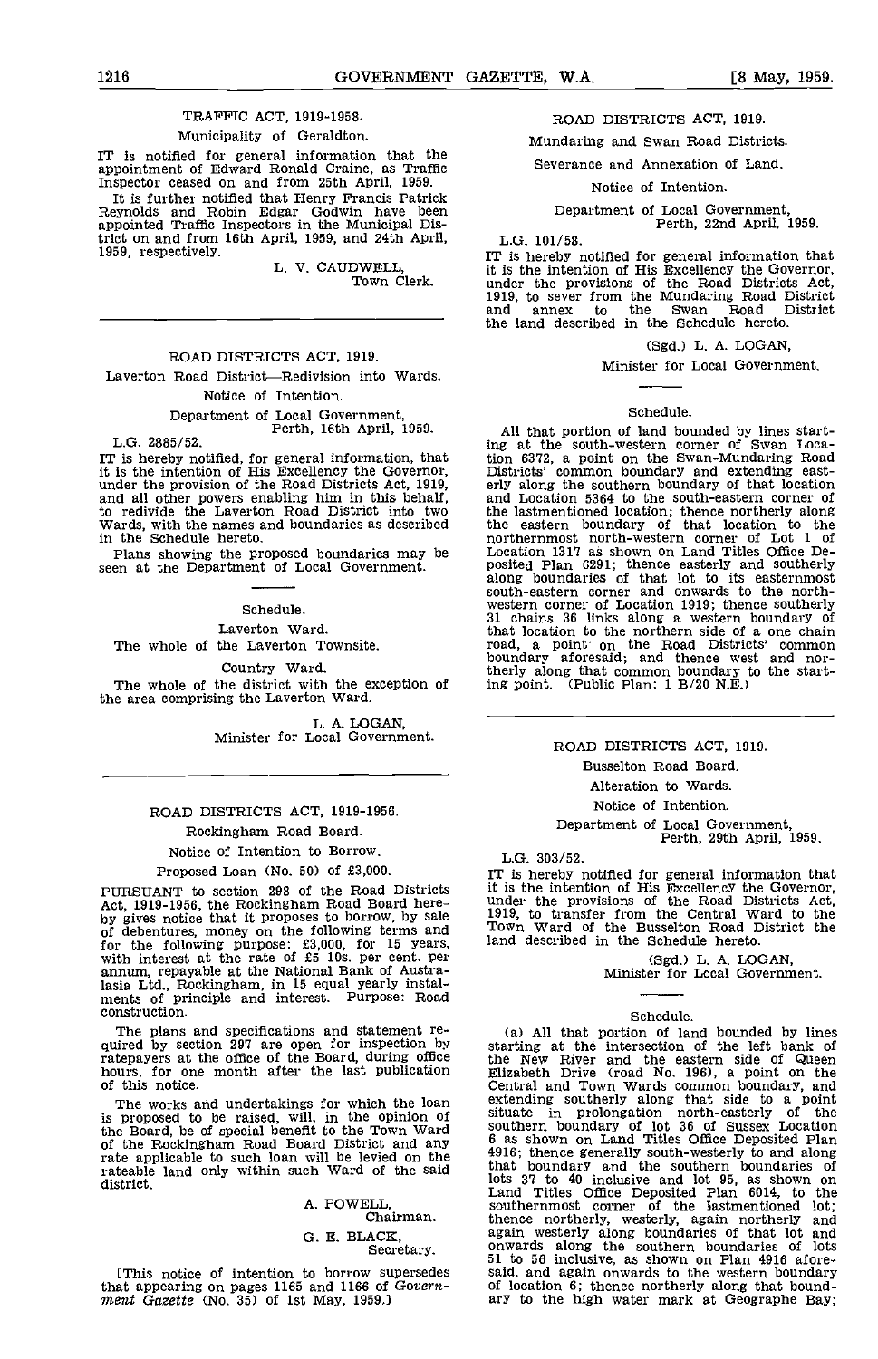## TRAFFIC ACT, 1919-1958.

Municipality of Geraldton.

IT is notified for general information that the appointment of Edward Ronald Craine, as Traffic Inspector ceased on and from 25th April, 1959.

It is further notified that Henry Francis Patrick Reynolds and Robin Edgar Godwin have been appointed Traffic Inspectors in the Municipal District on and from 16th April, 1959, and 24th April, 1959, respectively.

L. V. CAUDWELL,
Town Clerk.

---

## ROAD DISTRICTS ACT, 1919.

Laverton Road District—Redivision into Wards.

Notice of Intention.

Department of Local Government,
Perth, 16th April, 1959.

L.G. 2885/52.

IT is hereby notified, for general information, that it is the intention of His Excellency the Governor, under the provision of the Road Districts Act, 1919, and all other powers enabling him in this behalf, to redivide the Laverton Road District into two Wards, with the names and boundaries as described in the Schedule hereto.

Plans showing the proposed boundaries may be seen at the Department of Local Government.

Schedule.

Laverton Ward.

The whole of the Laverton Townsite.

Country Ward.

The whole of the district with the exception of the area comprising the Laverton Ward.

L. A. LOGAN,
Minister for Local Government.

---

## ROAD DISTRICTS ACT, 1919-1956.

Rockingham Road Board.

Notice of Intention to Borrow.

Proposed Loan (No. 50) of £3,000.

PURSUANT to section 298 of the Road Districts Act, 1919-1956, the Rockingham Road Board hereby gives notice that it proposes to borrow, by sale of debentures, money on the following terms and for the following purpose: £3,000, for 15 years, with interest at the rate of £5 10s. per cent. per annum, repayable at the National Bank of Australasia Ltd., Rockingham, in 15 equal yearly instalments of principle and interest. Purpose: Road construction.

The plans and specifications and statement required by section 297 are open for inspection by ratepayers at the office of the Board, during office hours, for one month after the last publication of this notice.

The works and undertakings for which the loan is proposed to be raised, will, in the opinion of the Board, be of special benefit to the Town Ward of the Rockingham Road Board District and any rate applicable to such loan will be levied on the rateable land only within such Ward of the said district.

A. POWELL,
Chairman.

G. E. BLACK,
Secretary.

[This notice of intention to borrow supersedes that appearing on pages 1165 and 1166 of *Government Gazette* (No. 35) of 1st May, 1959.]

---

## ROAD DISTRICTS ACT, 1919.

Mundaring and Swan Road Districts.

Severance and Annexation of Land.

Notice of Intention.

Department of Local Government,
Perth, 22nd April, 1959.

L.G. 101/58.

IT is hereby notified for general information that it is the intention of His Excellency the Governor, under the provisions of the Road Districts Act, 1919, to sever from the Mundaring Road District and annex to the Swan Road District the land described in the Schedule hereto.

(Sgd.) L. A. LOGAN,
Minister for Local Government.

Schedule.

All that portion of land bounded by lines starting at the south-western corner of Swan Location 6372, a point on the Swan-Mundaring Road Districts' common boundary and extending easterly along the southern boundary of that location and Location 5364 to the south-eastern corner of the lastmentioned location; thence northerly along the eastern boundary of that location to the northernmost north-western corner of Lot 1 of Location 1317 as shown on Land Titles Office Deposited Plan 6291; thence easterly and southerly along boundaries of that lot to its easternmost south-eastern corner and onwards to the north-western corner of Location 1919; thence southerly 31 chains 36 links along a western boundary of that location to the northern side of a one chain road, a point on the Road Districts' common boundary aforesaid; and thence west and northerly along that common boundary to the starting point. (Public Plan: 1 B/20 N.E.)

---

## ROAD DISTRICTS ACT, 1919.

Busselton Road Board.

Alteration to Wards.

Notice of Intention.

Department of Local Government,
Perth, 29th April, 1959.

L.G. 303/52.

IT is hereby notified for general information that it is the intention of His Excellency the Governor, under the provisions of the Road Districts Act, 1919, to transfer from the Central Ward to the Town Ward of the Busselton Road District the land described in the Schedule hereto.

(Sgd.) L. A. LOGAN,
Minister for Local Government.

Schedule.

(a) All that portion of land bounded by lines starting at the intersection of the left bank of the New River and the eastern side of Queen Elizabeth Drive (road No. 196), a point on the Central and Town Wards common boundary, and extending southerly along that side to a point situate in prolongation north-easterly of the southern boundary of lot 36 of Sussex Location 6 as shown on Land Titles Office Deposited Plan 4916; thence generally south-westerly to and along that boundary and the southern boundaries of lots 37 to 40 inclusive and lot 95, as shown on Land Titles Office Deposited Plan 6014, to the southernmost corner of the lastmentioned lot; thence northerly, westerly, again northerly and again westerly along boundaries of that lot and onwards along the southern boundaries of lots 51 to 56 inclusive, as shown on Plan 4916 aforesaid, and again onwards to the western boundary of location 6; thence northerly along that boundary to the high water mark at Geographe Bay;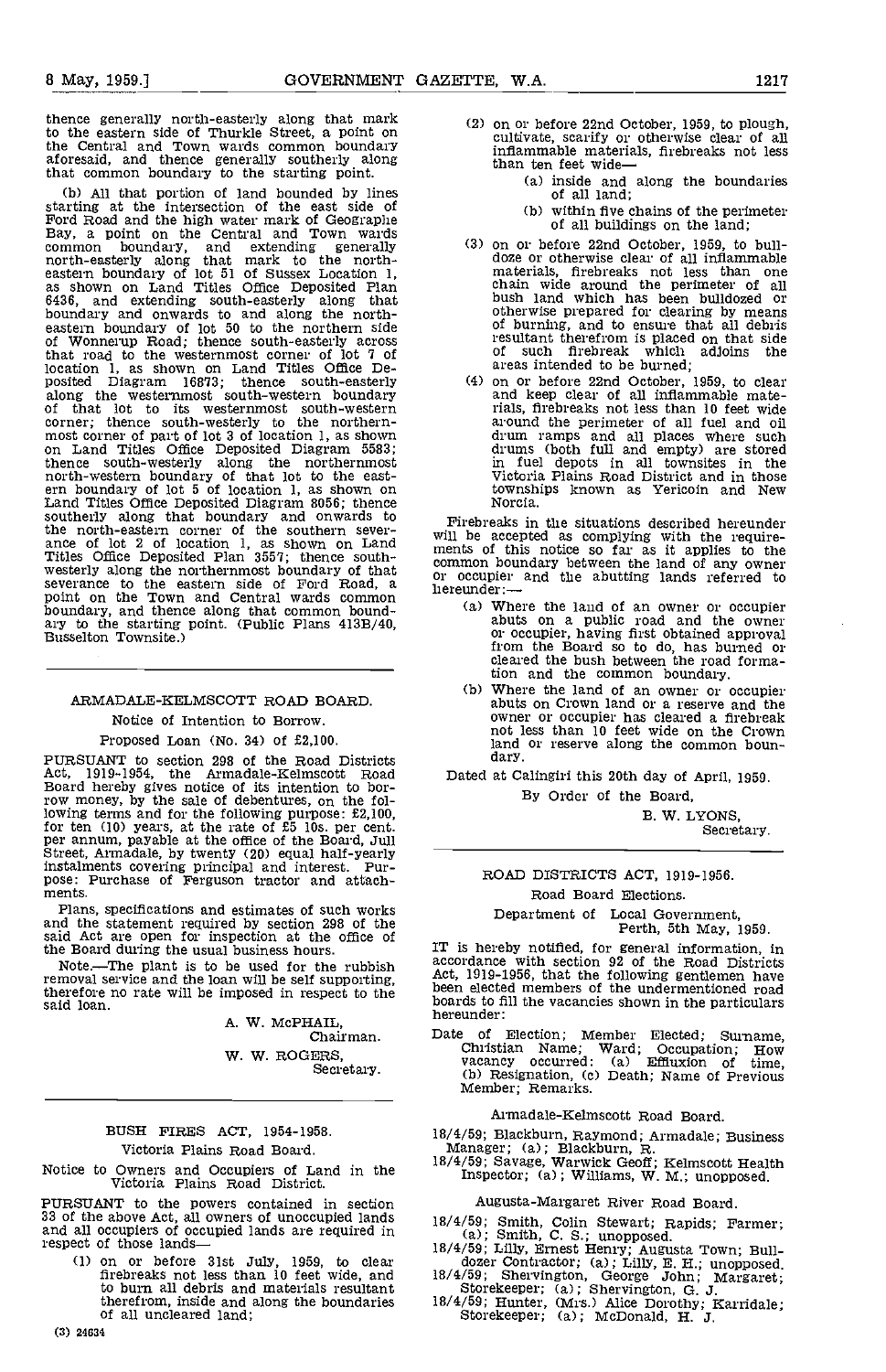thence generally north-easterly along that mark to the eastern side of Thurkle Street, a point on the Central and Town wards common boundary aforesaid, and thence generally southerly along that common boundary to the starting point.

(b) All that portion of land bounded by lines starting at the intersection of the east side of Ford Road and the high water mark of Geographe Bay, a point on the Central and Town wards common boundary, and extending generally north-easterly along that mark to the north-eastern boundary of lot 51 of Sussex Location 1, as shown on Land Titles Office Deposited Plan 6436, and extending south-easterly along that boundary and onwards to and along the north-eastern boundary of lot 50 to the northern side of Wonnerup Road; thence south-easterly across that road to the westernmost corner of lot 7 of location 1, as shown on Land Titles Office Deposited Diagram 16873; thence south-easterly along the westernmost south-western boundary of that lot to its westernmost south-western corner; thence south-westerly to the northernmost corner of part of lot 3 of location 1, as shown on Land Titles Office Deposited Diagram 5583; thence south-westerly along the northernmost north-western boundary of that lot to the eastern boundary of lot 5 of location 1, as shown on Land Titles Office Deposited Diagram 8056; thence southerly along that boundary and onwards to the north-eastern corner of the southern severance of lot 2 of location 1, as shown on Land Titles Office Deposited Plan 3557; thence south-westerly along the northernmost boundary of that severance to the eastern side of Ford Road, a point on the Town and Central wards common boundary, and thence along that common boundary to the starting point. (Public Plans 413B/40, Busselton Townsite.)

---

## ARMADALE-KELMSCOTT ROAD BOARD.

Notice of Intention to Borrow.

Proposed Loan (No. 34) of £2,100.

PURSUANT to section 298 of the Road Districts Act, 1919-1954, the Armadale-Kelmscott Road Board hereby gives notice of its intention to borrow money, by the sale of debentures, on the following terms and for the following purpose: £2,100, for ten (10) years, at the rate of £5 10s. per cent. per annum, payable at the office of the Board, Jull Street, Armadale, by twenty (20) equal half-yearly instalments covering principal and interest. Purpose: Purchase of Ferguson tractor and attachments.

Plans, specifications and estimates of such works and the statement required by section 298 of the said Act are open for inspection at the office of the Board during the usual business hours.

Note.—The plant is to be used for the rubbish removal service and the loan will be self supporting, therefore no rate will be imposed in respect to the said loan.

A. W. McPHAIL,
Chairman.

W. W. ROGERS,
Secretary.

---

## BUSH FIRES ACT, 1954-1958.

Victoria Plains Road Board.

Notice to Owners and Occupiers of Land in the Victoria Plains Road District.

PURSUANT to the powers contained in section 33 of the above Act, all owners of unoccupied lands and all occupiers of occupied lands are required in respect of those lands—

(1) on or before 31st July, 1959, to clear firebreaks not less than 10 feet wide, and to burn all debris and materials resultant therefrom, inside and along the boundaries of all uncleared land;

(2) on or before 22nd October, 1959, to plough, cultivate, scarify or otherwise clear of all inflammable materials, firebreaks not less than ten feet wide—
   (a) inside and along the boundaries of all land;
   (b) within five chains of the perimeter of all buildings on the land;

(3) on or before 22nd October, 1959, to bulldoze or otherwise clear of all inflammable materials, firebreaks not less than one chain wide around the perimeter of all bush land which has been bulldozed or otherwise prepared for clearing by means of burning, and to ensure that all debris resultant therefrom is placed on that side of such firebreak which adjoins the areas intended to be burned;

(4) on or before 22nd October, 1959, to clear and keep clear of all inflammable materials, firebreaks not less than 10 feet wide around the perimeter of all fuel and oil drum ramps and all places where such drums (both full and empty) are stored in fuel depots in all townsites in the Victoria Plains Road District and in those townships known as Yericoin and New Norcia.

Firebreaks in the situations described hereunder will be accepted as complying with the requirements of this notice so far as it applies to the common boundary between the land of any owner or occupier and the abutting lands referred to hereunder:—

(a) Where the land of an owner or occupier abuts on a public road and the owner or occupier, having first obtained approval from the Board so to do, has burned or cleared the bush between the road formation and the common boundary.

(b) Where the land of an owner or occupier abuts on Crown land or a reserve and the owner or occupier has cleared a firebreak not less than 10 feet wide on the Crown land or reserve along the common boundary.

Dated at Calingiri this 20th day of April, 1959.

By Order of the Board,

B. W. LYONS,
Secretary.

---

## ROAD DISTRICTS ACT, 1919-1956.

Road Board Elections.

Department of Local Government,
Perth, 5th May, 1959.

IT is hereby notified, for general information, in accordance with section 92 of the Road Districts Act, 1919-1956, that the following gentlemen have been elected members of the undermentioned road boards to fill the vacancies shown in the particulars hereunder:

Date of Election; Member Elected; Surname, Christian Name; Ward; Occupation; How vacancy occurred: (a) Effluxion of time, (b) Resignation, (c) Death; Name of Previous Member; Remarks.

Armadale-Kelmscott Road Board.

18/4/59; Blackburn, Raymond; Armadale; Business Manager; (a); Blackburn, R.

18/4/59; Savage, Warwick Geoff; Kelmscott Health Inspector; (a); Williams, W. M.; unopposed.

Augusta-Margaret River Road Board.

18/4/59; Smith, Colin Stewart; Rapids; Farmer; (a); Smith, C. S.; unopposed.

18/4/59; Lilly, Ernest Henry; Augusta Town; Bulldozer Contractor; (a); Lilly, E. H.; unopposed.

18/4/59; Shervington, George John; Margaret; Storekeeper; (a); Shervington, G. J.

18/4/59; Hunter, (Mrs.) Alice Dorothy; Karridale; Storekeeper; (a); McDonald, H. J.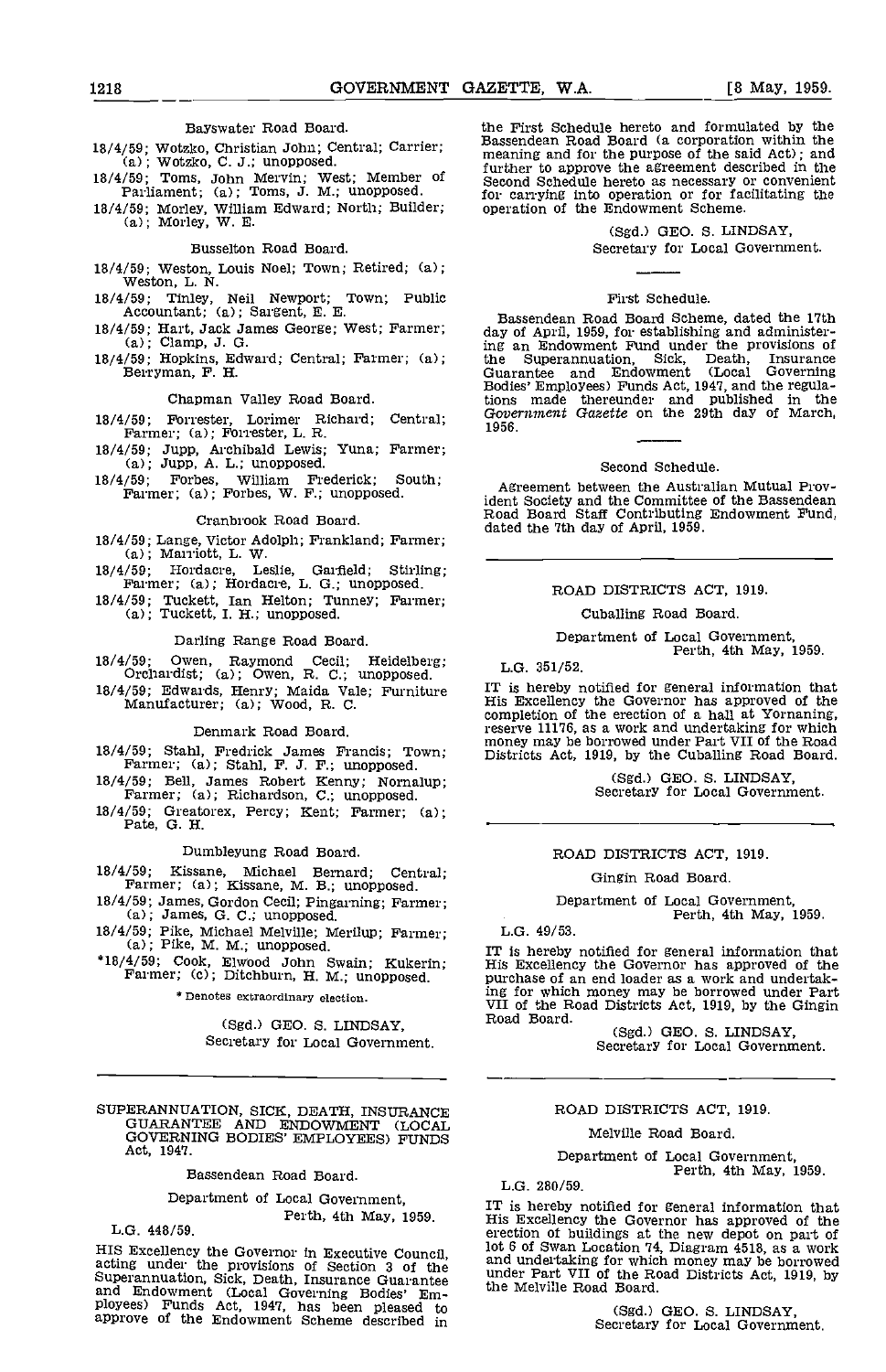Bayswater Road Board.

18/4/59; Wotzko, Christian John; Central; Carrier; (a); Wotzko, C. J.; unopposed.

18/4/59; Toms, John Mervin; West; Member of Parliament; (a); Toms, J. M.; unopposed.

18/4/59; Morley, William Edward; North; Builder; (a); Morley, W. E.

Busselton Road Board.

18/4/59; Weston, Louis Noel; Town; Retired; (a); Weston, L. N.

18/4/59; Tinley, Neil Newport; Town; Public Accountant; (a); Sargent, E. E.

18/4/59; Hart, Jack James George; West; Farmer; (a); Clamp, J. G.

18/4/59; Hopkins, Edward; Central; Farmer; (a); Berryman, F. H.

Chapman Valley Road Board.

18/4/59; Forrester, Lorimer Richard; Central; Farmer; (a); Forrester, L. R.

18/4/59; Jupp, Archibald Lewis; Yuna; Farmer; (a); Jupp, A. L.; unopposed.

18/4/59; Forbes, William Frederick; South; Farmer; (a); Forbes, W. F.; unopposed.

Cranbrook Road Board.

18/4/59; Lange, Victor Adolph; Frankland; Farmer; (a); Marriott, L. W.

18/4/59; Hordacre, Leslie, Garfield; Stirling; Farmer; (a); Hordacre, L. G.; unopposed.

18/4/59; Tuckett, Ian Helton; Tunney; Farmer; (a); Tuckett, I. H.; unopposed.

Darling Range Road Board.

18/4/59; Owen, Raymond Cecil; Heidelberg; Orchardist; (a); Owen, R. C.; unopposed.

18/4/59; Edwards, Henry; Maida Vale; Furniture Manufacturer; (a); Wood, R. C.

Denmark Road Board.

18/4/59; Stahl, Fredrick James Francis; Town; Farmer; (a); Stahl, F. J. F.; unopposed.

18/4/59; Bell, James Robert Kenny; Nornalup; Farmer; (a); Richardson, C.; unopposed.

18/4/59; Greatorex, Percy; Kent; Farmer; (a); Pate, G. H.

Dumbleyung Road Board.

18/4/59; Kissane, Michael Bernard; Central; Farmer; (a); Kissane, M. B.; unopposed.

18/4/59; James, Gordon Cecil; Pingarning; Farmer; (a); James, G. C.; unopposed.

18/4/59; Pike, Michael Melville; Merilup; Farmer; (a); Pike, M. M.; unopposed.

*18/4/59; Cook, Elwood John Swain; Kukerin; Farmer; (c); Ditchburn, H. M.; unopposed.

* Denotes extraordinary election.

(Sgd.) GEO. S. LINDSAY,
Secretary for Local Government.

---

## SUPERANNUATION, SICK, DEATH, INSURANCE GUARANTEE AND ENDOWMENT (LOCAL GOVERNING BODIES' EMPLOYEES) FUNDS Act, 1947.

Bassendean Road Board.

Department of Local Government,
Perth, 4th May, 1959.

L.G. 448/59.

HIS Excellency the Governor in Executive Council, acting under the provisions of Section 3 of the Superannuation, Sick, Death, Insurance Guarantee and Endowment (Local Governing Bodies' Employees) Funds Act, 1947, has been pleased to approve of the Endowment Scheme described in the First Schedule hereto and formulated by the Bassendean Road Board (a corporation within the meaning and for the purpose of the said Act); and further to approve the agreement described in the Second Schedule hereto as necessary or convenient for carrying into operation or for facilitating the operation of the Endowment Scheme.

(Sgd.) GEO. S. LINDSAY,
Secretary for Local Government.

First Schedule.

Bassendean Road Board Scheme, dated the 17th day of April, 1959, for establishing and administering an Endowment Fund under the provisions of the Superannuation, Sick, Death, Insurance Guarantee and Endowment (Local Governing Bodies' Employees) Funds Act, 1947, and the regulations made thereunder and published in the *Government Gazette* on the 29th day of March, 1956.

Second Schedule.

Agreement between the Australian Mutual Provident Society and the Committee of the Bassendean Road Board Staff Contributing Endowment Fund, dated the 7th day of April, 1959.

---

## ROAD DISTRICTS ACT, 1919.

Cuballing Road Board.

Department of Local Government,
Perth, 4th May, 1959.

L.G. 351/52.

IT is hereby notified for general information that His Excellency the Governor has approved of the completion of the erection of a hall at Yornaning, reserve 11176, as a work and undertaking for which money may be borrowed under Part VII of the Road Districts Act, 1919, by the Cuballing Road Board.

(Sgd.) GEO. S. LINDSAY,
Secretary for Local Government.

---

## ROAD DISTRICTS ACT, 1919.

Gingin Road Board.

Department of Local Government,
Perth, 4th May, 1959.

L.G. 49/53.

IT is hereby notified for general information that His Excellency the Governor has approved of the purchase of an end loader as a work and undertaking for which money may be borrowed under Part VII of the Road Districts Act, 1919, by the Gingin Road Board.

(Sgd.) GEO. S. LINDSAY,
Secretary for Local Government.

---

## ROAD DISTRICTS ACT, 1919.

Melville Road Board.

Department of Local Government,
Perth, 4th May, 1959.

L.G. 280/59.

IT is hereby notified for general information that His Excellency the Governor has approved of the erection of buildings at the new depot on part of lot 6 of Swan Location 74, Diagram 4518, as a work and undertaking for which money may be borrowed under Part VII of the Road Districts Act, 1919, by the Melville Road Board.

(Sgd.) GEO. S. LINDSAY,
Secretary for Local Government.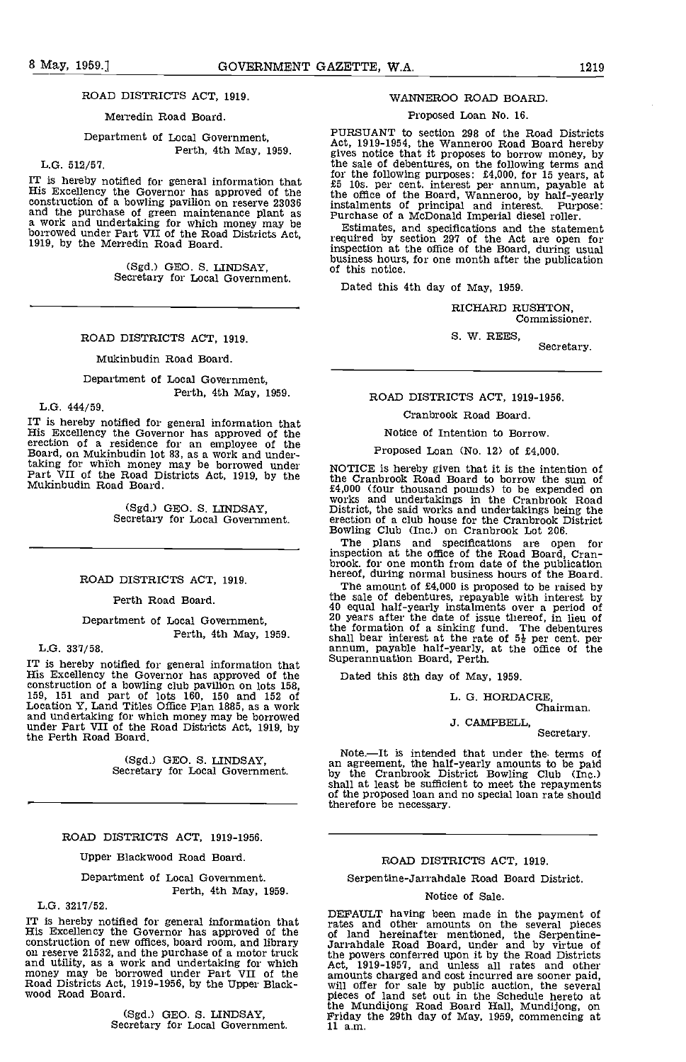ROAD DISTRICTS ACT, 1919.

Merredin Road Board.

Department of Local Government,
Perth, 4th May, 1959.

L.G. 512/57.

IT is hereby notified for general information that His Excellency the Governor has approved of the construction of a bowling pavilion on reserve 23036 and the purchase of green maintenance plant as a work and undertaking for which money may be borrowed under Part VII of the Road Districts Act, 1919, by the Merredin Road Board.

(Sgd.) GEO. S. LINDSAY,
Secretary for Local Government.

---

ROAD DISTRICTS ACT, 1919.

Mukinbudin Road Board.

Department of Local Government,
Perth, 4th May, 1959.

L.G. 444/59.

IT is hereby notified for general information that His Excellency the Governor has approved of the erection of a residence for an employee of the Board, on Mukinbudin lot 83, as a work and undertaking for which money may be borrowed under Part VII of the Road Districts Act, 1919, by the Mukinbudin Road Board.

(Sgd.) GEO. S. LINDSAY,
Secretary for Local Government.

---

ROAD DISTRICTS ACT, 1919.

Perth Road Board.

Department of Local Government,
Perth, 4th May, 1959.

L.G. 337/58.

IT is hereby notified for general information that His Excellency the Governor has approved of the construction of a bowling club pavilion on lots 158, 159, 151 and part of lots 160, 150 and 152 of Location Y, Land Titles Office Plan 1885, as a work and undertaking for which money may be borrowed under Part VII of the Road Districts Act, 1919, by the Perth Road Board.

(Sgd.) GEO. S. LINDSAY,
Secretary for Local Government.

---

ROAD DISTRICTS ACT, 1919-1956.

Upper Blackwood Road Board.

Department of Local Government.
Perth, 4th May, 1959.

L.G. 3217/52.

IT is hereby notified for general information that His Excellency the Governor has approved of the construction of new offices, board room, and library on reserve 21532, and the purchase of a motor truck and utility, as a work and undertaking for which money may be borrowed under Part VII of the Road Districts Act, 1919-1956, by the Upper Blackwood Road Board.

(Sgd.) GEO. S. LINDSAY,
Secretary for Local Government.

---

WANNEROO ROAD BOARD.

Proposed Loan No. 16.

PURSUANT to section 298 of the Road Districts Act, 1919-1954, the Wanneroo Road Board hereby gives notice that it proposes to borrow money, by the sale of debentures, on the following terms and for the following purposes: £4,000, for 15 years, at £5 10s. per cent. interest per annum, payable at the office of the Board, Wanneroo, by half-yearly instalments of principal and interest. Purpose: Purchase of a McDonald Imperial diesel roller.

Estimates, and specifications and the statement required by section 297 of the Act are open for inspection at the office of the Board, during usual business hours, for one month after the publication of this notice.

Dated this 4th day of May, 1959.

RICHARD RUSHTON,
Commissioner.

S. W. REES,
Secretary.

---

ROAD DISTRICTS ACT, 1919-1956.

Cranbrook Road Board.

Notice of Intention to Borrow.

Proposed Loan (No. 12) of £4,000.

NOTICE is hereby given that it is the intention of the Cranbrook Road Board to borrow the sum of £4,000 (four thousand pounds) to be expended on works and undertakings in the Cranbrook Road District, the said works and undertakings being the erection of a club house for the Cranbrook District Bowling Club (Inc.) on Cranbrook Lot 206.

The plans and specifications are open for inspection at the office of the Road Board, Cranbrook. for one month from date of the publication hereof, during normal business hours of the Board.

The amount of £4,000 is proposed to be raised by the sale of debentures, repayable with interest by 40 equal half-yearly instalments over a period of 20 years after the date of issue thereof, in lieu of the formation of a sinking fund. The debentures shall bear interest at the rate of 5½ per cent. per annum, payable half-yearly, at the office of the Superannuation Board, Perth.

Dated this 8th day of May, 1959.

L. G. HORDACRE,
Chairman.

J. CAMPBELL,
Secretary.

Note.—It is intended that under the terms of an agreement, the half-yearly amounts to be paid by the Cranbrook District Bowling Club (Inc.) shall at least be sufficient to meet the repayments of the proposed loan and no special loan rate should therefore be necessary.

---

ROAD DISTRICTS ACT, 1919.

Serpentine-Jarrahdale Road Board District.

Notice of Sale.

DEFAULT having been made in the payment of rates and other amounts on the several pieces of land hereinafter mentioned, the Serpentine-Jarrahdale Road Board, under and by virtue of the powers conferred upon it by the Road Districts Act, 1919-1957, and unless all rates and other amounts charged and cost incurred are sooner paid, will offer for sale by public auction, the several pieces of land set out in the Schedule hereto at the Mundijong Road Board Hall, Mundijong, on Friday the 29th day of May, 1959, commencing at 11 a.m.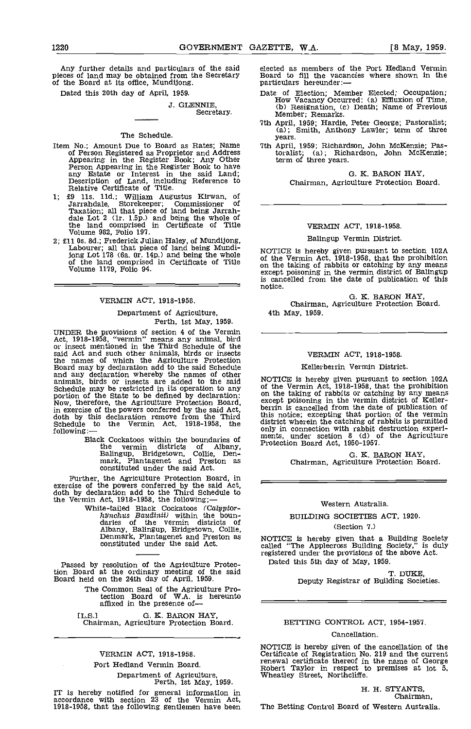Any further details and particulars of the said pieces of land may be obtained from the Secretary of the Board at its office, Mundijong.

Dated this 20th day of April, 1959.

J. GLENNIE,
Secretary.

The Schedule.

Item No.; Amount Due to Board as Rates; Name of Person Registered as Proprietor and Address Appearing in the Register Book; Any Other Person Appearing in the Register Book to have any Estate or Interest in the said Land; Description of Land, including Reference to Relative Certificate of Title.

1; £9 11s. 11d.; William Augustus Kirwan, of Jarrahdale, Storekeeper; Commissioner of Taxation; all that piece of land being Jarrahdale Lot 2 (1r. 1.5p.) and being the whole of the land comprised in Certificate of Title Volume 982, Folio 197.

2; £11 0s. 8d.; Frederick Julian Haley, of Mundijong, Labourer; all that piece of land being Mundijong Lot 178 (6a. 0r. 14p.) and being the whole of the land comprised in Certificate of Title Volume 1179, Folio 94.

## VERMIN ACT, 1918-1958.

Department of Agriculture,
Perth, 1st May, 1959.

UNDER the provisions of section 4 of the Vermin Act, 1918-1958, "vermin" means any animal, bird or insect mentioned in the Third Schedule of the said Act and such other animals, birds or insects the names of which the Agriculture Protection Board may by declaration add to the said Schedule and any declaration whereby the names of other animals, birds or insects are added to the said Schedule may be restricted in its operation to any portion of the State to be defined by declaration: Now, therefore, the Agriculture Protection Board, in exercise of the powers conferred by the said Act, doth by this declaration remove from the Third Schedule to the Vermin Act, 1918-1958, the following:—

> Black Cockatoos within the boundaries of the vermin districts of Albany, Balingup, Bridgetown, Collie, Denmark, Plantagenet and Preston as constituted under the said Act.

Further, the Agriculture Protection Board, in exercise of the powers conferred by the said Act, doth by declaration add to the Third Schedule to the Vermin Act, 1918-1958, the following:—

> White-tailed Black Cockatoos (*Calyptorhynchus Baudinii*) within the boundaries of the vermin districts of Albany, Balingup, Bridgetown, Collie, Denmark, Plantagenet and Preston as constituted under the said Act.

Passed by resolution of the Agriculture Protection Board at the ordinary meeting of the said Board held on the 24th day of April, 1959.

The Common Seal of the Agriculture Protection Board of W.A. is hereunto affixed in the presence of—

[L.S.] G. K. BARON HAY,
Chairman, Agriculture Protection Board.

## VERMIN ACT, 1918-1958.

Port Hedland Vermin Board.

Department of Agriculture,
Perth, 1st May, 1959.

IT is hereby notified for general information in accordance with section 23 of the Vermin Act, 1918-1958, that the following gentlemen have been elected as members of the Port Hedland Vermin Board to fill the vacancies where shown in the particulars hereunder:—

Date of Election; Member Elected; Occupation; How Vacancy Occurred: (a) Effluxion of Time, (b) Resignation, (c) Death; Name of Previous Member; Remarks.

7th April, 1959; Hardie, Peter George; Pastoralist; (a); Smith, Anthony Lawler; term of three years.

7th April, 1959; Richardson, John McKenzie; Pastoralist; (a); Richardson, John McKenzie; term of three years.

G. K. BARON HAY,
Chairman, Agriculture Protection Board.

## VERMIN ACT, 1918-1958.

Balingup Vermin District.

NOTICE is hereby given pursuant to section 102A of the Vermin Act, 1918-1958, that the prohibition on the taking of rabbits or catching by any means except poisoning in the vermin district of Balingup is cancelled from the date of publication of this notice.

G. K. BARON HAY,
Chairman, Agriculture Protection Board.

4th May, 1959.

## VERMIN ACT, 1918-1958.

Kellerberrin Vermin District.

NOTICE is hereby given pursuant to section 102A of the Vermin Act, 1918-1958, that the prohibition on the taking of rabbits or catching by any means except poisoning in the vermin district of Kellerberrin is cancelled from the date of publication of this notice; excepting that portion of the vermin district wherein the catching of rabbits is permitted only in connection with rabbit destruction experiments, under scetion 8 (d) of the Agriculture Protection Board Act, 1950-1957.

G. K. BARON HAY,
Chairman, Agriculture Protection Board.

Western Australia.

## BUILDING SOCIETIES ACT, 1920.

(Section 7.)

NOTICE is hereby given that a Building Society called "The Applecross Building Society," is duly registered under the provisions of the above Act.

Dated this 5th day of May, 1959.

T. DUKE,
Deputy Registrar of Building Societies.

## BETTING CONTROL ACT, 1954-1957.

Cancellation.

NOTICE is hereby given of the cancellation of the Certificate of Registration No. 219 and the current renewal certificate thereof in the name of George Robert Taylor in respect to premises at lot 5, Wheatley Street, Northcliffe.

H. H. STYANTS,
Chairman,

The Betting Control Board of Western Australia.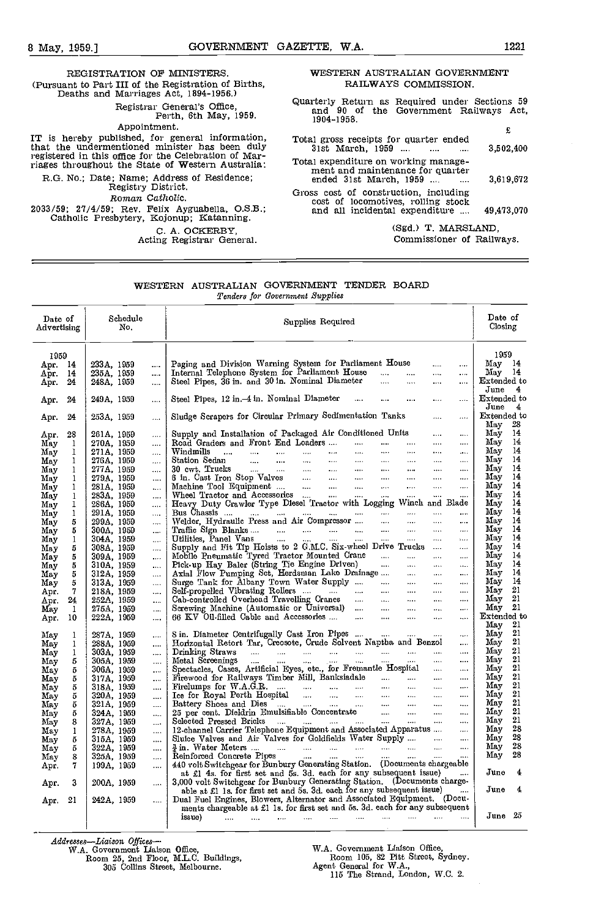## REGISTRATION OF MINISTERS.

(Pursuant to Part III of the Registration of Births, Deaths and Marriages Act, 1894-1956.)

Registrar General's Office,
Perth, 6th May, 1959.

Appointment.

IT is hereby published, for general information, that the undermentioned minister has been duly registered in this office for the Celebration of Marriages throughout the State of Western Australia:

R.G. No.; Date; Name; Address of Residence; Registry District.

*Roman Catholic.*

2033/59; 27/4/59; Rev. Felix Ayguabella, O.S.B.; Catholic Presbytery, Kojonup; Katanning.

C. A. OCKERBY,
Acting Registrar General.

## WESTERN AUSTRALIAN GOVERNMENT RAILWAYS COMMISSION.

Quarterly Return as Required under Sections 59 and 90 of the Government Railways Act, 1904-1958.

| | £ |
|---|---|
| Total gross receipts for quarter ended 31st March, 1959 .... .... .... | 3,502,400 |
| Total expenditure on working management and maintenance for quarter ended 31st March, 1959 .... .... | 3,619,672 |
| Gross cost of construction, including cost of locomotives, rolling stock and all incidental expenditure .... | 49,473,070 |

(Sgd.) T. MARSLAND,
Commissioner of Railways.

## WESTERN AUSTRALIAN GOVERNMENT TENDER BOARD

*Tenders for Government Supplies*

| Date of Advertising | Schedule No. | Supplies Required | Date of Closing |
|---|---|---|---|
| 1959 | | | 1959 |
| Apr. 14 | 233A, 1959 | Paging and Division Warning System for Parliament House | May 14 |
| Apr. 14 | 235A, 1959 | Internal Telephone System for Parliament House | May 14 |
| Apr. 24 | 248A, 1959 | Steel Pipes, 36 in. and 30 in. Nominal Diameter | Extended to June 4 |
| Apr. 24 | 249A, 1959 | Steel Pipes, 12 in.-4 in. Nominal Diameter | Extended to June 4 |
| Apr. 24 | 253A, 1959 | Sludge Scrapers for Circular Primary Sedimentation Tanks | Extended to May 28 |
| Apr. 28 | 261A, 1959 | Supply and Installation of Packaged Air Conditioned Units | May 14 |
| May 1 | 270A, 1959 | Road Graders and Front End Loaders | May 14 |
| May 1 | 271A, 1959 | Windmills | May 14 |
| May 1 | 276A, 1959 | Station Sedan | May 14 |
| May 1 | 277A, 1959 | 30 cwt. Trucks | May 14 |
| May 1 | 279A, 1959 | 6 in. Cast Iron Stop Valves | May 14 |
| May 1 | 281A, 1959 | Machine Tool Equipment | May 14 |
| May 1 | 283A, 1959 | Wheel Tractor and Accessories | May 14 |
| May 1 | 286A, 1959 | Heavy Duty Crawler Type Diesel Tractor with Logging Winch and Blade | May 14 |
| May 1 | 291A, 1959 | Bus Chassis | May 14 |
| May 5 | 299A, 1959 | Welder, Hydraulic Press and Air Compressor | May 14 |
| May 5 | 300A, 1959 | Traffic Sign Blanks | May 14 |
| May 1 | 304A, 1959 | Utilities, Panel Vans | May 14 |
| May 5 | 308A, 1959 | Supply and Fit Tip Hoists to 2 G.M.C. Six-wheel Drive Trucks | May 14 |
| May 5 | 309A, 1959 | Mobile Pneumatic Tyred Tractor Mounted Crane | May 14 |
| May 5 | 310A, 1959 | Pick-up Hay Baler (String Tie Engine Driven) | May 14 |
| May 5 | 312A, 1959 | Axial Flow Pumping Set, Herdsman Lake Drainage | May 14 |
| May 5 | 313A, 1959 | Surge Tank for Albany Town Water Supply | May 14 |
| Apr. 7 | 218A, 1959 | Self-propelled Vibrating Rollers | May 21 |
| Apr. 24 | 252A, 1959 | Cab-controlled Overhead Travelling Cranes | May 21 |
| May 1 | 275A, 1959 | Screwing Machine (Automatic or Universal) | May 21 |
| Apr. 10 | 222A, 1959 | 66 KV Oil-filled Cable and Accessories | Extended to May 21 |
| May 1 | 287A, 1959 | 8 in. Diameter Centrifugally Cast Iron Pipes | May 21 |
| May 1 | 288A, 1959 | Horizontal Retort Tar, Creosote, Crude Solvent Naptha and Benzol | May 21 |
| May 1 | 303A, 1959 | Drinking Straws | May 21 |
| May 5 | 305A, 1959 | Metal Screenings | May 21 |
| May 5 | 306A, 1959 | Spectacles, Cases, Artificial Eyes, etc., for Fremantle Hospital | May 21 |
| May 5 | 317A, 1959 | Firewood for Railways Timber Mill, Banksiadale | May 21 |
| May 5 | 318A, 1959 | Firelumps for W.A.G.R. | May 21 |
| May 5 | 320A, 1959 | Ice for Royal Perth Hospital | May 21 |
| May 5 | 321A, 1959 | Battery Shoes and Dies | May 21 |
| May 5 | 324A, 1959 | 25 per cent. Dieldrin Emulsifiable Concentrate | May 21 |
| May 8 | 327A, 1959 | Selected Pressed Bricks | May 21 |
| May 1 | 278A, 1959 | 12-channel Carrier Telephone Equipment and Associated Apparatus | May 28 |
| May 5 | 315A, 1959 | Sluice Valves and Air Valves for Goldfields Water Supply | May 28 |
| May 5 | 322A, 1959 | ¾ in. Water Meters | May 28 |
| May 8 | 325A, 1959 | Reinforced Concrete Pipes | May 28 |
| Apr. 7 | 199A, 1959 | 440 volt Switchgear for Bunbury Generating Station. (Documents chargeable at £1 4s. for first set and 5s. 3d. each for any subsequent issue) | June 4 |
| Apr. 3 | 200A, 1959 | 3,000 volt Switchgear for Bunbury Generating Station. (Documents chargeable at £1 1s. for first set and 5s. 3d. each for any subsequent issue) | June 4 |
| Apr. 21 | 242A, 1959 | Dual Fuel Engines, Blowers, Alternator and Associated Equipment. (Documents chargeable at £1 1s. for first set and 5s. 3d. each for any subsequent issue) | June 25 |

*Addresses—Liaison Offices—*

W.A. Government Liaison Office,
Room 25, 2nd Floor, M.L.C. Buildings,
305 Collins Street, Melbourne.

W.A. Government Liaison Office,
Room 105, 82 Pitt Street, Sydney.
Agent General for W.A.,
115 The Strand, London, W.C. 2.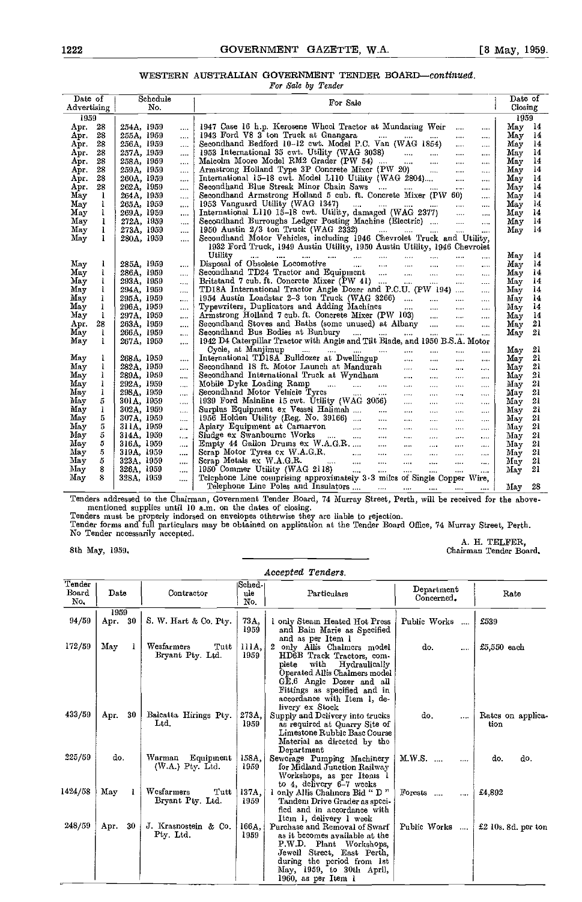## WESTERN AUSTRALIAN GOVERNMENT TENDER BOARD—*continued.*

*For Sale by Tender*

| Date of Advertising | Schedule No. | For Sale | Date of Closing |
|---|---|---|---|
| 1959 | | | 1959 |
| Apr. 28 | 254A, 1959 | 1947 Case 16 h.p. Kerosene Wheel Tractor at Mundaring Weir | May 14 |
| Apr. 28 | 255A, 1959 | 1943 Ford V8 3 ton Truck at Gnangara | May 14 |
| Apr. 28 | 256A, 1959 | Secondhand Bedford 10-12 cwt. Model P.C. Van (WAG 1854) | May 14 |
| Apr. 28 | 257A, 1959 | 1953 International 35 cwt. Utility (WAG 3038) | May 14 |
| Apr. 28 | 258A, 1959 | Malcolm Moore Model RM2 Grader (PW 54) | May 14 |
| Apr. 28 | 259A, 1959 | Armstrong Holland Type 3P Concrete Mixer (PW 20) | May 14 |
| Apr. 28 | 260A, 1959 | International 15-18 cwt. Model L110 Utility (WAG 2804) | May 14 |
| Apr. 28 | 262A, 1959 | Secondhand Blue Streak Minor Chain Saws | May 14 |
| May 1 | 264A, 1959 | Secondhand Armstrong Holland 5 cub. ft. Concrete Mixer (PW 60) | May 14 |
| May 1 | 265A, 1959 | 1953 Vanguard Utility (WAG 1347) | May 14 |
| May 1 | 269A, 1959 | International L110 15-18 cwt. Utility, damaged (WAG 2377) | May 14 |
| May 1 | 272A, 1959 | Secondhand Burroughs Ledger Posting Machine (Electric) | May 14 |
| May 1 | 273A, 1959 | 1950 Austin 2/3 ton Truck (WAG 2332) | May 14 |
| May 1 | 280A, 1959 | Secondhand Motor Vehicles, including 1946 Chevrolet Truck and Utility, 1932 Ford Truck, 1949 Austin Utility, 1950 Austin Utility, 1946 Chevrolet Utility | May 14 |
| May 1 | 285A, 1959 | Disposal of Obsolete Locomotive | May 14 |
| May 1 | 286A, 1959 | Secondhand TD24 Tractor and Equipment | May 14 |
| May 1 | 293A, 1959 | Britstand 7 cub. ft. Concrete Mixer (PW 41) | May 14 |
| May 1 | 294A, 1959 | TD18A International Tractor Angle Dozer and P.C.U. (PW 194) | May 14 |
| May 1 | 295A, 1959 | 1954 Austin Loadstar 2-3 ton Truck (WAG 3266) | May 14 |
| May 1 | 296A, 1959 | Typewriters, Duplicators and Adding Machines | May 14 |
| May 1 | 297A, 1959 | Armstrong Holland 7 cub. ft. Concrete Mixer (PW 103) | May 14 |
| Apr. 28 | 263A, 1959 | Secondhand Stoves and Baths (some unused) at Albany | May 21 |
| May 1 | 266A, 1959 | Secondhand Bus Bodies at Bunbury | May 21 |
| May 1 | 267A, 1959 | 1942 D4 Caterpillar Tractor with Angle and Tilt Blade, and 1950 B.S.A. Motor Cycle, at Manjimup | May 21 |
| May 1 | 268A, 1959 | International TD18A Bulldozer at Dwellingup | May 21 |
| May 1 | 282A, 1959 | Secondhand 18 ft. Motor Launch at Mandurah | May 21 |
| May 1 | 289A, 1959 | Secondhand International Truck at Wyndham | May 21 |
| May 1 | 292A, 1959 | Mobile Dyke Loading Ramp | May 21 |
| May 1 | 298A, 1959 | Secondhand Motor Vehicle Tyres | May 21 |
| May 5 | 301A, 1959 | 1939 Ford Mainline 15 cwt. Utility (WAG 3056) | May 21 |
| May 1 | 302A, 1959 | Surplus Equipment ex Vessel Halimah | May 21 |
| May 5 | 307A, 1959 | 1956 Holden Utility (Reg. No. 39166) | May 21 |
| May 5 | 311A, 1959 | Apiary Equipment at Carnarvon | May 21 |
| May 5 | 314A, 1959 | Sludge ex Swanbourne Works | May 21 |
| May 5 | 316A, 1959 | Empty 44 Gallon Drums ex W.A.G.R. | May 21 |
| May 5 | 319A, 1959 | Scrap Motor Tyres ex W.A.G.R. | May 21 |
| May 5 | 323A, 1959 | Scrap Metals ex W.A.G.R. | May 21 |
| May 8 | 326A, 1959 | 1950 Commer Utility (WAG 2118) | May 21 |
| May 8 | 328A, 1959 | Telephone Line comprising approximately 3·3 miles of Single Copper Wire, Telephone Line Poles and Insulators | May 28 |

Tenders addressed to the Chairman, Government Tender Board, 74 Murray Street, Perth, will be received for the above-mentioned supplies until 10 a.m. on the dates of closing.

Tenders must be properly indorsed on envelopes otherwise they are liable to rejection.

Tender forms and full particulars may be obtained on application at the Tender Board Office, 74 Murray Street, Perth.

No Tender necessarily accepted.

8th May, 1959.

A. H. TELFER,
Chairman Tender Board.

### *Accepted Tenders.*

| Tender Board No. | Date | Contractor | Schedule No. | Particulars | Department Concerned. | Rate |
|---|---|---|---|---|---|---|
| | 1959 | | | | | |
| 94/59 | Apr. 30 | S. W. Hart & Co. Pty. | 73A, 1959 | 1 only Steam Heated Hot Press and Bain Marie as Specified and as per Item 1 | Public Works | £539 |
| 172/59 | May 1 | Wesfarmers Tutt Bryant Pty. Ltd. | 111A, 1959 | 2 only Allis Chalmers model HD6B Track Tractors, complete with Hydraulically Operated Allis Chalmers model GE.6 Angle Dozer and all Fittings as specified and in accordance with Item 1, delivery ex Stock | do. | £5,550 each |
| 433/59 | Apr. 30 | Balcatta Hirings Pty. Ltd. | 273A, 1959 | Supply and Delivery into trucks as required at Quarry Site of Limestone Rubble Base Course Material as directed by the Department | do. | Rates on application |
| 225/59 | do. | Warman Equipment (W.A.) Pty. Ltd. | 158A, 1959 | Sewerage Pumping Machinery for Midland Junction Railway Workshops, as per Items 1 to 4, delivery 6-7 weeks | M.W.S. | do. do. |
| 1424/58 | May 1 | Wesfarmers Tutt Bryant Pty. Ltd. | 137A, 1959 | 1 only Allis Chalmers Bid " D " Tandem Drive Grader as specified and in accordance with Item 1, delivery 1 week | Forests | £4,892 |
| 248/59 | Apr. 30 | J. Krasnostein & Co. Pty. Ltd. | 166A, 1959 | Purchase and Removal of Swarf as it becomes available at the P.W.D. Plant Workshops, Jewell Street, East Perth, during the period from 1st May, 1959, to 30th April, 1960, as per Item 1 | Public Works | £2 10s. 8d. per ton |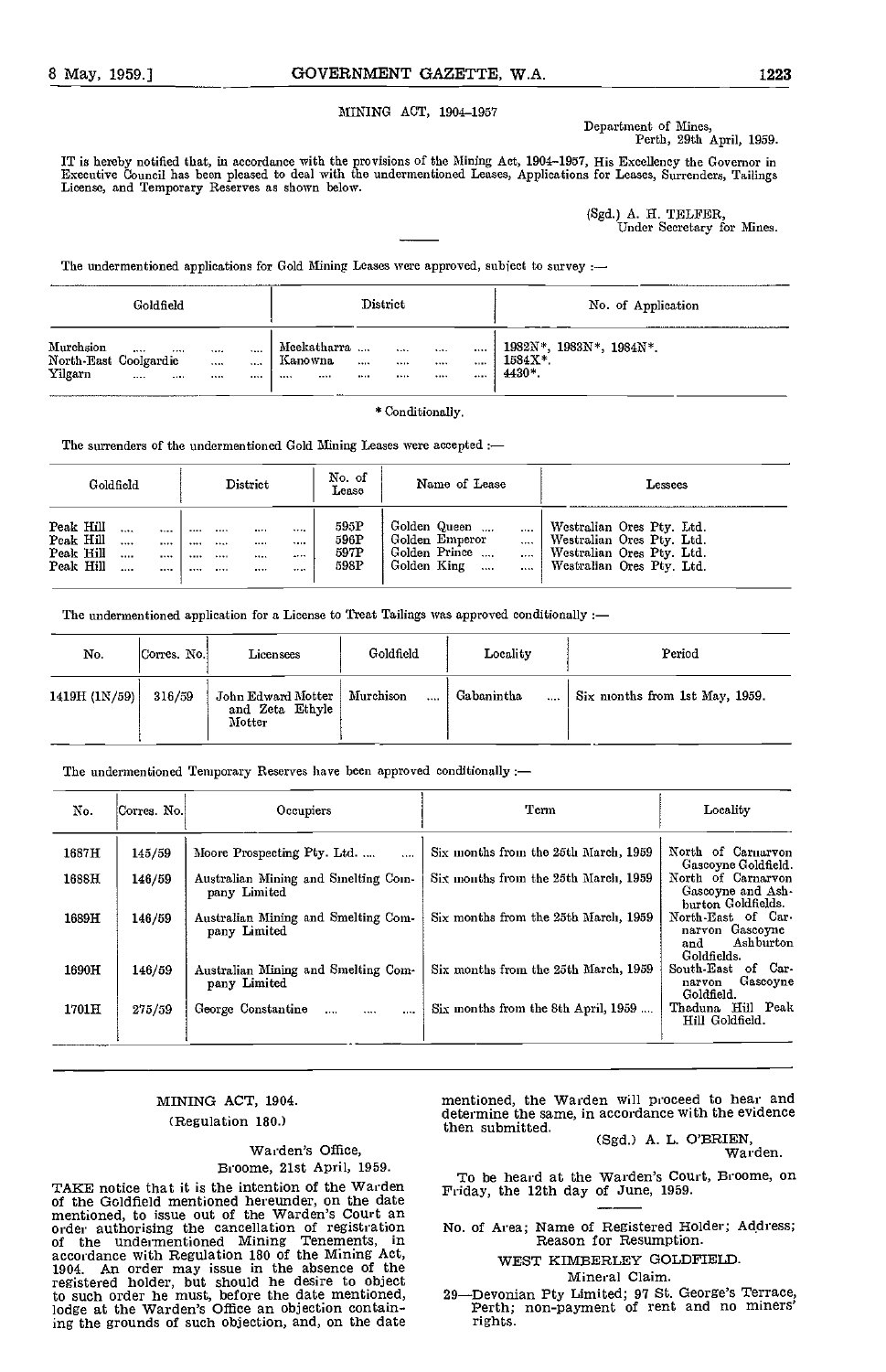MINING ACT, 1904-1957

Department of Mines,
Perth, 29th April, 1959.

IT is hereby notified that, in accordance with the provisions of the Mining Act, 1904-1957, His Excellency the Governor in Executive Council has been pleased to deal with the undermentioned Leases, Applications for Leases, Surrenders, Tailings License, and Temporary Reserves as shown below.

(Sgd.) A. H. TELFER,
Under Secretary for Mines.

The undermentioned applications for Gold Mining Leases were approved, subject to survey :—

| Goldfield | District | No. of Application |
|---|---|---|
| Murchison | Meekatharra | 1982N*, 1983N*, 1984N*. |
| North-East Coolgardie | Kanowna | 1584X*. |
| Yilgarn | .... | 4430*. |

\* Conditionally.

The surrenders of the undermentioned Gold Mining Leases were accepted :—

| Goldfield | District | No. of Lease | Name of Lease | Lessees |
|---|---|---|---|---|
| Peak Hill | .... | 595P | Golden Queen | Westralian Ores Pty. Ltd. |
| Peak Hill | .... | 596P | Golden Emperor | Westralian Ores Pty. Ltd. |
| Peak Hill | .... | 597P | Golden Prince | Westralian Ores Pty. Ltd. |
| Peak Hill | .... | 598P | Golden King | Westralian Ores Pty. Ltd. |

The undermentioned application for a License to Treat Tailings was approved conditionally :—

| No. | Corres. No. | Licensees | Goldfield | Locality | Period |
|---|---|---|---|---|---|
| 1419H (1N/59) | 316/59 | John Edward Motter and Zeta Ethyle Motter | Murchison | Gabanintha | Six months from 1st May, 1959. |

The undermentioned Temporary Reserves have been approved conditionally :—

| No. | Corres. No. | Occupiers | Term | Locality |
|---|---|---|---|---|
| 1687H | 145/59 | Moore Prospecting Pty. Ltd. | Six months from the 25th March, 1959 | North of Carnarvon Gascoyne Goldfield. |
| 1688H | 146/59 | Australian Mining and Smelting Company Limited | Six months from the 25th March, 1959 | North of Carnarvon Gascoyne and Ashburton Goldfields. |
| 1689H | 146/59 | Australian Mining and Smelting Company Limited | Six months from the 25th March, 1959 | North-East of Carnarvon Gascoyne and Ashburton Goldfields. |
| 1690H | 146/59 | Australian Mining and Smelting Company Limited | Six months from the 25th March, 1959 | South-East of Carnarvon Gascoyne Goldfield. |
| 1701H | 275/59 | George Constantine | Six months from the 8th April, 1959 | Thaduna Hill Peak Hill Goldfield. |

MINING ACT, 1904.

(Regulation 180.)

Warden's Office,
Broome, 21st April, 1959.

TAKE notice that it is the intention of the Warden of the Goldfield mentioned hereunder, on the date mentioned, to issue out of the Warden's Court an order authorising the cancellation of registration of the undermentioned Mining Tenements, in accordance with Regulation 180 of the Mining Act, 1904. An order may issue in the absence of the registered holder, but should he desire to object to such order he must, before the date mentioned, lodge at the Warden's Office an objection containing the grounds of such objection, and, on the date mentioned, the Warden will proceed to hear and determine the same, in accordance with the evidence then submitted.

(Sgd.) A. L. O'BRIEN,
Warden.

To be heard at the Warden's Court, Broome, on Friday, the 12th day of June, 1959.

No. of Area; Name of Registered Holder; Address; Reason for Resumption.

WEST KIMBERLEY GOLDFIELD.

Mineral Claim.

29—Devonian Pty Limited; 97 St. George's Terrace, Perth; non-payment of rent and no miners' rights.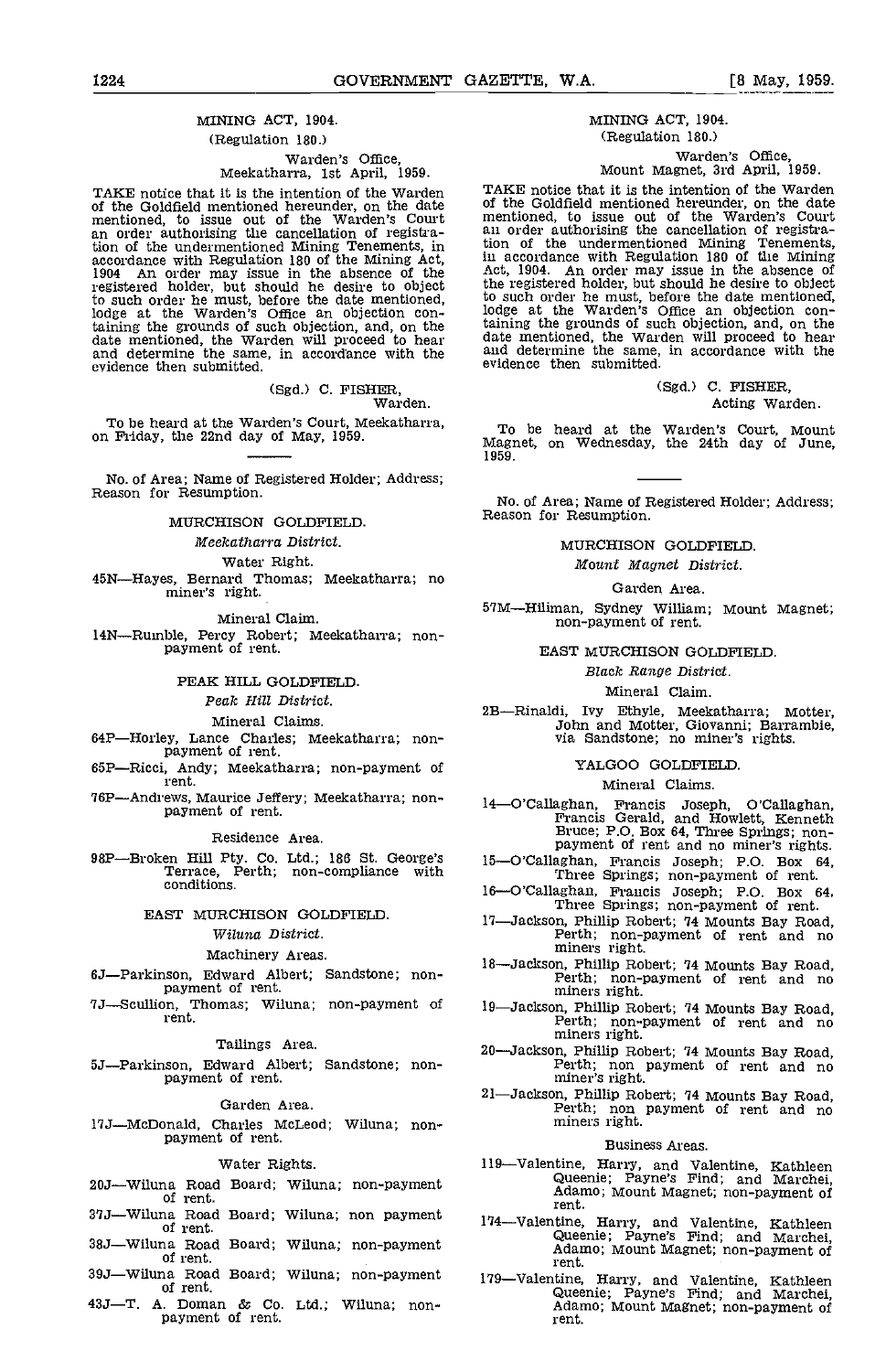MINING ACT, 1904.

(Regulation 180.)

Warden's Office,
Meekatharra, 1st April, 1959.

TAKE notice that it is the intention of the Warden of the Goldfield mentioned hereunder, on the date mentioned, to issue out of the Warden's Court an order authorising the cancellation of registration of the undermentioned Mining Tenements, in accordance with Regulation 180 of the Mining Act, 1904 An order may issue in the absence of the registered holder, but should he desire to object to such order he must, before the date mentioned, lodge at the Warden's Office an objection containing the grounds of such objection, and, on the date mentioned, the Warden will proceed to hear and determine the same, in accordance with the evidence then submitted.

(Sgd.) C. FISHER,
Warden.

To be heard at the Warden's Court, Meekatharra, on Friday, the 22nd day of May, 1959.

---

No. of Area; Name of Registered Holder; Address; Reason for Resumption.

MURCHISON GOLDFIELD.

*Meekatharra District.*

Water Right.

45N—Hayes, Bernard Thomas; Meekatharra; no miner's right.

Mineral Claim.

14N—Rumble, Percy Robert; Meekatharra; non-payment of rent.

PEAK HILL GOLDFIELD.

*Peak Hill District.*

Mineral Claims.

64P—Horley, Lance Charles; Meekatharra; non-payment of rent.

65P—Ricci, Andy; Meekatharra; non-payment of rent.

76P—Andrews, Maurice Jeffery; Meekatharra; non-payment of rent.

Residence Area.

98P—Broken Hill Pty. Co. Ltd.; 186 St. George's Terrace, Perth; non-compliance with conditions.

EAST MURCHISON GOLDFIELD.

*Wiluna District.*

Machinery Areas.

6J—Parkinson, Edward Albert; Sandstone; non-payment of rent.

7J—Scullion, Thomas; Wiluna; non-payment of rent.

Tailings Area.

5J—Parkinson, Edward Albert; Sandstone; non-payment of rent.

Garden Area.

17J—McDonald, Charles McLeod; Wiluna; non-payment of rent.

Water Rights.

20J—Wiluna Road Board; Wiluna; non-payment of rent.

37J—Wiluna Road Board; Wiluna; non payment of rent.

38J—Wiluna Road Board; Wiluna; non-payment of rent.

39J—Wiluna Road Board; Wiluna; non-payment of rent.

43J—T. A. Doman & Co. Ltd.; Wiluna; non-payment of rent.

MINING ACT, 1904.

(Regulation 180.)

Warden's Office,
Mount Magnet, 3rd April, 1959.

TAKE notice that it is the intention of the Warden of the Goldfield mentioned hereunder, on the date mentioned, to issue out of the Warden's Court an order authorising the cancellation of registration of the undermentioned Mining Tenements, in accordance with Regulation 180 of the Mining Act, 1904. An order may issue in the absence of the registered holder, but should he desire to object to such order he must, before the date mentioned, lodge at the Warden's Office an objection containing the grounds of such objection, and, on the date mentioned, the Warden will proceed to hear and determine the same, in accordance with the evidence then submitted.

(Sgd.) C. FISHER,
Acting Warden.

To be heard at the Warden's Court, Mount Magnet, on Wednesday, the 24th day of June, 1959.

---

No. of Area; Name of Registered Holder; Address; Reason for Resumption.

MURCHISON GOLDFIELD.

*Mount Magnet District.*

Garden Area.

57M—Hiliman, Sydney William; Mount Magnet; non-payment of rent.

EAST MURCHISON GOLDFIELD.

*Black Range District.*

Mineral Claim.

2B—Rinaldi, Ivy Ethyle, Meekatharra; Motter, John and Motter, Giovanni; Barrambie, via Sandstone; no miner's rights.

YALGOO GOLDFIELD.

Mineral Claims.

14—O'Callaghan, Francis Joseph, O'Callaghan, Francis Gerald, and Howlett, Kenneth Bruce; P.O. Box 64, Three Springs; non-payment of rent and no miner's rights.

15—O'Callaghan, Francis Joseph; P.O. Box 64, Three Springs; non-payment of rent.

16—O'Callaghan, Francis Joseph; P.O. Box 64, Three Springs; non-payment of rent.

17—Jackson, Phillip Robert; 74 Mounts Bay Road, Perth; non-payment of rent and no miners right.

18—Jackson, Phillip Robert; 74 Mounts Bay Road, Perth; non-payment of rent and no miners right.

19—Jackson, Phillip Robert; 74 Mounts Bay Road, Perth; non-payment of rent and no miners right.

20—Jackson, Phillip Robert; 74 Mounts Bay Road, Perth; non payment of rent and no miner's right.

21—Jackson, Phillip Robert; 74 Mounts Bay Road, Perth; non payment of rent and no miners right.

Business Areas.

119—Valentine, Harry, and Valentine, Kathleen Queenie; Payne's Find; and Marchei, Adamo; Mount Magnet; non-payment of rent.

174—Valentine, Harry, and Valentine, Kathleen Queenie; Payne's Find; and Marchei, Adamo; Mount Magnet; non-payment of rent.

179—Valentine, Harry, and Valentine, Kathleen Queenie; Payne's Find; and Marchei, Adamo; Mount Magnet; non-payment of rent.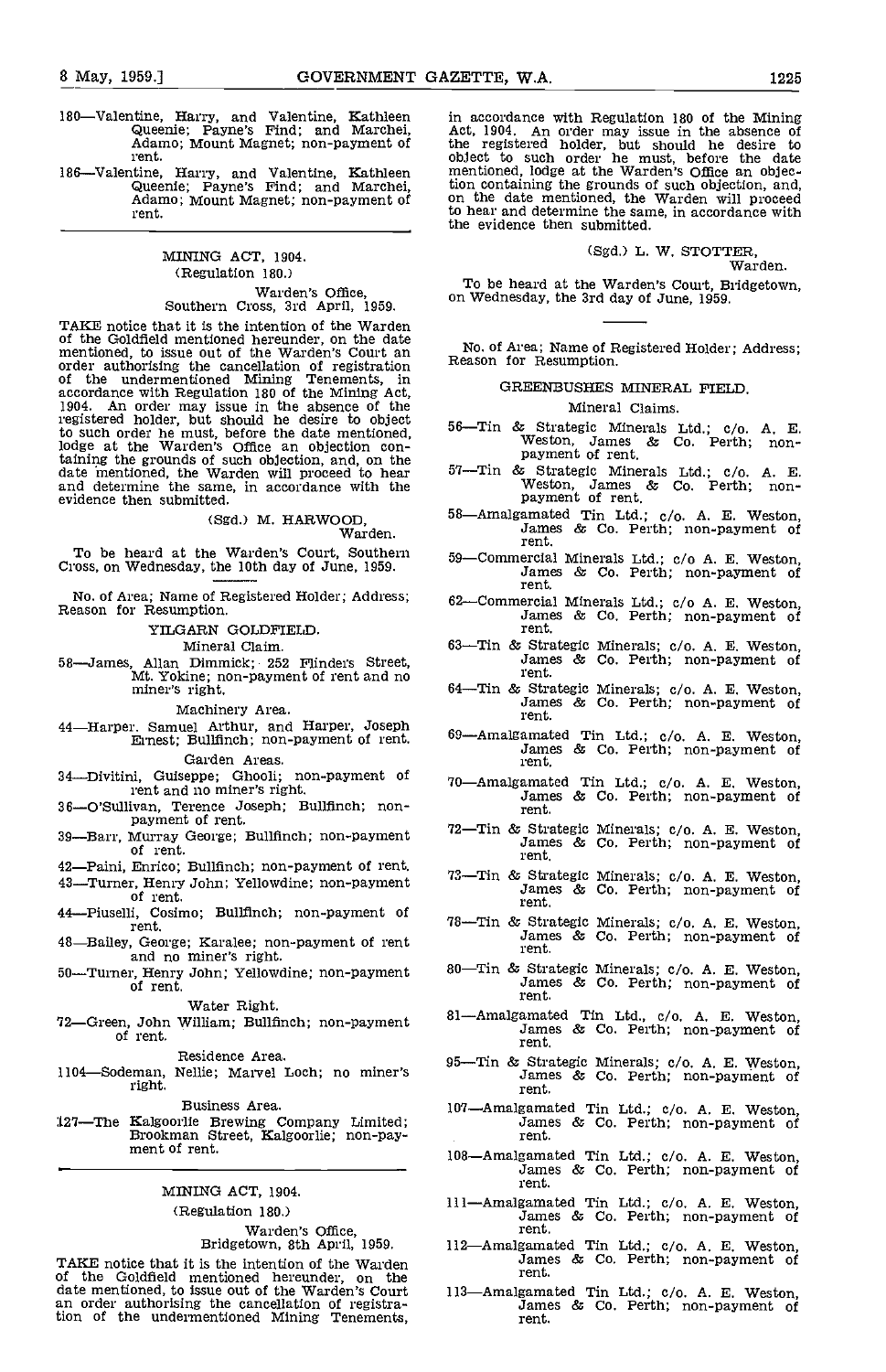180—Valentine, Harry, and Valentine, Kathleen Queenie; Payne's Find; and Marchei, Adamo; Mount Magnet; non-payment of rent.

186—Valentine, Harry, and Valentine, Kathleen Queenie; Payne's Find; and Marchei, Adamo; Mount Magnet; non-payment of rent.

---

## MINING ACT, 1904.

(Regulation 180.)

Warden's Office,
Southern Cross, 3rd April, 1959.

TAKE notice that it is the intention of the Warden of the Goldfield mentioned hereunder, on the date mentioned, to issue out of the Warden's Court an order authorising the cancellation of registration of the undermentioned Mining Tenements, in accordance with Regulation 180 of the Mining Act, 1904. An order may issue in the absence of the registered holder, but should he desire to object to such order he must, before the date mentioned, lodge at the Warden's Office an objection containing the grounds of such objection, and, on the date mentioned, the Warden will proceed to hear and determine the same, in accordance with the evidence then submitted.

(Sgd.) M. HARWOOD,
Warden.

To be heard at the Warden's Court, Southern Cross, on Wednesday, the 10th day of June, 1959.

---

No. of Area; Name of Registered Holder; Address; Reason for Resumption.

### YILGARN GOLDFIELD.

Mineral Claim.

58—James, Allan Dimmick; 252 Flinders Street, Mt. Yokine; non-payment of rent and no miner's right.

Machinery Area.

44—Harper, Samuel Arthur, and Harper, Joseph Ernest; Bullfinch; non-payment of rent.

Garden Areas.

34—Divitini, Guiseppe; Ghooli; non-payment of rent and no miner's right.

36—O'Sullivan, Terence Joseph; Bullfinch; non-payment of rent.

39—Barr, Murray George; Bullfinch; non-payment of rent.

42—Paini, Enrico; Bullfinch; non-payment of rent.

43—Turner, Henry John; Yellowdine; non-payment of rent.

44—Piuselli, Cosimo; Bullfinch; non-payment of rent.

48—Bailey, George; Karalee; non-payment of rent and no miner's right.

50—Turner, Henry John; Yellowdine; non-payment of rent.

Water Right.

72—Green, John William; Bullfinch; non-payment of rent.

Residence Area.

1104—Sodeman, Nellie; Marvel Loch; no miner's right.

Business Area.

127—The Kalgoorlie Brewing Company Limited; Brookman Street, Kalgoorlie; non-payment of rent.

---

## MINING ACT, 1904.

(Regulation 180.)

Warden's Office,
Bridgetown, 8th April, 1959.

TAKE notice that it is the intention of the Warden of the Goldfield mentioned hereunder, on the date mentioned, to issue out of the Warden's Court an order authorising the cancellation of registration of the undermentioned Mining Tenements, in accordance with Regulation 180 of the Mining Act, 1904. An order may issue in the absence of the registered holder, but should he desire to object to such order he must, before the date mentioned, lodge at the Warden's Office an objection containing the grounds of such objection, and, on the date mentioned, the Warden will proceed to hear and determine the same, in accordance with the evidence then submitted.

(Sgd.) L. W. STOTTER,
Warden.

To be heard at the Warden's Court, Bridgetown, on Wednesday, the 3rd day of June, 1959.

---

No. of Area; Name of Registered Holder; Address; Reason for Resumption.

### GREENBUSHES MINERAL FIELD.

Mineral Claims.

56—Tin & Strategic Minerals Ltd.; c/o. A. E. Weston, James & Co. Perth; non-payment of rent.

57—Tin & Strategic Minerals Ltd.; c/o. A. E. Weston, James & Co. Perth; non-payment of rent.

58—Amalgamated Tin Ltd.; c/o. A. E. Weston, James & Co. Perth; non-payment of rent.

59—Commercial Minerals Ltd.; c/o A. E. Weston, James & Co. Perth; non-payment of rent.

62—Commercial Minerals Ltd.; c/o A. E. Weston, James & Co. Perth; non-payment of rent.

63—Tin & Strategic Minerals; c/o. A. E. Weston, James & Co. Perth; non-payment of rent.

64—Tin & Strategic Minerals; c/o. A. E. Weston, James & Co. Perth; non-payment of rent.

69—Amalgamated Tin Ltd.; c/o. A. E. Weston, James & Co. Perth; non-payment of rent.

70—Amalgamated Tin Ltd.; c/o. A. E. Weston, James & Co. Perth; non-payment of rent.

72—Tin & Strategic Minerals; c/o. A. E. Weston, James & Co. Perth; non-payment of rent.

73—Tin & Strategic Minerals; c/o. A. E. Weston, James & Co. Perth; non-payment of rent.

78—Tin & Strategic Minerals; c/o. A. E. Weston, James & Co. Perth; non-payment of rent.

80—Tin & Strategic Minerals; c/o. A. E. Weston, James & Co. Perth; non-payment of rent.

81—Amalgamated Tin Ltd., c/o. A. E. Weston, James & Co. Perth; non-payment of rent.

95—Tin & Strategic Minerals; c/o. A. E. Weston, James & Co. Perth; non-payment of rent.

107—Amalgamated Tin Ltd.; c/o. A. E. Weston, James & Co. Perth; non-payment of rent.

108—Amalgamated Tin Ltd.; c/o. A. E. Weston, James & Co. Perth; non-payment of rent.

111—Amalgamated Tin Ltd.; c/o. A. E. Weston, James & Co. Perth; non-payment of rent.

112—Amalgamated Tin Ltd.; c/o. A. E. Weston, James & Co. Perth; non-payment of rent.

113—Amalgamated Tin Ltd.; c/o. A. E. Weston, James & Co. Perth; non-payment of rent.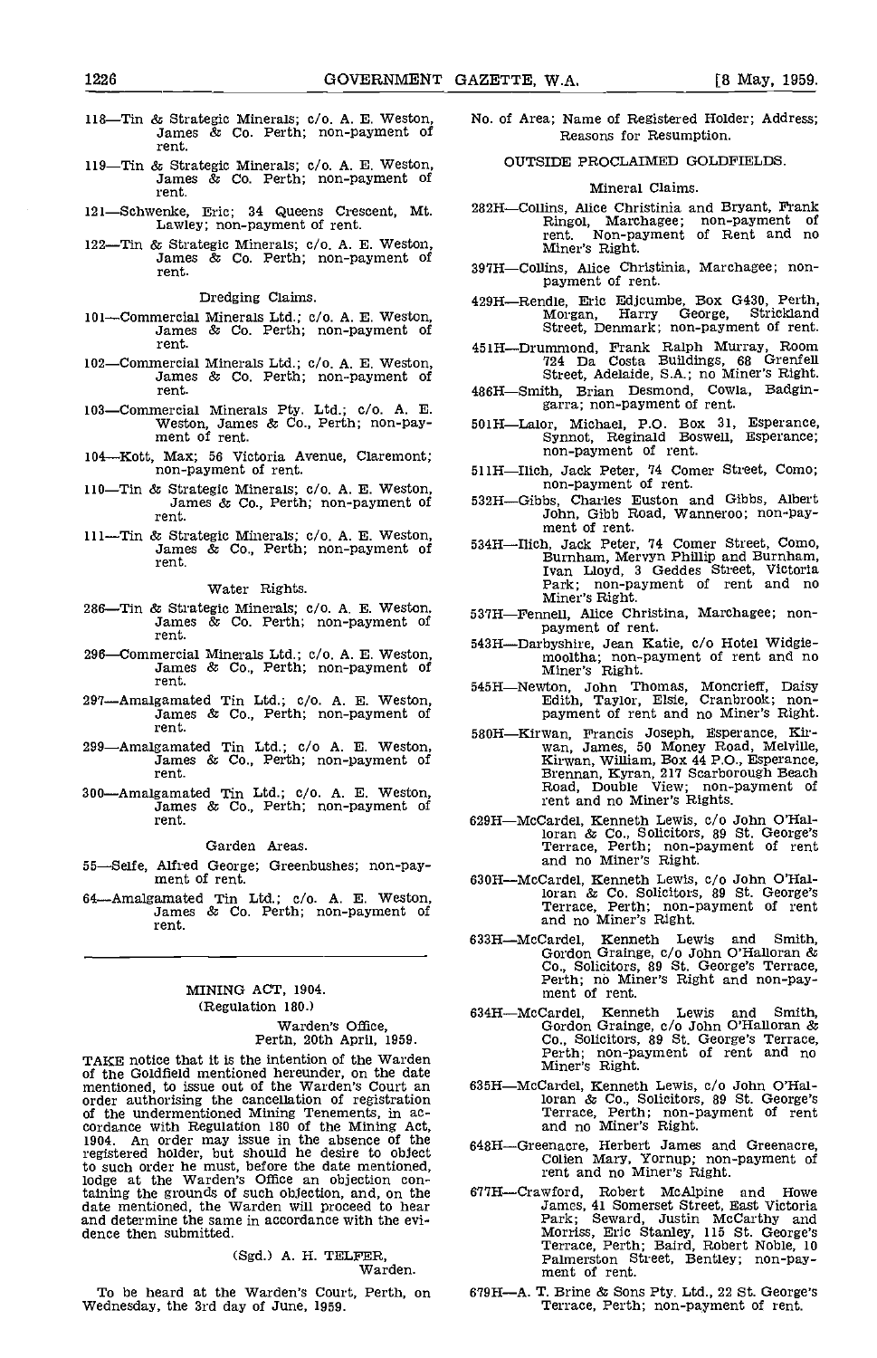118—Tin & Strategic Minerals; c/o. A. E. Weston, James & Co. Perth; non-payment of rent.

119—Tin & Strategic Minerals; c/o. A. E. Weston, James & Co. Perth; non-payment of rent.

121—Schwenke, Eric; 34 Queens Crescent, Mt. Lawley; non-payment of rent.

122—Tin & Strategic Minerals; c/o. A. E. Weston, James & Co. Perth; non-payment of rent.

Dredging Claims.

101—Commercial Minerals Ltd.; c/o. A. E. Weston, James & Co. Perth; non-payment of rent.

102—Commercial Minerals Ltd.; c/o. A. E. Weston, James & Co. Perth; non-payment of rent.

103—Commercial Minerals Pty. Ltd.; c/o. A. E. Weston, James & Co., Perth; non-payment of rent.

104—Kott, Max; 56 Victoria Avenue, Claremont; non-payment of rent.

110—Tin & Strategic Minerals; c/o. A. E. Weston, James & Co., Perth; non-payment of rent.

111—Tin & Strategic Minerals; c/o. A. E. Weston, James & Co., Perth; non-payment of rent.

Water Rights.

286—Tin & Strategic Minerals; c/o. A. E. Weston, James & Co. Perth; non-payment of rent.

296—Commercial Minerals Ltd.; c/o. A. E. Weston, James & Co., Perth; non-payment of rent.

297—Amalgamated Tin Ltd.; c/o. A. E. Weston, James & Co., Perth; non-payment of rent.

299—Amalgamated Tin Ltd.; c/o A. E. Weston, James & Co., Perth; non-payment of rent.

300—Amalgamated Tin Ltd.; c/o. A. E. Weston, James & Co., Perth; non-payment of rent.

Garden Areas.

55—Selfe, Alfred George; Greenbushes; non-payment of rent.

64—Amalgamated Tin Ltd.; c/o. A. E. Weston, James & Co. Perth; non-payment of rent.

---

MINING ACT, 1904.
(Regulation 180.)

Warden's Office,
Perth, 20th April, 1959.

TAKE notice that it is the intention of the Warden of the Goldfield mentioned hereunder, on the date mentioned, to issue out of the Warden's Court an order authorising the cancellation of registration of the undermentioned Mining Tenements, in accordance with Regulation 180 of the Mining Act, 1904. An order may issue in the absence of the registered holder, but should he desire to object to such order he must, before the date mentioned, lodge at the Warden's Office an objection containing the grounds of such objection, and, on the date mentioned, the Warden will proceed to hear and determine the same in accordance with the evidence then submitted.

(Sgd.) A. H. TELFER,
Warden.

To be heard at the Warden's Court, Perth, on Wednesday, the 3rd day of June, 1959.

No. of Area; Name of Registered Holder; Address; Reasons for Resumption.

OUTSIDE PROCLAIMED GOLDFIELDS.

Mineral Claims.

282H—Collins, Alice Christinia and Bryant, Frank Ringol, Marchagee; non-payment of rent. Non-payment of Rent and no Miner's Right.

397H—Collins, Alice Christinia, Marchagee; non-payment of rent.

429H—Rendle, Eric Edjcumbe, Box G430, Perth, Morgan, Harry George, Strickland Street, Denmark; non-payment of rent.

451H—Drummond, Frank Ralph Murray, Room 724 Da Costa Buildings, 68 Grenfell Street, Adelaide, S.A.; no Miner's Right.

486H—Smith, Brian Desmond, Cowla, Badgingarra; non-payment of rent.

501H—Lalor, Michael, P.O. Box 31, Esperance, Synnot, Reginald Boswell, Esperance; non-payment of rent.

511H—Ilich, Jack Peter, 74 Comer Street, Como; non-payment of rent.

532H—Gibbs, Charles Euston and Gibbs, Albert John, Gibb Road, Wanneroo; non-payment of rent.

534H—Ilich, Jack Peter, 74 Comer Street, Como, Burnham, Mervyn Phillip and Burnham, Ivan Lloyd, 3 Geddes Street, Victoria Park; non-payment of rent and no Miner's Right.

537H—Fennell, Alice Christina, Marchagee; non-payment of rent.

543H—Darbyshire, Jean Katie, c/o Hotel Widgiemooltha; non-payment of rent and no Miner's Right.

545H—Newton, John Thomas, Moncrieff, Daisy Edith, Taylor, Elsie, Cranbrook; non-payment of rent and no Miner's Right.

580H—Kirwan, Francis Joseph, Esperance, Kirwan, James, 50 Money Road, Melville, Kirwan, William, Box 44 P.O., Esperance, Brennan, Kyran, 217 Scarborough Beach Road, Double View; non-payment of rent and no Miner's Rights.

629H—McCardel, Kenneth Lewis, c/o John O'Halloran & Co., Solicitors, 89 St. George's Terrace, Perth; non-payment of rent and no Miner's Right.

630H—McCardel, Kenneth Lewis, c/o John O'Halloran & Co. Solicitors, 89 St. George's Terrace, Perth; non-payment of rent and no Miner's Right.

633H—McCardel, Kenneth Lewis and Smith, Gordon Grainge, c/o John O'Halloran & Co., Solicitors, 89 St. George's Terrace, Perth; no Miner's Right and non-payment of rent.

634H—McCardel, Kenneth Lewis and Smith, Gordon Grainge, c/o John O'Halloran & Co., Solicitors, 89 St. George's Terrace, Perth; non-payment of rent and no Miner's Right.

635H—McCardel, Kenneth Lewis, c/o John O'Halloran & Co., Solicitors, 89 St. George's Terrace, Perth; non-payment of rent and no Miner's Right.

648H—Greenacre, Herbert James and Greenacre, Colien Mary, Yornup; non-payment of rent and no Miner's Right.

677H—Crawford, Robert McAlpine and Howe James, 41 Somerset Street, East Victoria Park; Seward, Justin McCarthy and Morriss, Eric Stanley, 115 St. George's Terrace, Perth; Baird, Robert Noble, 10 Palmerston Street, Bentley; non-payment of rent.

679H—A. T. Brine & Sons Pty. Ltd., 22 St. George's Terrace, Perth; non-payment of rent.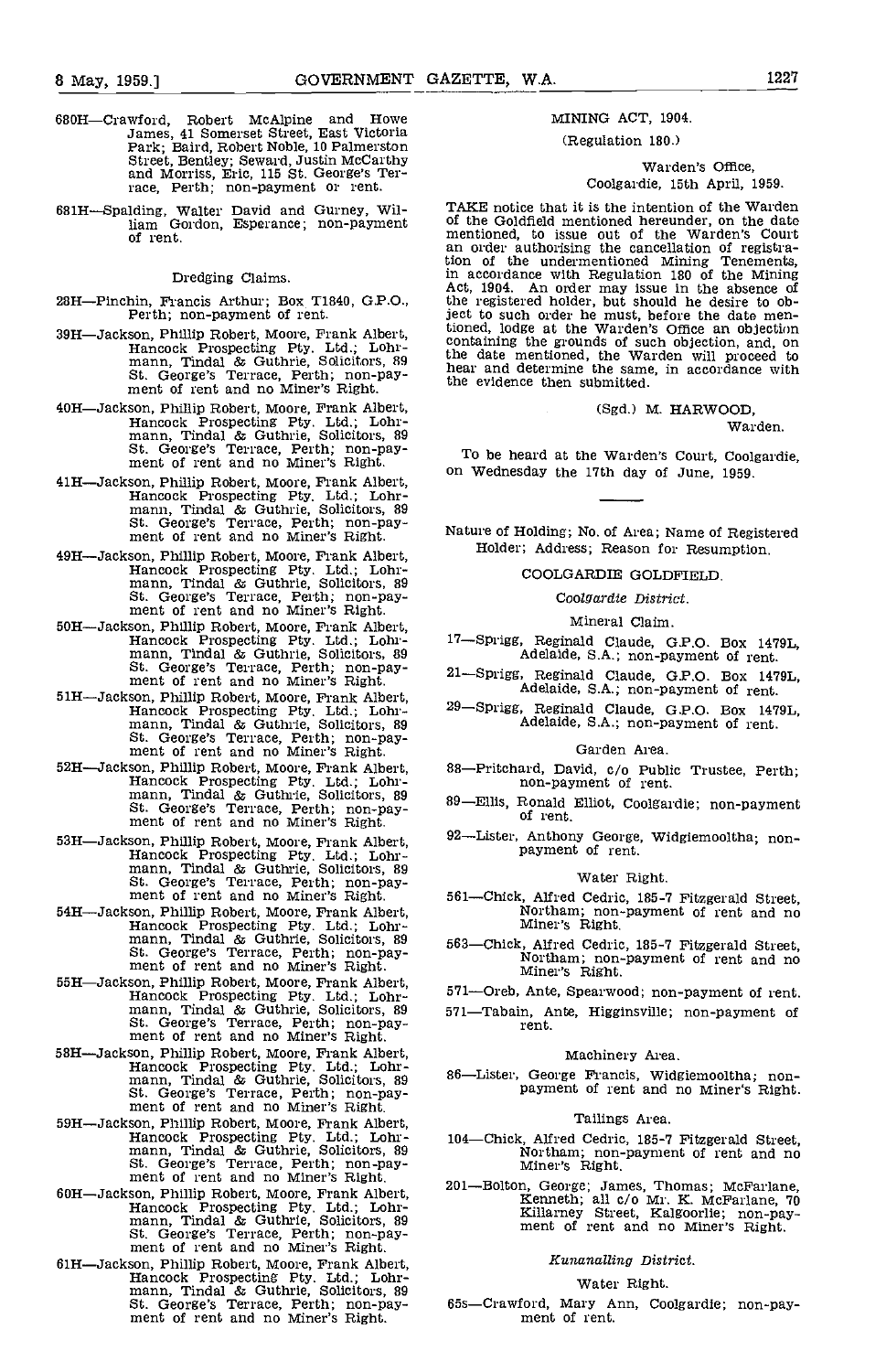680H—Crawford, Robert McAlpine and Howe James, 41 Somerset Street, East Victoria Park; Baird, Robert Noble, 10 Palmerston Street, Bentley; Seward, Justin McCarthy and Morriss, Eric, 115 St. George's Terrace, Perth; non-payment or rent.

681H—Spalding, Walter David and Gurney, William Gordon, Esperance; non-payment of rent.

Dredging Claims.

28H—Pinchin, Francis Arthur; Box T1840, G.P.O., Perth; non-payment of rent.

39H—Jackson, Phillip Robert, Moore, Frank Albert, Hancock Prospecting Pty. Ltd.; Lohrmann, Tindal & Guthrie, Solicitors, 89 St. George's Terrace, Perth; non-payment of rent and no Miner's Right.

40H—Jackson, Phillip Robert, Moore, Frank Albert, Hancock Prospecting Pty. Ltd.; Lohrmann, Tindal & Guthrie, Solicitors, 89 St. George's Terrace, Perth; non-payment of rent and no Miner's Right.

41H—Jackson, Phillip Robert, Moore, Frank Albert, Hancock Prospecting Pty. Ltd.; Lohrmann, Tindal & Guthrie, Solicitors, 89 St. George's Terrace, Perth; non-payment of rent and no Miner's Right.

49H—Jackson, Phillip Robert, Moore, Frank Albert, Hancock Prospecting Pty. Ltd.; Lohrmann, Tindal & Guthrie, Solicitors, 89 St. George's Terrace, Perth; non-payment of rent and no Miner's Right.

50H—Jackson, Phillip Robert, Moore, Frank Albert, Hancock Prospecting Pty. Ltd.; Lohrmann, Tindal & Guthrie, Solicitors, 89 St. George's Terrace, Perth; non-payment of rent and no Miner's Right.

51H—Jackson, Phillip Robert, Moore, Frank Albert, Hancock Prospecting Pty. Ltd.; Lohrmann, Tindal & Guthrie, Solicitors, 89 St. George's Terrace, Perth; non-payment of rent and no Miner's Right.

52H—Jackson, Phillip Robert, Moore, Frank Albert, Hancock Prospecting Pty. Ltd.; Lohrmann, Tindal & Guthrie, Solicitors, 89 St. George's Terrace, Perth; non-payment of rent and no Miner's Right.

53H—Jackson, Phillip Robert, Moore, Frank Albert, Hancock Prospecting Pty. Ltd.; Lohrmann, Tindal & Guthrie, Solicitors, 89 St. George's Terrace, Perth; non-payment of rent and no Miner's Right.

54H—Jackson, Phillip Robert, Moore, Frank Albert, Hancock Prospecting Pty. Ltd.; Lohrmann, Tindal & Guthrie, Solicitors, 89 St. George's Terrace, Perth; non-payment of rent and no Miner's Right.

55H—Jackson, Phillip Robert, Moore, Frank Albert, Hancock Prospecting Pty. Ltd.; Lohrmann, Tindal & Guthrie, Solicitors, 89 St. George's Terrace, Perth; non-payment of rent and no Miner's Right.

58H—Jackson, Phillip Robert, Moore, Frank Albert, Hancock Prospecting Pty. Ltd.; Lohrmann, Tindal & Guthrie, Solicitors, 89 St. George's Terrace, Perth; non-payment of rent and no Miner's Right.

59H—Jackson, Phillip Robert, Moore, Frank Albert, Hancock Prospecting Pty. Ltd.; Lohrmann, Tindal & Guthrie, Solicitors, 89 St. George's Terrace, Perth; non-payment of rent and no Miner's Right.

60H—Jackson, Phillip Robert, Moore, Frank Albert, Hancock Prospecting Pty. Ltd.; Lohrmann, Tindal & Guthrie, Solicitors, 89 St. George's Terrace, Perth; non-payment of rent and no Miner's Right.

61H—Jackson, Phillip Robert, Moore, Frank Albert, Hancock Prospecting Pty. Ltd.; Lohrmann, Tindal & Guthrie, Solicitors, 89 St. George's Terrace, Perth; non-payment of rent and no Miner's Right.

## MINING ACT, 1904.

(Regulation 180.)

Warden's Office,
Coolgardie, 15th April, 1959.

TAKE notice that it is the intention of the Warden of the Goldfield mentioned hereunder, on the date mentioned, to issue out of the Warden's Court an order authorising the cancellation of registration of the undermentioned Mining Tenements, in accordance with Regulation 180 of the Mining Act, 1904. An order may issue in the absence of the registered holder, but should he desire to object to such order he must, before the date mentioned, lodge at the Warden's Office an objection containing the grounds of such objection, and, on the date mentioned, the Warden will proceed to hear and determine the same, in accordance with the evidence then submitted.

(Sgd.) M. HARWOOD,
Warden.

To be heard at the Warden's Court, Coolgardie, on Wednesday the 17th day of June, 1959.

Nature of Holding; No. of Area; Name of Registered Holder; Address; Reason for Resumption.

### COOLGARDIE GOLDFIELD.

*Coolgardie District.*

Mineral Claim.

17—Sprigg, Reginald Claude, G.P.O. Box 1479L, Adelaide, S.A.; non-payment of rent.

21—Sprigg, Reginald Claude, G.P.O. Box 1479L, Adelaide, S.A.; non-payment of rent.

29—Sprigg, Reginald Claude, G.P.O. Box 1479L, Adelaide, S.A.; non-payment of rent.

Garden Area.

88—Pritchard, David, c/o Public Trustee, Perth; non-payment of rent.

89—Ellis, Ronald Elliot, Coolgardie; non-payment of rent.

92—Lister, Anthony George, Widgiemooltha; non-payment of rent.

Water Right.

561—Chick, Alfred Cedric, 185-7 Fitzgerald Street, Northam; non-payment of rent and no Miner's Right.

563—Chick, Alfred Cedric, 185-7 Fitzgerald Street, Northam; non-payment of rent and no Miner's Right.

571—Oreb, Ante, Spearwood; non-payment of rent.

571—Tabain, Ante, Higginsville; non-payment of rent.

Machinery Area.

86—Lister, George Francis, Widgiemooltha; non-payment of rent and no Miner's Right.

Tailings Area.

104—Chick, Alfred Cedric, 185-7 Fitzgerald Street, Northam; non-payment of rent and no Miner's Right.

201—Bolton, George; James, Thomas; McFarlane, Kenneth; all c/o Mr. K. McFarlane, 70 Killarney Street, Kalgoorlie; non-payment of rent and no Miner's Right.

*Kunanalling District.*

Water Right.

65s—Crawford, Mary Ann, Coolgardie; non-payment of rent.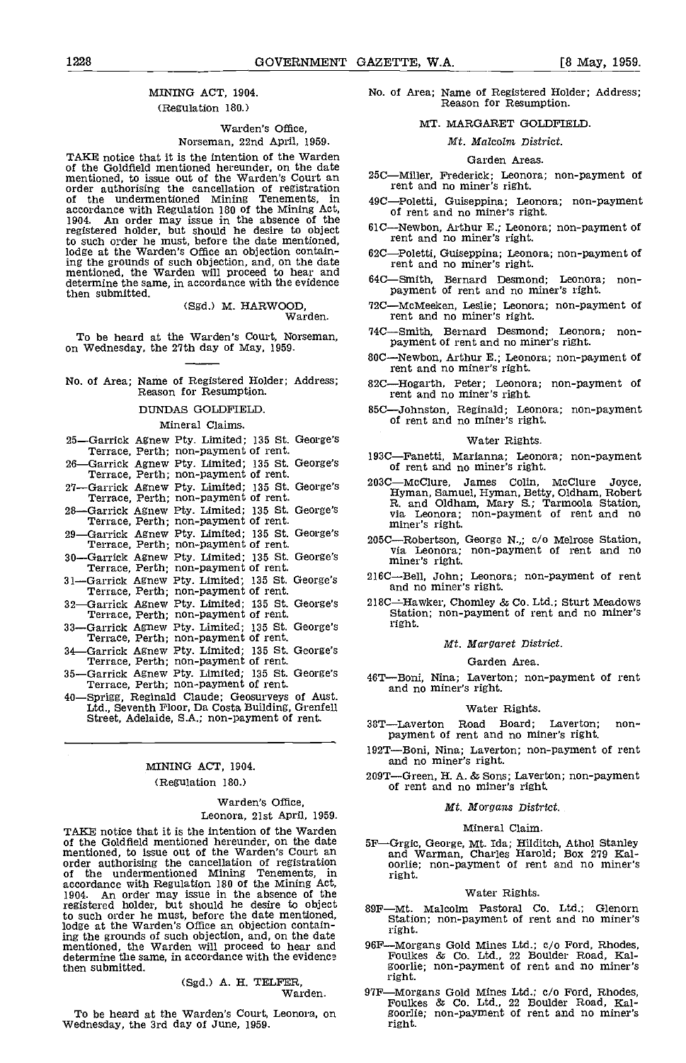## MINING ACT, 1904.

(Regulation 180.)

Warden's Office,
Norseman, 22nd April, 1959.

TAKE notice that it is the intention of the Warden of the Goldfield mentioned hereunder, on the date mentioned, to issue out of the Warden's Court an order authorising the cancellation of registration of the undermentioned Mining Tenements, in accordance with Regulation 180 of the Mining Act, 1904. An order may issue in the absence of the registered holder, but should he desire to object to such order he must, before the date mentioned, lodge at the Warden's Office an objection containing the grounds of such objection, and, on the date mentioned, the Warden will proceed to hear and determine the same, in accordance with the evidence then submitted.

(Sgd.) M. HARWOOD,
Warden.

To be heard at the Warden's Court, Norseman, on Wednesday, the 27th day of May, 1959.

No. of Area; Name of Registered Holder; Address; Reason for Resumption.

### DUNDAS GOLDFIELD.

Mineral Claims.

25—Garrick Agnew Pty. Limited; 135 St. George's Terrace, Perth; non-payment of rent.

26—Garrick Agnew Pty. Limited; 135 St. George's Terrace, Perth; non-payment of rent.

27—Garrick Agnew Pty. Limited; 135 St. George's Terrace, Perth; non-payment of rent.

28—Garrick Agnew Pty. Limited; 135 St. George's Terrace, Perth; non-payment of rent.

29—Garrick Agnew Pty. Limited; 135 St. George's Terrace, Perth; non-payment of rent.

30—Garrick Agnew Pty. Limited; 135 St. George's Terrace, Perth; non-payment of rent.

31—Garrick Agnew Pty. Limited; 135 St. George's Terrace, Perth; non-payment of rent.

32—Garrick Agnew Pty. Limited; 135 St. George's Terrace, Perth; non-payment of rent.

33—Garrick Agnew Pty. Limited; 135 St. George's Terrace, Perth; non-payment of rent.

34—Garrick Agnew Pty. Limited; 135 St. George's Terrace, Perth; non-payment of rent.

35—Garrick Agnew Pty. Limited; 135 St. George's Terrace, Perth; non-payment of rent.

40—Sprigg, Reginald Claude; Geosurveys of Aust. Ltd., Seventh Floor, Da Costa Building, Grenfell Street, Adelaide, S.A.; non-payment of rent.

---

## MINING ACT, 1904.

(Regulation 180.)

Warden's Office,
Leonora, 21st April, 1959.

TAKE notice that it is the intention of the Warden of the Goldfield mentioned hereunder, on the date mentioned, to issue out of the Warden's Court an order authorising the cancellation of registration of the undermentioned Mining Tenements, in accordance with Regulation 180 of the Mining Act, 1904. An order may issue in the absence of the registered holder, but should he desire to object to such order he must, before the date mentioned, lodge at the Warden's Office an objection containing the grounds of such objection, and, on the date mentioned, the Warden will proceed to hear and determine the same, in accordance with the evidence then submitted.

(Sgd.) A. H. TELFER,
Warden.

To be heard at the Warden's Court, Leonora, on Wednesday, the 3rd day of June, 1959.

No. of Area; Name of Registered Holder; Address; Reason for Resumption.

### MT. MARGARET GOLDFIELD.

*Mt. Malcolm District.*

Garden Areas.

25C—Miller, Frederick; Leonora; non-payment of rent and no miner's right.

49C—Poletti, Guiseppina; Leonora; non-payment of rent and no miner's right.

61C—Newbon, Arthur E.; Leonora; non-payment of rent and no miner's right.

62C—Poletti, Guiseppina; Leonora; non-payment of rent and no miner's right.

64C—Smith, Bernard Desmond; Leonora; non-payment of rent and no miner's right.

72C—McMeeken, Leslie; Leonora; non-payment of rent and no miner's right.

74C—Smith, Bernard Desmond; Leonora; non-payment of rent and no miner's right.

80C—Newbon, Arthur E.; Leonora; non-payment of rent and no miner's right.

82C—Hogarth, Peter; Leonora; non-payment of rent and no miner's right.

85C—Johnston, Reginald; Leonora; non-payment of rent and no miner's right.

Water Rights.

193C—Fanetti, Marianna; Leonora; non-payment of rent and no miner's right.

203C—McClure, James Colin, McClure Joyce, Hyman, Samuel, Hyman, Betty, Oldham, Robert R. and Oldham, Mary S.; Tarmoola Station, via Leonora; non-payment of rent and no miner's right.

205C—Robertson, George N.; c/o Melrose Station, via Leonora; non-payment of rent and no miner's right.

216C—Bell, John; Leonora; non-payment of rent and no miner's right.

218C—Hawker, Chomley & Co. Ltd.; Sturt Meadows Station; non-payment of rent and no miner's right.

*Mt. Margaret District.*

Garden Area.

46T—Boni, Nina; Laverton; non-payment of rent and no miner's right.

Water Rights.

38T—Laverton Road Board; Laverton; non-payment of rent and no miner's right.

192T—Boni, Nina; Laverton; non-payment of rent and no miner's right.

209T—Green, H. A. & Sons; Laverton; non-payment of rent and no miner's right.

*Mt. Morgans District.*

Mineral Claim.

5F—Grgic, George, Mt. Ida; Hilditch, Athol Stanley and Warman, Charles Harold; Box 279 Kalgoorlie; non-payment of rent and no miner's right.

Water Rights.

89F—Mt. Malcolm Pastoral Co. Ltd.; Glenorn Station; non-payment of rent and no miner's right.

96F—Morgans Gold Mines Ltd.; c/o Ford, Rhodes, Foulkes & Co. Ltd., 22 Boulder Road, Kalgoorlie; non-payment of rent and no miner's right.

97F—Morgans Gold Mines Ltd.; c/o Ford, Rhodes, Foulkes & Co. Ltd., 22 Boulder Road, Kalgoorlie; non-payment of rent and no miner's right.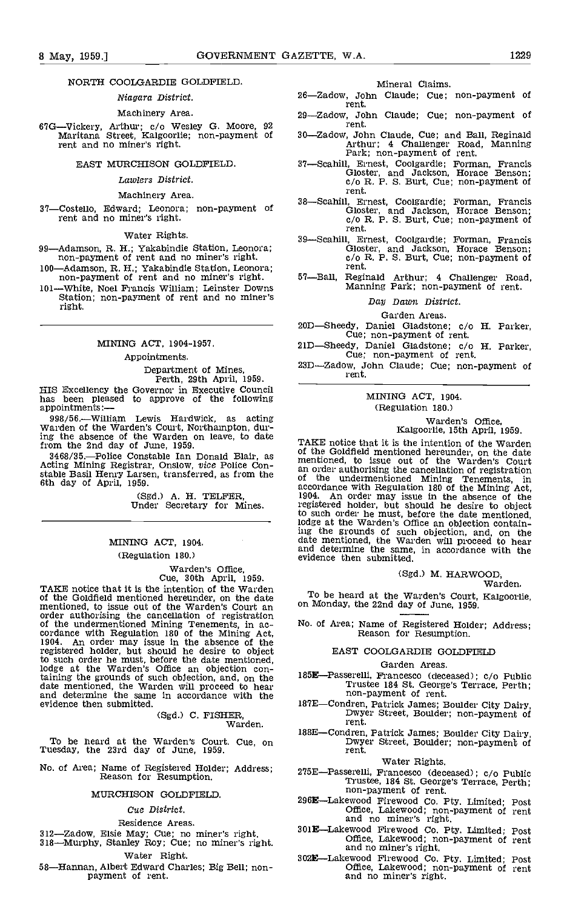NORTH COOLGARDIE GOLDFIELD.

*Niagara District.*

Machinery Area.

67G—Vickery, Arthur; c/o Wesley G. Moore, 92 Maritana Street, Kalgoorlie; non-payment of rent and no miner's right.

EAST MURCHISON GOLDFIELD.

*Lawlers District.*

Machinery Area.

37—Costello, Edward; Leonora; non-payment of rent and no miner's right.

Water Rights.

99—Adamson, R. H.; Yakabindie Station, Leonora; non-payment of rent and no miner's right.

100—Adamson, R. H.; Yakabindie Station, Leonora; non-payment of rent and no miner's right.

101—White, Noel Francis William; Leinster Downs Station; non-payment of rent and no miner's right.

---

MINING ACT, 1904-1957.

Appointments.

Department of Mines,
Perth, 29th April, 1959.

HIS Excellency the Governor in Executive Council has been pleased to approve of the following appointments:—

998/56.—William Lewis Hardwick, as acting Warden of the Warden's Court, Northampton, during the absence of the Warden on leave, to date from the 2nd day of June, 1959.

3468/35.—Police Constable Ian Donald Blair, as Acting Mining Registrar, Onslow, *vice* Police Constable Basil Henry Larsen, transferred, as from the 6th day of April, 1959.

(Sgd.) A. H. TELFER,
Under Secretary for Mines.

---

MINING ACT, 1904.

(Regulation 180.)

Warden's Office,
Cue, 30th April, 1959.

TAKE notice that it is the intention of the Warden of the Goldfield mentioned hereunder, on the date mentioned, to issue out of the Warden's Court an order authorising the cancellation of registration of the undermentioned Mining Tenements, in accordance with Regulation 180 of the Mining Act, 1904. An order may issue in the absence of the registered holder, but should he desire to object to such order he must, before the date mentioned, lodge at the Warden's Office an objection containing the grounds of such objection, and, on the date mentioned, the Warden will proceed to hear and determine the same in accordance with the evidence then submitted.

(Sgd.) C. FISHER,
Warden.

To be heard at the Warden's Court, Cue, on Tuesday, the 23rd day of June, 1959.

No. of Area; Name of Registered Holder; Address; Reason for Resumption.

MURCHISON GOLDFIELD.

*Cue District.*

Residence Areas.

312—Zadow, Elsie May; Cue; no miner's right.
318—Murphy, Stanley Roy; Cue; no miner's right.

Water Right.

58—Hannan, Albert Edward Charles; Big Bell; non-payment of rent.

Mineral Claims.

26—Zadow, John Claude; Cue; non-payment of rent.

29—Zadow, John Claude; Cue; non-payment of rent.

30—Zadow, John Claude, Cue; and Ball, Reginald Arthur; 4 Challenger Road, Manning Park; non-payment of rent.

37—Scahill, Ernest, Coolgardie; Forman, Francis Gloster, and Jackson, Horace Benson; c/o R. P. S. Burt, Cue; non-payment of rent.

38—Scahill, Ernest, Coolgardie; Forman, Francis Gloster, and Jackson, Horace Benson; c/o R. P. S. Burt, Cue; non-payment of rent.

39—Scahill, Ernest, Coolgardie; Forman, Francis Gloster, and Jackson, Horace Benson; c/o R. P. S. Burt, Cue; non-payment of rent.

57—Ball, Reginald Arthur; 4 Challenger Road, Manning Park; non-payment of rent.

*Day Dawn District.*

Garden Areas.

20D—Sheedy, Daniel Gladstone; c/o H. Parker, Cue; non-payment of rent.

21D—Sheedy, Daniel Gladstone; c/o H. Parker, Cue; non-payment of rent.

23D—Zadow, John Claude; Cue; non-payment of rent.

---

MINING ACT, 1904.

(Regulation 180.)

Warden's Office,
Kalgoorlie, 15th April, 1959.

TAKE notice that it is the intention of the Warden of the Goldfield mentioned hereunder, on the date mentioned, to issue out of the Warden's Court an order authorising the cancellation of registration of the undermentioned Mining Tenements, in accordance with Regulation 180 of the Mining Act, 1904. An order may issue in the absence of the registered holder, but should he desire to object to such order he must, before the date mentioned, lodge at the Warden's Office an objection containing the grounds of such objection, and, on the date mentioned, the Warden will proceed to hear and determine the same, in accordance with the evidence then submitted.

(Sgd.) M. HARWOOD,
Warden.

To be heard at the Warden's Court, Kalgoorlie, on Monday, the 22nd day of June, 1959.

No. of Area; Name of Registered Holder; Address; Reason for Resumption.

EAST COOLGARDIE GOLDFIELD

Garden Areas.

185E—Passerelli, Francesco (deceased); c/o Public Trustee 184 St. George's Terrace, Perth; non-payment of rent.

187E—Condren, Patrick James; Boulder City Dairy, Dwyer Street, Boulder; non-payment of rent.

188E—Condren, Patrick James; Boulder City Dairy, Dwyer Street, Boulder; non-payment of rent.

Water Rights.

275E—Passerelli, Francesco (deceased); c/o Public Trustee, 184 St. George's Terrace, Perth; non-payment of rent.

296E—Lakewood Firewood Co. Pty. Limited; Post Office, Lakewood; non-payment of rent and no miner's right.

301E—Lakewood Firewood Co. Pty. Limited; Post Office, Lakewood; non-payment of rent and no miner's right.

302E—Lakewood Firewood Co. Pty. Limited; Post Office, Lakewood; non-payment of rent and no miner's right.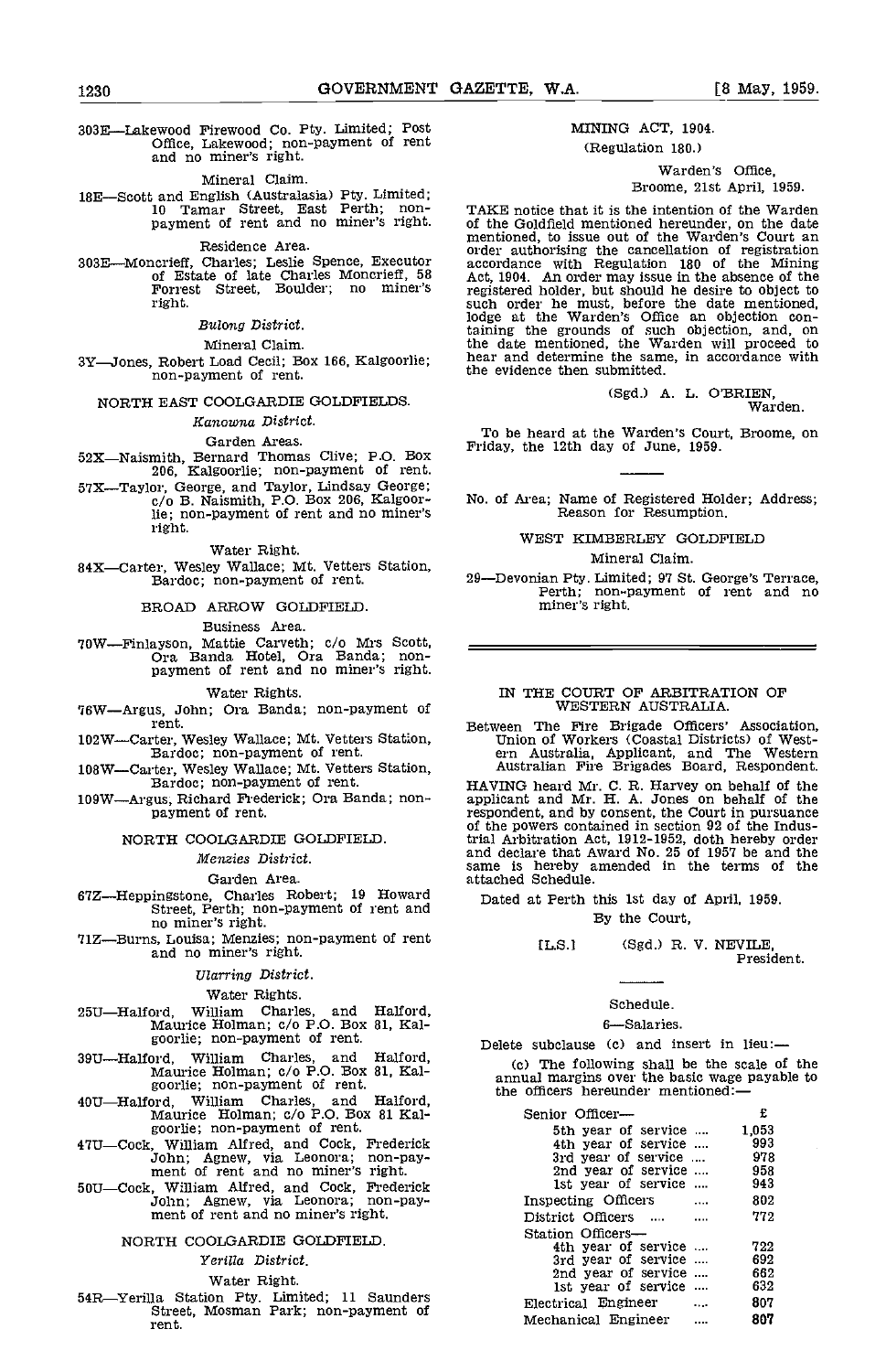303E—Lakewood Firewood Co. Pty. Limited; Post Office, Lakewood; non-payment of rent and no miner's right.

Mineral Claim.

18E—Scott and English (Australasia) Pty. Limited; 10 Tamar Street, East Perth; non-payment of rent and no miner's right.

Residence Area.

303E—Moncrieff, Charles; Leslie Spence, Executor of Estate of late Charles Moncrieff, 58 Forrest Street, Boulder; no miner's right.

*Bulong District.*

Mineral Claim.

3Y—Jones, Robert Load Cecil; Box 166, Kalgoorlie; non-payment of rent.

NORTH EAST COOLGARDIE GOLDFIELDS.

*Kanowna District.*

Garden Areas.

52X—Naismith, Bernard Thomas Clive; P.O. Box 206, Kalgoorlie; non-payment of rent.

57X—Taylor, George, and Taylor, Lindsay George; c/o B. Naismith, P.O. Box 206, Kalgoorlie; non-payment of rent and no miner's right.

Water Right.

84X—Carter, Wesley Wallace; Mt. Vetters Station, Bardoc; non-payment of rent.

BROAD ARROW GOLDFIELD.

Business Area.

70W—Finlayson, Mattie Carveth; c/o Mrs Scott, Ora Banda Hotel, Ora Banda; non-payment of rent and no miner's right.

Water Rights.

76W—Argus, John; Ora Banda; non-payment of rent.

102W—Carter, Wesley Wallace; Mt. Vetters Station, Bardoc; non-payment of rent.

108W—Carter, Wesley Wallace; Mt. Vetters Station, Bardoc; non-payment of rent.

109W—Argus, Richard Frederick; Ora Banda; non-payment of rent.

NORTH COOLGARDIE GOLDFIELD.

*Menzies District.*

Garden Area.

67Z—Heppingstone, Charles Robert; 19 Howard Street, Perth; non-payment of rent and no miner's right.

71Z—Burns, Louisa; Menzies; non-payment of rent and no miner's right.

*Ularring District.*

Water Rights.

25U—Halford, William Charles, and Halford, Maurice Holman; c/o P.O. Box 81, Kalgoorlie; non-payment of rent.

39U—Halford, William Charles, and Halford, Maurice Holman; c/o P.O. Box 81, Kalgoorlie; non-payment of rent.

40U—Halford, William Charles, and Halford, Maurice Holman; c/o P.O. Box 81 Kalgoorlie; non-payment of rent.

47U—Cock, William Alfred, and Cock, Frederick John; Agnew, via Leonora; non-payment of rent and no miner's right.

50U—Cock, William Alfred, and Cock, Frederick John; Agnew, via Leonora; non-payment of rent and no miner's right.

NORTH COOLGARDIE GOLDFIELD.

*Yerilla District.*

Water Right.

54R—Yerilla Station Pty. Limited; 11 Saunders Street, Mosman Park; non-payment of rent.

MINING ACT, 1904.

(Regulation 180.)

Warden's Office,
Broome, 21st April, 1959.

TAKE notice that it is the intention of the Warden of the Goldfield mentioned hereunder, on the date mentioned, to issue out of the Warden's Court an order authorising the cancellation of registration accordance with Regulation 180 of the Mining Act, 1904. An order may issue in the absence of the registered holder, but should he desire to object to such order he must, before the date mentioned, lodge at the Warden's Office an objection containing the grounds of such objection, and, on the date mentioned, the Warden will proceed to hear and determine the same, in accordance with the evidence then submitted.

(Sgd.) A. L. O'BRIEN,
Warden.

To be heard at the Warden's Court, Broome, on Friday, the 12th day of June, 1959.

---

No. of Area; Name of Registered Holder; Address; Reason for Resumption.

WEST KIMBERLEY GOLDFIELD

Mineral Claim.

29—Devonian Pty. Limited; 97 St. George's Terrace, Perth; non-payment of rent and no miner's right.

---

IN THE COURT OF ARBITRATION OF WESTERN AUSTRALIA.

Between The Fire Brigade Officers' Association, Union of Workers (Coastal Districts) of Western Australia, Applicant, and The Western Australian Fire Brigades Board, Respondent.

HAVING heard Mr. C. R. Harvey on behalf of the applicant and Mr. H. A. Jones on behalf of the respondent, and by consent, the Court in pursuance of the powers contained in section 92 of the Industrial Arbitration Act, 1912-1952, doth hereby order and declare that Award No. 25 of 1957 be and the same is hereby amended in the terms of the attached Schedule.

Dated at Perth this 1st day of April, 1959.

By the Court,

[L.S.] (Sgd.) R. V. NEVILE,
President.

---

Schedule.

6—Salaries.

Delete subclause (c) and insert in lieu:—

(c) The following shall be the scale of the annual margins over the basic wage payable to the officers hereunder mentioned:—

| | £ |
|---|---|
| Senior Officer— | |
| 5th year of service .... | 1,053 |
| 4th year of service .... | 993 |
| 3rd year of service .... | 978 |
| 2nd year of service .... | 958 |
| 1st year of service .... | 943 |
| Inspecting Officers .... | 802 |
| District Officers .... .... | 772 |
| Station Officers— | |
| 4th year of service .... | 722 |
| 3rd year of service .... | 692 |
| 2nd year of service .... | 662 |
| 1st year of service .... | 632 |
| Electrical Engineer .... | 807 |
| Mechanical Engineer .... | 807 |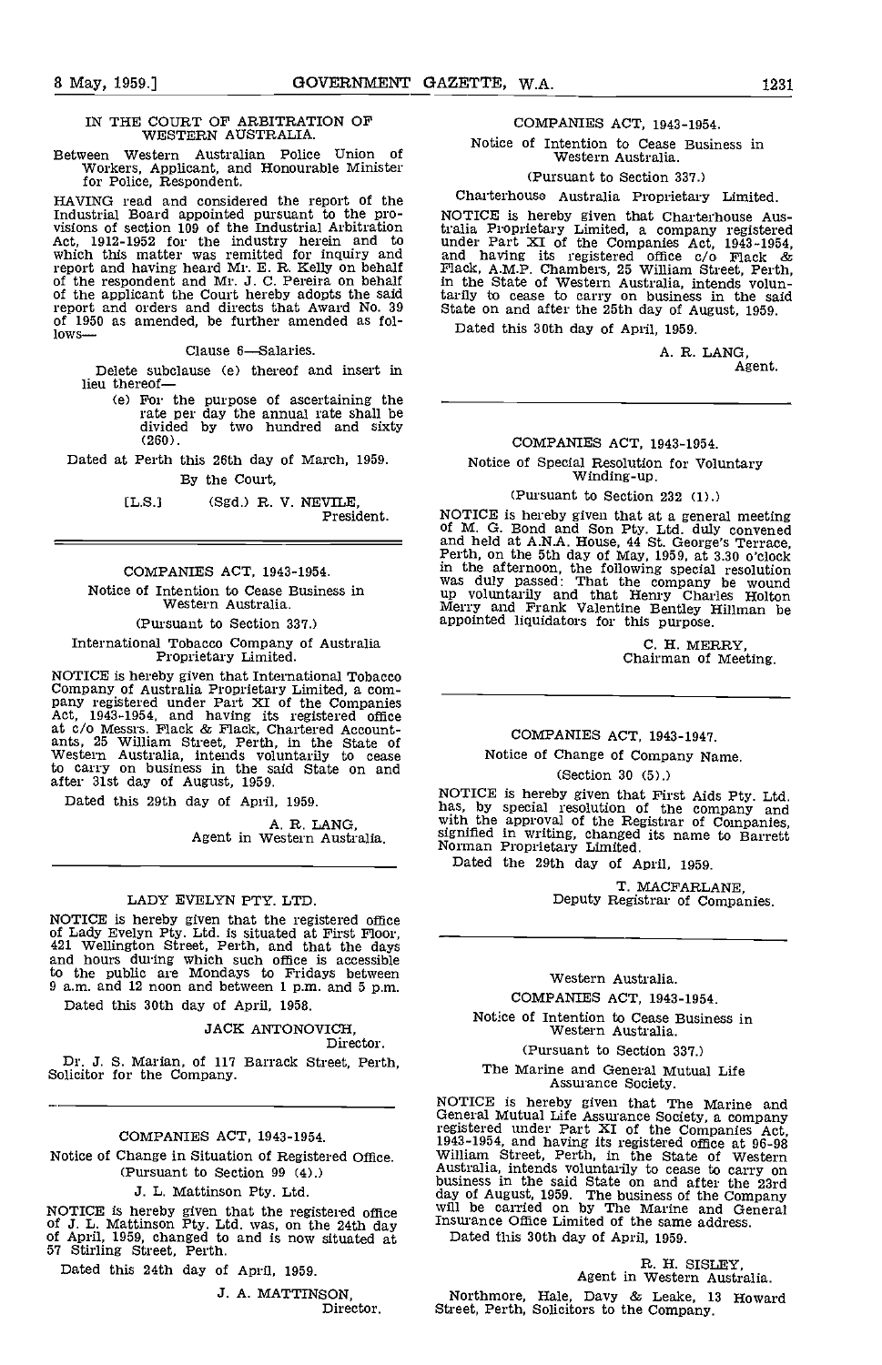IN THE COURT OF ARBITRATION OF WESTERN AUSTRALIA.

Between Western Australian Police Union of Workers, Applicant, and Honourable Minister for Police, Respondent.

HAVING read and considered the report of the Industrial Board appointed pursuant to the provisions of section 109 of the Industrial Arbitration Act, 1912-1952 for the industry herein and to which this matter was remitted for inquiry and report and having heard Mr. E. R. Kelly on behalf of the respondent and Mr. J. C. Pereira on behalf of the applicant the Court hereby adopts the said report and orders and directs that Award No. 39 of 1950 as amended, be further amended as follows—

Clause 6—Salaries.

Delete subclause (e) thereof and insert in lieu thereof—

(e) For the purpose of ascertaining the rate per day the annual rate shall be divided by two hundred and sixty (260).

Dated at Perth this 26th day of March, 1959.

By the Court,

[L.S.] (Sgd.) R. V. NEVILE,
President.

---

COMPANIES ACT, 1943-1954.

Notice of Intention to Cease Business in Western Australia.

(Pursuant to Section 337.)

International Tobacco Company of Australia Proprietary Limited.

NOTICE is hereby given that International Tobacco Company of Australia Proprietary Limited, a company registered under Part XI of the Companies Act, 1943-1954, and having its registered office at c/o Messrs. Flack & Flack, Chartered Accountants, 25 William Street, Perth, in the State of Western Australia, intends voluntarily to cease to carry on business in the said State on and after 31st day of August, 1959.

Dated this 29th day of April, 1959.

A. R. LANG,
Agent in Western Australia.

---

LADY EVELYN PTY. LTD.

NOTICE is hereby given that the registered office of Lady Evelyn Pty. Ltd. is situated at First Floor, 421 Wellington Street, Perth, and that the days and hours during which such office is accessible to the public are Mondays to Fridays between 9 a.m. and 12 noon and between 1 p.m. and 5 p.m.

Dated this 30th day of April, 1958.

JACK ANTONOVICH,
Director.

Dr. J. S. Marian, of 117 Barrack Street, Perth, Solicitor for the Company.

---

COMPANIES ACT, 1943-1954.

Notice of Change in Situation of Registered Office.
(Pursuant to Section 99 (4).)

J. L. Mattinson Pty. Ltd.

NOTICE is hereby given that the registered office of J. L. Mattinson Pty. Ltd. was, on the 24th day of April, 1959, changed to and is now situated at 57 Stirling Street, Perth.

Dated this 24th day of April, 1959.

J. A. MATTINSON,
Director.

---

COMPANIES ACT, 1943-1954.

Notice of Intention to Cease Business in Western Australia.

(Pursuant to Section 337.)

Charterhouse Australia Proprietary Limited.

NOTICE is hereby given that Charterhouse Australia Proprietary Limited, a company registered under Part XI of the Companies Act, 1943-1954, and having its registered office c/o Flack & Flack, A.M.P. Chambers, 25 William Street, Perth, in the State of Western Australia, intends voluntarily to cease to carry on business in the said State on and after the 25th day of August, 1959.

Dated this 30th day of April, 1959.

A. R. LANG,
Agent.

---

COMPANIES ACT, 1943-1954.

Notice of Special Resolution for Voluntary Winding-up.

(Pursuant to Section 232 (1).)

NOTICE is hereby given that at a general meeting of M. G. Bond and Son Pty. Ltd. duly convened and held at A.N.A. House, 44 St. George's Terrace, Perth, on the 5th day of May, 1959, at 3.30 o'clock in the afternoon, the following special resolution was duly passed: That the company be wound up voluntarily and that Henry Charles Holton Merry and Frank Valentine Bentley Hillman be appointed liquidators for this purpose.

C. H. MERRY,
Chairman of Meeting.

---

COMPANIES ACT, 1943-1947.

Notice of Change of Company Name.

(Section 30 (5).)

NOTICE is hereby given that First Aids Pty. Ltd. has, by special resolution of the company and with the approval of the Registrar of Companies, signified in writing, changed its name to Barrett Norman Proprietary Limited.

Dated the 29th day of April, 1959.

T. MACFARLANE,
Deputy Registrar of Companies.

---

Western Australia.

COMPANIES ACT, 1943-1954.

Notice of Intention to Cease Business in Western Australia.

(Pursuant to Section 337.)

The Marine and General Mutual Life Assurance Society.

NOTICE is hereby given that The Marine and General Mutual Life Assurance Society, a company registered under Part XI of the Companies Act, 1943-1954, and having its registered office at 96-98 William Street, Perth, in the State of Western Australia, intends voluntarily to cease to carry on business in the said State on and after the 23rd day of August, 1959. The business of the Company will be carried on by The Marine and General Insurance Office Limited of the same address.

Dated this 30th day of April, 1959.

R. H. SISLEY,
Agent in Western Australia.

Northmore, Hale, Davy & Leake, 13 Howard Street, Perth, Solicitors to the Company.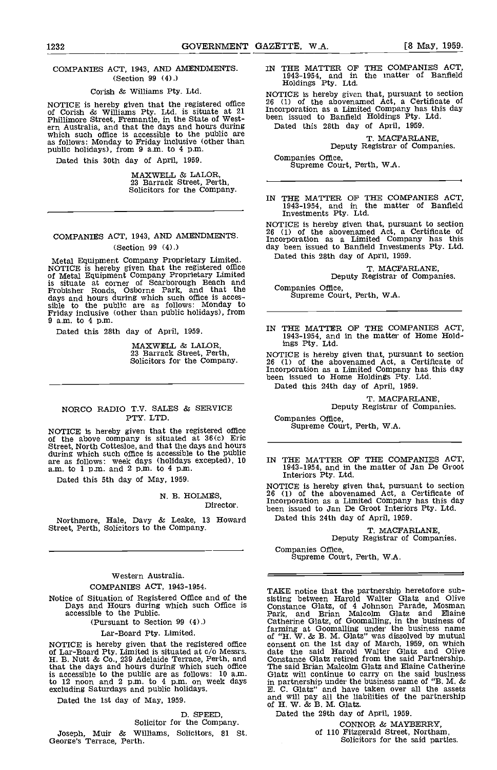COMPANIES ACT, 1943, AND AMENDMENTS.
(Section 99 (4).)

Corish & Williams Pty. Ltd.

NOTICE is hereby given that the registered office of Corish & Williams Pty. Ltd. is situate at 21 Phillimore Street, Fremantle, in the State of Western Australia, and that the days and hours during which such office is accessible to the public are as follows: Monday to Friday inclusive (other than public holidays), from 9 a.m. to 4 p.m.

Dated this 30th day of April, 1959.

MAXWELL & LALOR,
23 Barrack Street, Perth,
Solicitors for the Company.

---

COMPANIES ACT, 1943, AND AMENDMENTS.
(Section 99 (4).)

Metal Equipment Company Proprietary Limited.
NOTICE is hereby given that the registered office of Metal Equipment Company Proprietary Limited is situate at corner of Scarborough Beach and Frobisher Roads, Osborne Park, and that the days and hours during which such office is accessible to the public are as follows: Monday to Friday inclusive (other than public holidays), from 9 a.m. to 4 p.m.

Dated this 28th day of April, 1959.

MAXWELL & LALOR,
23 Barrack Street, Perth,
Solicitors for the Company.

---

NORCO RADIO T.V. SALES & SERVICE PTY. LTD.

NOTICE is hereby given that the registered office of the above company is situated at 36(c) Eric Street, North Cottesloe, and that the days and hours during which such office is accessible to the public are as follows: week days (holidays excepted), 10 a.m. to 1 p.m. and 2 p.m. to 4 p.m.

Dated this 5th day of May, 1959.

N. B. HOLMES,
Director.

Northmore, Hale, Davy & Leake, 13 Howard Street, Perth, Solicitors to the Company.

---

Western Australia.
COMPANIES ACT, 1943-1954.

Notice of Situation of Registered Office and of the Days and Hours during which such Office is accessible to the Public.
(Pursuant to Section 99 (4).)

Lar-Board Pty. Limited.

NOTICE is hereby given that the registered office of Lar-Board Pty. Limited is situated at c/o Messrs. H. B. Nutt & Co., 239 Adelaide Terrace, Perth, and that the days and hours during which such office is accessible to the public are as follows: 10 a.m. to 12 noon and 2 p.m. to 4 p.m. on week days excluding Saturdays and public holidays.

Dated the 1st day of May, 1959.

D. SPEED,
Solicitor for the Company.

Joseph, Muir & Williams, Solicitors, 81 St. George's Terrace, Perth.

---

IN THE MATTER OF THE COMPANIES ACT, 1943-1954, and in the matter of Banfield Holdings Pty. Ltd.

NOTICE is hereby given that, pursuant to section 26 (1) of the abovenamed Act, a Certificate of Incorporation as a Limited Company has this day been issued to Banfield Holdings Pty. Ltd.

Dated this 28th day of April, 1959.

T. MACFARLANE,
Deputy Registrar of Companies.

Companies Office,
Supreme Court, Perth, W.A.

---

IN THE MATTER OF THE COMPANIES ACT, 1943-1954, and in the matter of Banfield Investments Pty. Ltd.

NOTICE is hereby given that, pursuant to section 26 (1) of the abovenamed Act, a Certificate of Incorporation as a Limited Company has this day been issued to Banfield Investments Pty. Ltd.

Dated this 28th day of April, 1959.

T. MACFARLANE,
Deputy Registrar of Companies.

Companies Office,
Supreme Court, Perth, W.A.

---

IN THE MATTER OF THE COMPANIES ACT, 1943-1954, and in the matter of Home Holdings Pty. Ltd.

NOTICE is hereby given that, pursuant to section 26 (1) of the abovenamed Act, a Certificate of Incorporation as a Limited Company has this day been issued to Home Holdings Pty. Ltd.

Dated this 24th day of April, 1959.

T. MACFARLANE,
Deputy Registrar of Companies.

Companies Office,
Supreme Court, Perth, W.A.

---

IN THE MATTER OF THE COMPANIES ACT, 1943-1954, and in the matter of Jan De Groot Interiors Pty. Ltd.

NOTICE is hereby given that, pursuant to section 26 (1) of the abovenamed Act, a Certificate of Incorporation as a Limited Company has this day been issued to Jan De Groot Interiors Pty. Ltd.

Dated this 24th day of April, 1959.

T. MACFARLANE,
Deputy Registrar of Companies.

Companies Office,
Supreme Court, Perth, W.A.

---

TAKE notice that the partnership heretofore subsisting between Harold Walter Glatz and Olive Constance Glatz, of 4 Johnson Parade, Mosman Park, and Brian Malcolm Glatz and Elaine Catherine Glatz, of Goomalling, in the business of farming at Goomalling under the business name of "H. W. & B. M. Glatz" was dissolved by mutual consent on the 1st day of March, 1959, on which date the said Harold Walter Glatz and Olive Constance Glatz retired from the said Partnership. The said Brian Malcolm Glatz and Elaine Catherine Glatz will continue to carry on the said business in partnership under the business name of "B. M. & E. C. Glatz" and have taken over all the assets and will pay all the liabilities of the partnership of H. W. & B. M. Glatz.

Dated the 29th day of April, 1959.

CONNOR & MAYBERRY,
of 110 Fitzgerald Street, Northam,
Solicitors for the said parties.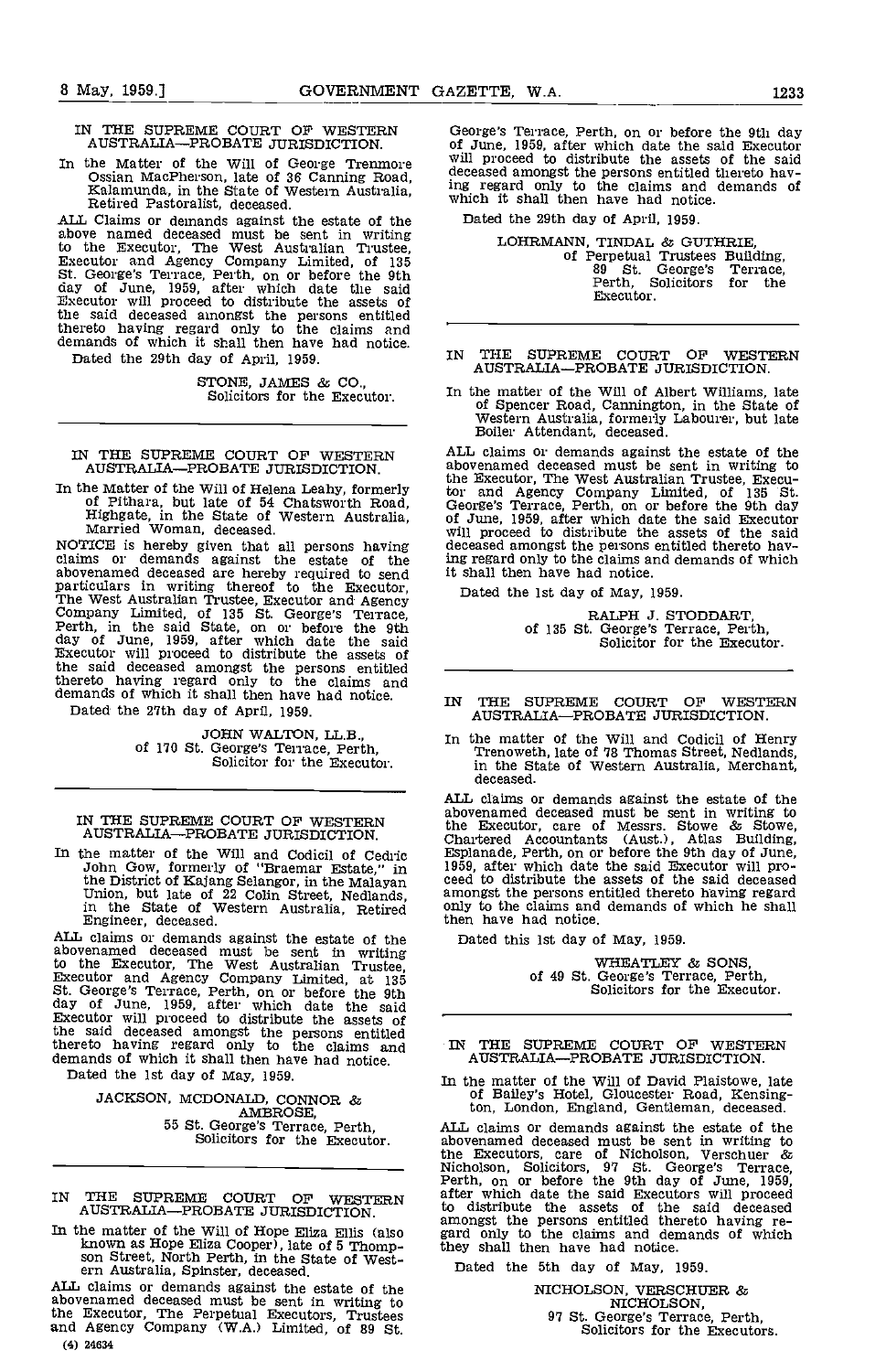IN THE SUPREME COURT OF WESTERN AUSTRALIA—PROBATE JURISDICTION.

In the Matter of the Will of George Trenmore Ossian MacPherson, late of 36 Canning Road, Kalamunda, in the State of Western Australia, Retired Pastoralist, deceased.

ALL Claims or demands against the estate of the above named deceased must be sent in writing to the Executor, The West Australian Trustee, Executor and Agency Company Limited, of 135 St. George's Terrace, Perth, on or before the 9th day of June, 1959, after which date the said Executor will proceed to distribute the assets of the said deceased amongst the persons entitled thereto having regard only to the claims and demands of which it shall then have had notice.

Dated the 29th day of April, 1959.

STONE, JAMES & CO.,
Solicitors for the Executor.

---

IN THE SUPREME COURT OF WESTERN AUSTRALIA—PROBATE JURISDICTION.

In the Matter of the Will of Helena Leahy, formerly of Pithara, but late of 54 Chatsworth Road, Highgate, in the State of Western Australia, Married Woman, deceased.

NOTICE is hereby given that all persons having claims or demands against the estate of the abovenamed deceased are hereby required to send particulars in writing thereof to the Executor, The West Australian Trustee, Executor and Agency Company Limited, of 135 St. George's Terrace, Perth, in the said State, on or before the 9th day of June, 1959, after which date the said Executor will proceed to distribute the assets of the said deceased amongst the persons entitled thereto having regard only to the claims and demands of which it shall then have had notice.

Dated the 27th day of April, 1959.

JOHN WALTON, LL.B.,
of 170 St. George's Terrace, Perth,
Solicitor for the Executor.

---

IN THE SUPREME COURT OF WESTERN AUSTRALIA—PROBATE JURISDICTION.

In the matter of the Will and Codicil of Cedric John Gow, formerly of "Braemar Estate," in the District of Kajang Selangor, in the Malayan Union, but late of 22 Colin Street, Nedlands, in the State of Western Australia, Retired Engineer, deceased.

ALL claims or demands against the estate of the abovenamed deceased must be sent in writing to the Executor, The West Australian Trustee, Executor and Agency Company Limited, at 135 St. George's Terrace, Perth, on or before the 9th day of June, 1959, after which date the said Executor will proceed to distribute the assets of the said deceased amongst the persons entitled thereto having regard only to the claims and demands of which it shall then have had notice.

Dated the 1st day of May, 1959.

JACKSON, MCDONALD, CONNOR & AMBROSE,
55 St. George's Terrace, Perth,
Solicitors for the Executor.

---

IN THE SUPREME COURT OF WESTERN AUSTRALIA—PROBATE JURISDICTION.

In the matter of the Will of Hope Eliza Ellis (also known as Hope Eliza Cooper), late of 5 Thompson Street, North Perth, in the State of Western Australia, Spinster, deceased.

ALL claims or demands against the estate of the abovenamed deceased must be sent in writing to the Executor, The Perpetual Executors, Trustees and Agency Company (W.A.) Limited, of 89 St. George's Terrace, Perth, on or before the 9th day of June, 1959, after which date the said Executor will proceed to distribute the assets of the said deceased amongst the persons entitled thereto having regard only to the claims and demands of which it shall then have had notice.

Dated the 29th day of April, 1959.

LOHRMANN, TINDAL & GUTHRIE,
of Perpetual Trustees Building,
89 St. George's Terrace,
Perth, Solicitors for the Executor.

---

IN THE SUPREME COURT OF WESTERN AUSTRALIA—PROBATE JURISDICTION.

In the matter of the Will of Albert Williams, late of Spencer Road, Cannington, in the State of Western Australia, formerly Labourer, but late Boiler Attendant, deceased.

ALL claims or demands against the estate of the abovenamed deceased must be sent in writing to the Executor, The West Australian Trustee, Executor and Agency Company Limited, of 135 St. George's Terrace, Perth, on or before the 9th day of June, 1959, after which date the said Executor will proceed to distribute the assets of the said deceased amongst the persons entitled thereto having regard only to the claims and demands of which it shall then have had notice.

Dated the 1st day of May, 1959.

RALPH J. STODDART,
of 135 St. George's Terrace, Perth,
Solicitor for the Executor.

---

IN THE SUPREME COURT OF WESTERN AUSTRALIA—PROBATE JURISDICTION.

In the matter of the Will and Codicil of Henry Trenoweth, late of 78 Thomas Street, Nedlands, in the State of Western Australia, Merchant, deceased.

ALL claims or demands against the estate of the abovenamed deceased must be sent in writing to the Executor, care of Messrs. Stowe & Stowe, Chartered Accountants (Aust.), Atlas Building, Esplanade, Perth, on or before the 9th day of June, 1959, after which date the said Executor will proceed to distribute the assets of the said deceased amongst the persons entitled thereto having regard only to the claims and demands of which he shall then have had notice.

Dated this 1st day of May, 1959.

WHEATLEY & SONS,
of 49 St. George's Terrace, Perth,
Solicitors for the Executor.

---

IN THE SUPREME COURT OF WESTERN AUSTRALIA—PROBATE JURISDICTION.

In the matter of the Will of David Plaistowe, late of Bailey's Hotel, Gloucester Road, Kensington, London, England, Gentleman, deceased.

ALL claims or demands against the estate of the abovenamed deceased must be sent in writing to the Executors, care of Nicholson, Verschuer & Nicholson, Solicitors, 97 St. George's Terrace, Perth, on or before the 9th day of June, 1959, after which date the said Executors will proceed to distribute the assets of the said deceased amongst the persons entitled thereto having regard only to the claims and demands of which they shall then have had notice.

Dated the 5th day of May, 1959.

NICHOLSON, VERSCHUER & NICHOLSON,
97 St. George's Terrace, Perth,
Solicitors for the Executors.

(4) 24634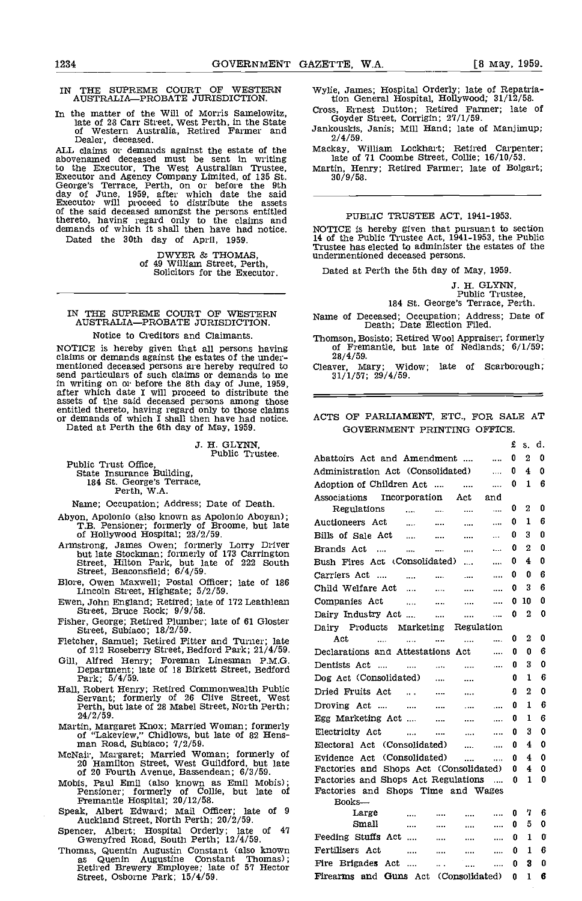## IN THE SUPREME COURT OF WESTERN AUSTRALIA—PROBATE JURISDICTION.

In the matter of the Will of Morris Samelowitz, late of 28 Carr Street, West Perth, in the State of Western Australia, Retired Farmer and Dealer, deceased.

ALL claims or demands against the estate of the abovenamed deceased must be sent in writing to the Executor, The West Australian Trustee, Executor and Agency Company Limited, of 135 St. George's Terrace, Perth, on or before the 9th day of June, 1959, after which date the said Executor will proceed to distribute the assets of the said deceased amongst the persons entitled thereto, having regard only to the claims and demands of which it shall then have had notice.

Dated the 30th day of April, 1959.

DWYER & THOMAS,
of 49 William Street, Perth,
Solicitors for the Executor.

---

## IN THE SUPREME COURT OF WESTERN AUSTRALIA—PROBATE JURISDICTION.

### Notice to Creditors and Claimants.

NOTICE is hereby given that all persons having claims or demands against the estates of the undermentioned deceased persons are hereby required to send particulars of such claims or demands to me in writing on or before the 8th day of June, 1959, after which date I will proceed to distribute the assets of the said deceased persons among those entitled thereto, having regard only to those claims or demands of which I shall then have had notice.

Dated at Perth the 6th day of May, 1959.

J. H. GLYNN,
Public Trustee.

Public Trust Office,
State Insurance Building,
184 St. George's Terrace,
Perth, W.A.

Name; Occupation; Address; Date of Death.

Abyon, Apolonio (also known as Apolonio Aboyan); T.B. Pensioner; formerly of Broome, but late of Hollywood Hospital; 23/2/59.

Armstrong, James Owen; formerly Lorry Driver but late Stockman; formerly of 173 Carrington Street, Hilton Park, but late of 222 South Street, Beaconsfield; 6/4/59.

Blore, Owen Maxwell; Postal Officer; late of 186 Lincoln Street, Highgate; 5/2/59.

Ewen, John England; Retired; late of 172 Leathlean Street, Bruce Rock; 9/9/58.

Fisher, George; Retired Plumber; late of 61 Gloster Street, Subiaco; 18/2/59.

Fletcher, Samuel; Retired Fitter and Turner; late of 212 Roseberry Street, Bedford Park; 21/4/59.

Gill, Alfred Henry; Foreman Linesman P.M.G. Department; late of 18 Birkett Street, Bedford Park; 5/4/59.

Hall, Robert Henry; Retired Commonwealth Public Servant; formerly of 26 Clive Street, West Perth, but late of 28 Mabel Street, North Perth; 24/2/59.

Martin, Margaret Knox; Married Woman; formerly of "Lakeview," Chidlows, but late of 82 Hensman Road, Subiaco; 7/2/59.

McNair, Margaret; Married Woman; formerly of 20 Hamilton Street, West Guildford, but late of 20 Fourth Avenue, Bassendean; 6/3/59.

Mobis, Paul Emil (also known as Emil Mobis); Pensioner; formerly of Collie, but late of Fremantle Hospital; 20/12/58.

Speak, Albert Edward; Mail Officer; late of 9 Auckland Street, North Perth; 20/2/59.

Spencer, Albert; Hospital Orderly; late of 47 Gwenyfred Road, South Perth; 12/4/59.

Thomas, Quentin Augustin Constant (also known as Quenin Augustine Constant Thomas); Retired Brewery Employee; late of 57 Hector Street, Osborne Park; 15/4/59.

Wylie, James; Hospital Orderly; late of Repatriation General Hospital, Hollywood; 31/12/58.

Cross, Ernest Dutton; Retired Farmer; late of Goyder Street, Corrigin; 27/1/59.

Jankouskis, Janis; Mill Hand; late of Manjimup; 2/4/59.

Mackay, William Lockhart; Retired Carpenter; late of 71 Coombe Street, Collie; 16/10/53.

Martin, Henry; Retired Farmer; late of Bolgart; 30/9/58.

---

## PUBLIC TRUSTEE ACT, 1941-1953.

NOTICE is hereby given that pursuant to section 14 of the Public Trustee Act, 1941-1953, the Public Trustee has elected to administer the estates of the undermentioned deceased persons.

Dated at Perth the 5th day of May, 1959.

J. H. GLYNN,
Public Trustee,
184 St. George's Terrace, Perth.

Name of Deceased; Occupation; Address; Date of Death; Date Election Filed.

Thomson, Bosisto; Retired Wool Appraiser; formerly of Fremantle, but late of Nedlands; 6/1/59; 28/4/59.

Cleaver, Mary; Widow; late of Scarborough; 31/1/57; 29/4/59.

---

## ACTS OF PARLIAMENT, ETC., FOR SALE AT GOVERNMENT PRINTING OFFICE.

| | £ | s. | d. |
|---|---|---|---|
| Abattoirs Act and Amendment | 0 | 2 | 0 |
| Administration Act (Consolidated) | 0 | 4 | 0 |
| Adoption of Children Act | 0 | 1 | 6 |
| Associations Incorporation Act and Regulations | 0 | 2 | 0 |
| Auctioneers Act | 0 | 1 | 6 |
| Bills of Sale Act | 0 | 3 | 0 |
| Brands Act | 0 | 2 | 0 |
| Bush Fires Act (Consolidated) | 0 | 4 | 0 |
| Carriers Act | 0 | 0 | 6 |
| Child Welfare Act | 0 | 3 | 6 |
| Companies Act | 0 | 10 | 0 |
| Dairy Industry Act | 0 | 2 | 0 |
| Dairy Products Marketing Regulation Act | 0 | 2 | 0 |
| Declarations and Attestations Act | 0 | 0 | 6 |
| Dentists Act | 0 | 3 | 0 |
| Dog Act (Consolidated) | 0 | 1 | 6 |
| Dried Fruits Act | 0 | 2 | 0 |
| Droving Act | 0 | 1 | 6 |
| Egg Marketing Act | 0 | 1 | 6 |
| Electricity Act | 0 | 3 | 0 |
| Electoral Act (Consolidated) | 0 | 4 | 0 |
| Evidence Act (Consolidated) | 0 | 4 | 0 |
| Factories and Shops Act (Consolidated) | 0 | 4 | 0 |
| Factories and Shops Act Regulations | 0 | 1 | 0 |
| Factories and Shops Time and Wages Books— | | | |
| Large | 0 | 7 | 6 |
| Small | 0 | 5 | 0 |
| Feeding Stuffs Act | 0 | 1 | 0 |
| Fertilisers Act | 0 | 1 | 6 |
| Fire Brigades Act | 0 | 3 | 0 |
| Firearms and Guns Act (Consolidated) | 0 | 1 | 6 |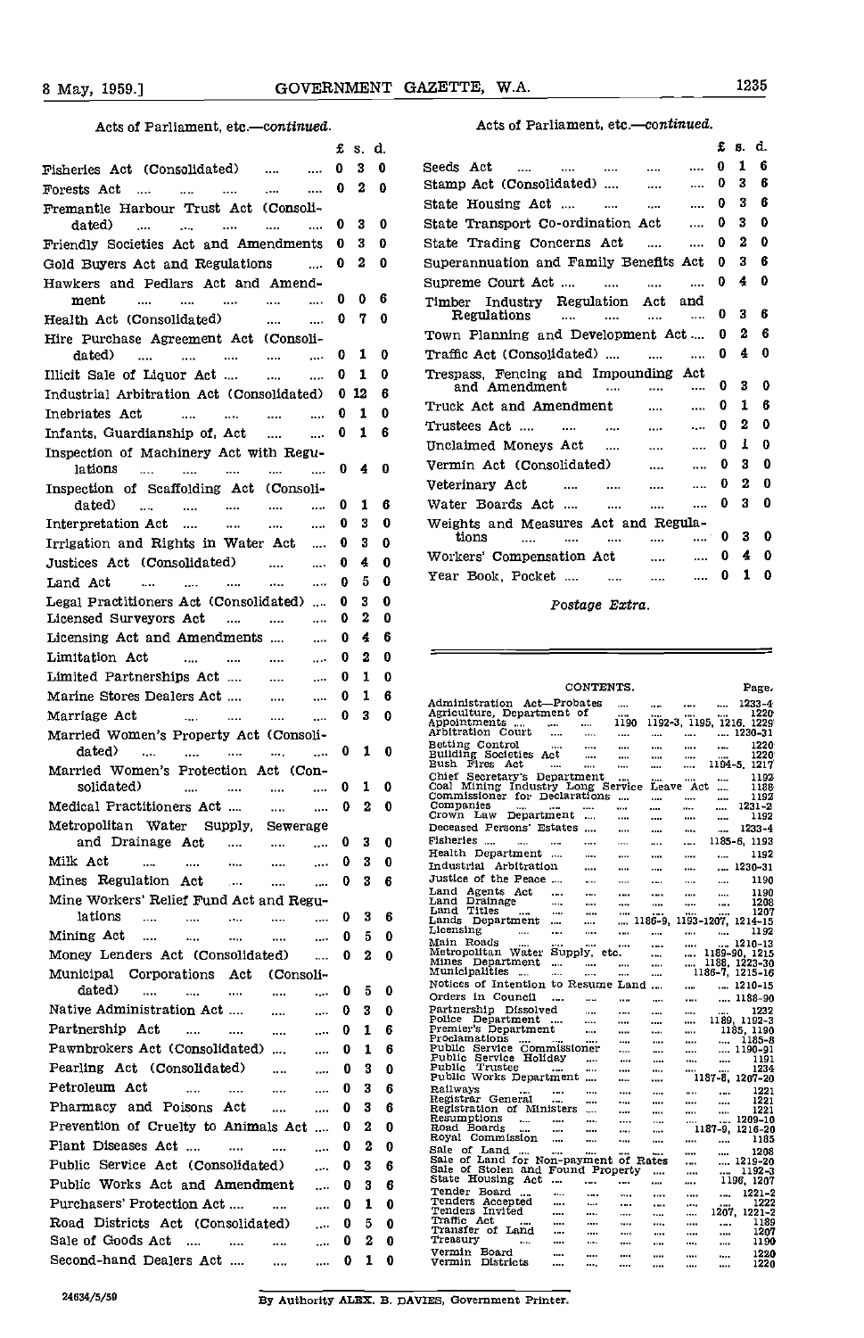Acts of Parliament, etc.—*continued.*

| | £ | s. | d. |
|---|---|---|---|
| Fisheries Act (Consolidated) .... .... | 0 | 3 | 0 |
| Forests Act .... .... .... .... .... | 0 | 2 | 0 |
| Fremantle Harbour Trust Act (Consolidated) .... .... .... .... | 0 | 3 | 0 |
| Friendly Societies Act and Amendments | 0 | 3 | 0 |
| Gold Buyers Act and Regulations .... | 0 | 2 | 0 |
| Hawkers and Pedlars Act and Amendment .... .... .... .... .... | 0 | 0 | 6 |
| Health Act (Consolidated) .... .... | 0 | 7 | 0 |
| Hire Purchase Agreement Act (Consolidated) .... .... .... .... .... | 0 | 1 | 0 |
| Illicit Sale of Liquor Act .... .... .... | 0 | 1 | 0 |
| Industrial Arbitration Act (Consolidated) | 0 | 12 | 6 |
| Inebriates Act .... .... .... .... | 0 | 1 | 0 |
| Infants, Guardianship of, Act .... .... | 0 | 1 | 6 |
| Inspection of Machinery Act with Regulations .... .... .... .... .... | 0 | 4 | 0 |
| Inspection of Scaffolding Act (Consolidated) .... .... .... .... .... | 0 | 1 | 6 |
| Interpretation Act .... .... .... .... | 0 | 3 | 0 |
| Irrigation and Rights in Water Act .... | 0 | 3 | 0 |
| Justices Act (Consolidated) .... .... | 0 | 4 | 0 |
| Land Act .... .... .... .... .... | 0 | 5 | 0 |
| Legal Practitioners Act (Consolidated) .... | 0 | 3 | 0 |
| Licensed Surveyors Act .... .... .... | 0 | 2 | 0 |
| Licensing Act and Amendments .... .... | 0 | 4 | 6 |
| Limitation Act .... .... .... .... | 0 | 2 | 0 |
| Limited Partnerships Act .... .... .... | 0 | 1 | 0 |
| Marine Stores Dealers Act .... .... .... | 0 | 1 | 6 |
| Marriage Act .... .... .... .... | 0 | 3 | 0 |
| Married Women's Property Act (Consolidated) .... .... .... .... .... | 0 | 1 | 0 |
| Married Women's Protection Act (Consolidated) .... .... .... .... | 0 | 1 | 0 |
| Medical Practitioners Act .... .... .... | 0 | 2 | 0 |
| Metropolitan Water Supply, Sewerage and Drainage Act .... .... .... | 0 | 3 | 0 |
| Milk Act .... .... .... .... .... | 0 | 3 | 0 |
| Mines Regulation Act .... .... .... | 0 | 3 | 6 |
| Mine Workers' Relief Fund Act and Regulations .... .... .... .... .... | 0 | 3 | 6 |
| Mining Act .... .... .... .... .... | 0 | 5 | 0 |
| Money Lenders Act (Consolidated) .... | 0 | 2 | 0 |
| Municipal Corporations Act (Consolidated) .... .... .... .... .... | 0 | 5 | 0 |
| Native Administration Act .... .... .... | 0 | 3 | 0 |
| Partnership Act .... .... .... .... | 0 | 1 | 6 |
| Pawnbrokers Act (Consolidated) .... .... | 0 | 1 | 6 |
| Pearling Act (Consolidated) .... .... | 0 | 3 | 0 |
| Petroleum Act .... .... .... .... | 0 | 3 | 6 |
| Pharmacy and Poisons Act .... .... | 0 | 3 | 6 |
| Prevention of Cruelty to Animals Act .... | 0 | 2 | 0 |
| Plant Diseases Act .... .... .... .... | 0 | 2 | 0 |
| Public Service Act (Consolidated) .... | 0 | 3 | 6 |
| Public Works Act and Amendment .... | 0 | 3 | 6 |
| Purchasers' Protection Act .... .... .... | 0 | 1 | 0 |
| Road Districts Act (Consolidated) .... | 0 | 5 | 0 |
| Sale of Goods Act .... .... .... .... | 0 | 2 | 0 |
| Second-hand Dealers Act .... .... .... | 0 | 1 | 0 |
| Seeds Act .... .... .... .... .... | 0 | 1 | 6 |
| Stamp Act (Consolidated) .... .... .... | 0 | 3 | 6 |
| State Housing Act .... .... .... .... | 0 | 3 | 6 |
| State Transport Co-ordination Act .... | 0 | 3 | 0 |
| State Trading Concerns Act .... .... | 0 | 2 | 0 |
| Superannuation and Family Benefits Act | 0 | 3 | 6 |
| Supreme Court Act .... .... .... .... | 0 | 4 | 0 |
| Timber Industry Regulation Act and Regulations .... .... .... .... | 0 | 3 | 6 |
| Town Planning and Development Act .... | 0 | 2 | 6 |
| Traffic Act (Consolidated) .... .... .... | 0 | 4 | 0 |
| Trespass, Fencing and Impounding Act and Amendment .... .... .... | 0 | 3 | 0 |
| Truck Act and Amendment .... .... | 0 | 1 | 6 |
| Trustees Act .... .... .... .... .... | 0 | 2 | 0 |
| Unclaimed Moneys Act .... .... .... | 0 | 1 | 0 |
| Vermin Act (Consolidated) .... .... .... | 0 | 3 | 0 |
| Veterinary Act .... .... .... .... | 0 | 2 | 0 |
| Water Boards Act .... .... .... .... | 0 | 3 | 0 |
| Weights and Measures Act and Regulations .... .... .... .... .... | 0 | 3 | 0 |
| Workers' Compensation Act .... .... | 0 | 4 | 0 |
| Year Book, Pocket .... .... .... .... | 0 | 1 | 0 |

*Postage Extra.*

## CONTENTS.

| | Page. |
|---|---|
| Administration Act—Probates .... | 1233-4 |
| Agriculture, Department of .... | 1220 |
| Appointments .... | 1190, 1192-3, 1195, 1216, 1229 |
| Arbitration Court .... | 1230-31 |
| Betting Control .... | 1220 |
| Building Societies Act .... | 1220 |
| Bush Fires Act .... | 1194-5, 1217 |
| Chief Secretary's Department .... | 1192 |
| Coal Mining Industry Long Service Leave Act .... | 1188 |
| Commissioner for Declarations .... | 1192 |
| Companies .... | 1231-2 |
| Crown Law Department .... | 1192 |
| Deceased Persons' Estates .... | 1233-4 |
| Fisheries .... | 1185-6, 1193 |
| Health Department .... | 1192 |
| Industrial Arbitration .... | 1230-31 |
| Justice of the Peace .... | 1190 |
| Land Agents Act .... | 1190 |
| Land Drainage .... | 1208 |
| Land Titles .... | 1207 |
| Lands Department .... | 1186-9, 1193-1207, 1214-15 |
| Licensing .... | 1192 |
| Main Roads .... | 1210-13 |
| Metropolitan Water Supply, etc. .... | 1189-90, 1215 |
| Mines Department .... | 1188, 1223-30 |
| Municipalities .... | 1186-7, 1215-16 |
| Notices of Intention to Resume Land .... | 1210-15 |
| Orders in Council .... | 1188-90 |
| Partnership Dissolved .... | 1232 |
| Police Department .... | 1189, 1192-3 |
| Premier's Department .... | 1185, 1190 |
| Proclamations .... | 1185-8 |
| Public Service Commissioner .... | 1190-91 |
| Public Service Holiday .... | 1191 |
| Public Trustee .... | 1234 |
| Public Works Department .... | 1187-8, 1207-20 |
| Railways .... | 1221 |
| Registrar General .... | 1221 |
| Registration of Ministers .... | 1221 |
| Resumptions .... | 1209-10 |
| Road Boards .... | 1187-9, 1216-20 |
| Royal Commission .... | 1185 |
| Sale of Land .... | 1208 |
| Sale of Land for Non-payment of Rates .... | 1219-20 |
| Sale of Stolen and Found Property .... | 1192-3 |
| State Housing Act .... | 1196, 1207 |
| Tender Board .... | 1221-2 |
| Tenders Accepted .... | 1222 |
| Tenders Invited .... | 1207, 1221-2 |
| Traffic Act .... | 1189 |
| Transfer of Land .... | 1207 |
| Treasury .... | 1190 |
| Vermin Board .... | 1220 |
| Vermin Districts .... | 1220 |

24634/5/59

By Authority ALEX. B. DAVIES, Government Printer.